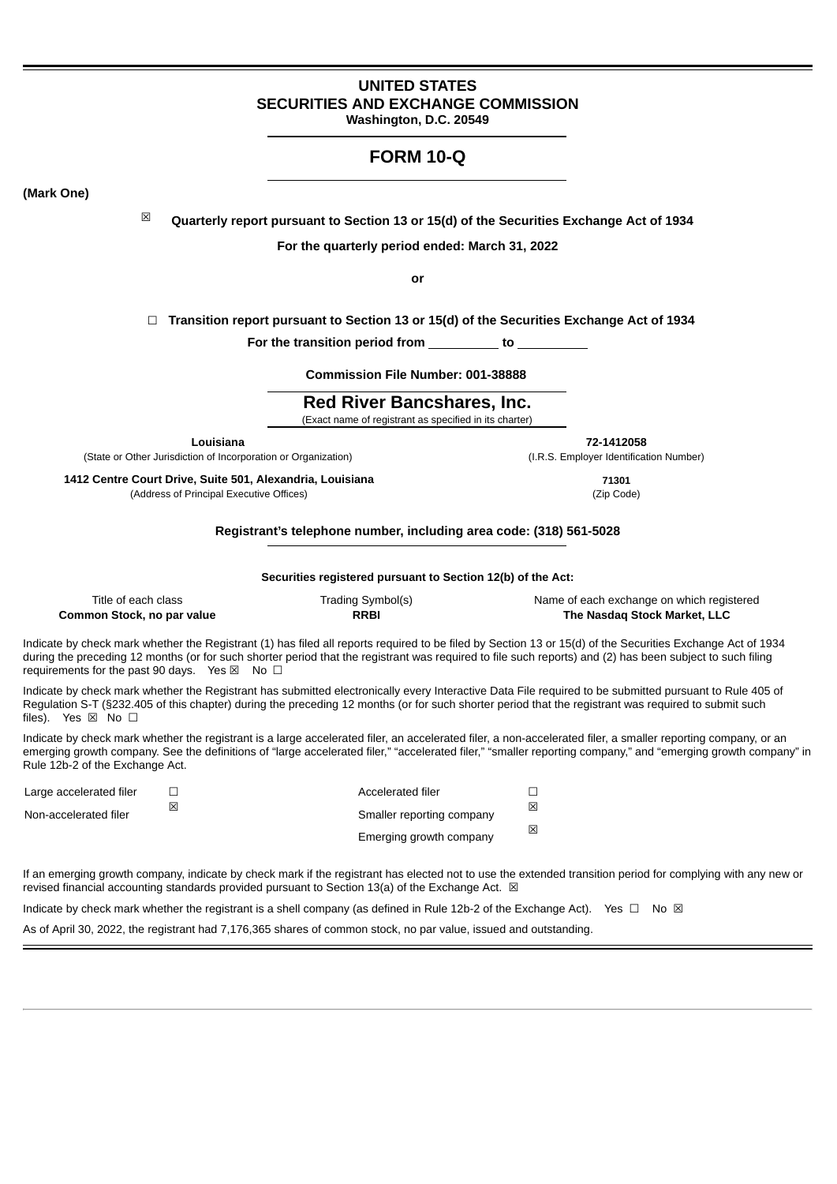# UNITED STATES
# SECURITIES AND EXCHANGE COMMISSION
**Washington, D.C. 20549**

# FORM 10-Q

**(Mark One)**

☒ **Quarterly report pursuant to Section 13 or 15(d) of the Securities Exchange Act of 1934**

**For the quarterly period ended: March 31, 2022**

**or**

☐ **Transition report pursuant to Section 13 or 15(d) of the Securities Exchange Act of 1934**

**For the transition period from \_\_\_\_\_\_\_\_\_\_ to \_\_\_\_\_\_\_\_\_\_**

**Commission File Number: 001-38888**

## Red River Bancshares, Inc.

(Exact name of registrant as specified in its charter)

| **Louisiana** | **72-1412058** |
|---|---|
| (State or Other Jurisdiction of Incorporation or Organization) | (I.R.S. Employer Identification Number) |
| **1412 Centre Court Drive, Suite 501, Alexandria, Louisiana** | **71301** |
| (Address of Principal Executive Offices) | (Zip Code) |

**Registrant's telephone number, including area code: (318) 561-5028**

**Securities registered pursuant to Section 12(b) of the Act:**

| Title of each class | Trading Symbol(s) | Name of each exchange on which registered |
|---|---|---|
| **Common Stock, no par value** | **RRBI** | **The Nasdaq Stock Market, LLC** |

Indicate by check mark whether the Registrant (1) has filed all reports required to be filed by Section 13 or 15(d) of the Securities Exchange Act of 1934 during the preceding 12 months (or for such shorter period that the registrant was required to file such reports) and (2) has been subject to such filing requirements for the past 90 days. Yes ☒ No ☐

Indicate by check mark whether the Registrant has submitted electronically every Interactive Data File required to be submitted pursuant to Rule 405 of Regulation S-T (§232.405 of this chapter) during the preceding 12 months (or for such shorter period that the registrant was required to submit such files). Yes ☒ No ☐

Indicate by check mark whether the registrant is a large accelerated filer, an accelerated filer, a non-accelerated filer, a smaller reporting company, or an emerging growth company. See the definitions of "large accelerated filer," "accelerated filer," "smaller reporting company," and "emerging growth company" in Rule 12b-2 of the Exchange Act.

| | | | |
|---|---|---|---|
| Large accelerated filer | ☐ | Accelerated filer | ☐ |
| Non-accelerated filer | ☒ | Smaller reporting company | ☒ |
| | | Emerging growth company | ☒ |

If an emerging growth company, indicate by check mark if the registrant has elected not to use the extended transition period for complying with any new or revised financial accounting standards provided pursuant to Section 13(a) of the Exchange Act. ☒

Indicate by check mark whether the registrant is a shell company (as defined in Rule 12b-2 of the Exchange Act). Yes ☐ No ☒

As of April 30, 2022, the registrant had 7,176,365 shares of common stock, no par value, issued and outstanding.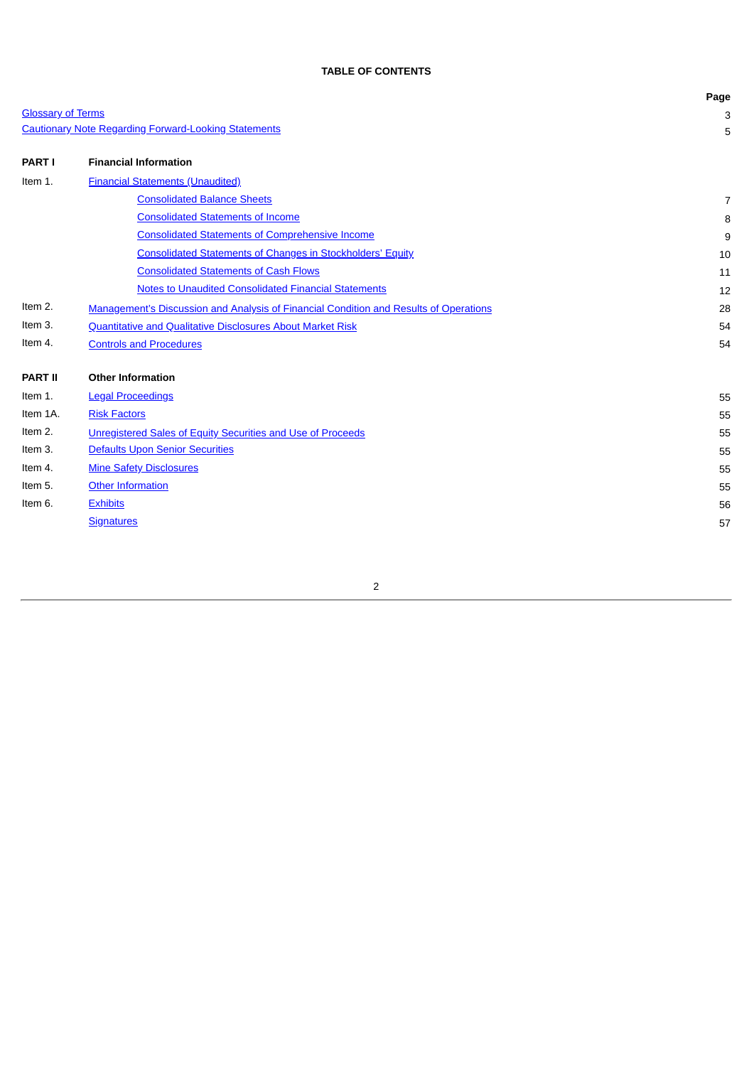## TABLE OF CONTENTS

| | | Page |
|---|---|---|
| Glossary of Terms | | 3 |
| Cautionary Note Regarding Forward-Looking Statements | | 5 |
| | | |
| **PART I** | **Financial Information** | |
| Item 1. | Financial Statements (Unaudited) | |
| | Consolidated Balance Sheets | 7 |
| | Consolidated Statements of Income | 8 |
| | Consolidated Statements of Comprehensive Income | 9 |
| | Consolidated Statements of Changes in Stockholders' Equity | 10 |
| | Consolidated Statements of Cash Flows | 11 |
| | Notes to Unaudited Consolidated Financial Statements | 12 |
| Item 2. | Management's Discussion and Analysis of Financial Condition and Results of Operations | 28 |
| Item 3. | Quantitative and Qualitative Disclosures About Market Risk | 54 |
| Item 4. | Controls and Procedures | 54 |
| | | |
| **PART II** | **Other Information** | |
| Item 1. | Legal Proceedings | 55 |
| Item 1A. | Risk Factors | 55 |
| Item 2. | Unregistered Sales of Equity Securities and Use of Proceeds | 55 |
| Item 3. | Defaults Upon Senior Securities | 55 |
| Item 4. | Mine Safety Disclosures | 55 |
| Item 5. | Other Information | 55 |
| Item 6. | Exhibits | 56 |
| | Signatures | 57 |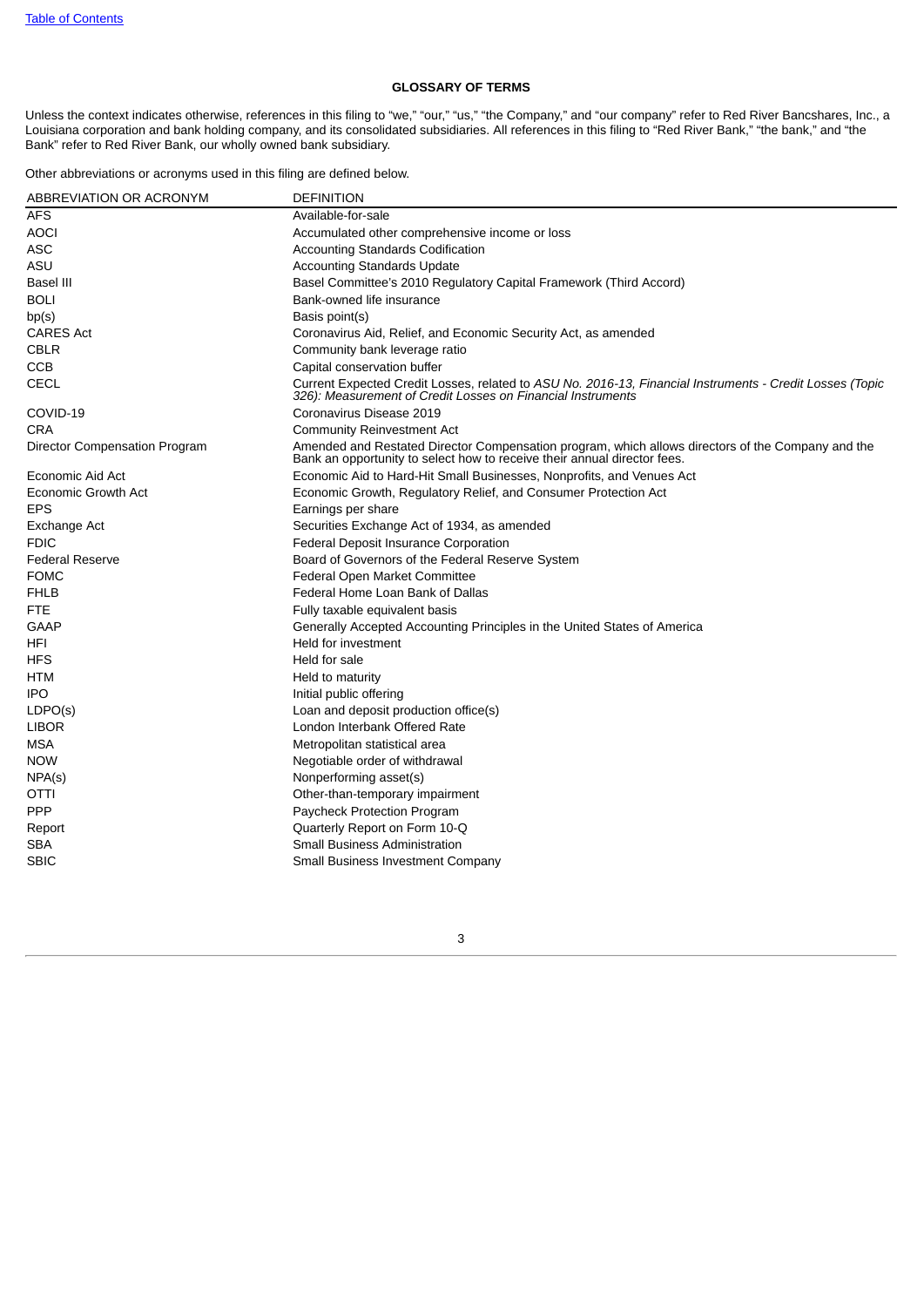[Table of Contents](#)

## GLOSSARY OF TERMS

Unless the context indicates otherwise, references in this filing to "we," "our," "us," "the Company," and "our company" refer to Red River Bancshares, Inc., a Louisiana corporation and bank holding company, and its consolidated subsidiaries. All references in this filing to "Red River Bank," "the bank," and "the Bank" refer to Red River Bank, our wholly owned bank subsidiary.

Other abbreviations or acronyms used in this filing are defined below.

| ABBREVIATION OR ACRONYM | DEFINITION |
|---|---|
| AFS | Available-for-sale |
| AOCI | Accumulated other comprehensive income or loss |
| ASC | Accounting Standards Codification |
| ASU | Accounting Standards Update |
| Basel III | Basel Committee's 2010 Regulatory Capital Framework (Third Accord) |
| BOLI | Bank-owned life insurance |
| bp(s) | Basis point(s) |
| CARES Act | Coronavirus Aid, Relief, and Economic Security Act, as amended |
| CBLR | Community bank leverage ratio |
| CCB | Capital conservation buffer |
| CECL | Current Expected Credit Losses, related to *ASU No. 2016-13, Financial Instruments - Credit Losses (Topic 326): Measurement of Credit Losses on Financial Instruments* |
| COVID-19 | Coronavirus Disease 2019 |
| CRA | Community Reinvestment Act |
| Director Compensation Program | Amended and Restated Director Compensation program, which allows directors of the Company and the Bank an opportunity to select how to receive their annual director fees. |
| Economic Aid Act | Economic Aid to Hard-Hit Small Businesses, Nonprofits, and Venues Act |
| Economic Growth Act | Economic Growth, Regulatory Relief, and Consumer Protection Act |
| EPS | Earnings per share |
| Exchange Act | Securities Exchange Act of 1934, as amended |
| FDIC | Federal Deposit Insurance Corporation |
| Federal Reserve | Board of Governors of the Federal Reserve System |
| FOMC | Federal Open Market Committee |
| FHLB | Federal Home Loan Bank of Dallas |
| FTE | Fully taxable equivalent basis |
| GAAP | Generally Accepted Accounting Principles in the United States of America |
| HFI | Held for investment |
| HFS | Held for sale |
| HTM | Held to maturity |
| IPO | Initial public offering |
| LDPO(s) | Loan and deposit production office(s) |
| LIBOR | London Interbank Offered Rate |
| MSA | Metropolitan statistical area |
| NOW | Negotiable order of withdrawal |
| NPA(s) | Nonperforming asset(s) |
| OTTI | Other-than-temporary impairment |
| PPP | Paycheck Protection Program |
| Report | Quarterly Report on Form 10-Q |
| SBA | Small Business Administration |
| SBIC | Small Business Investment Company |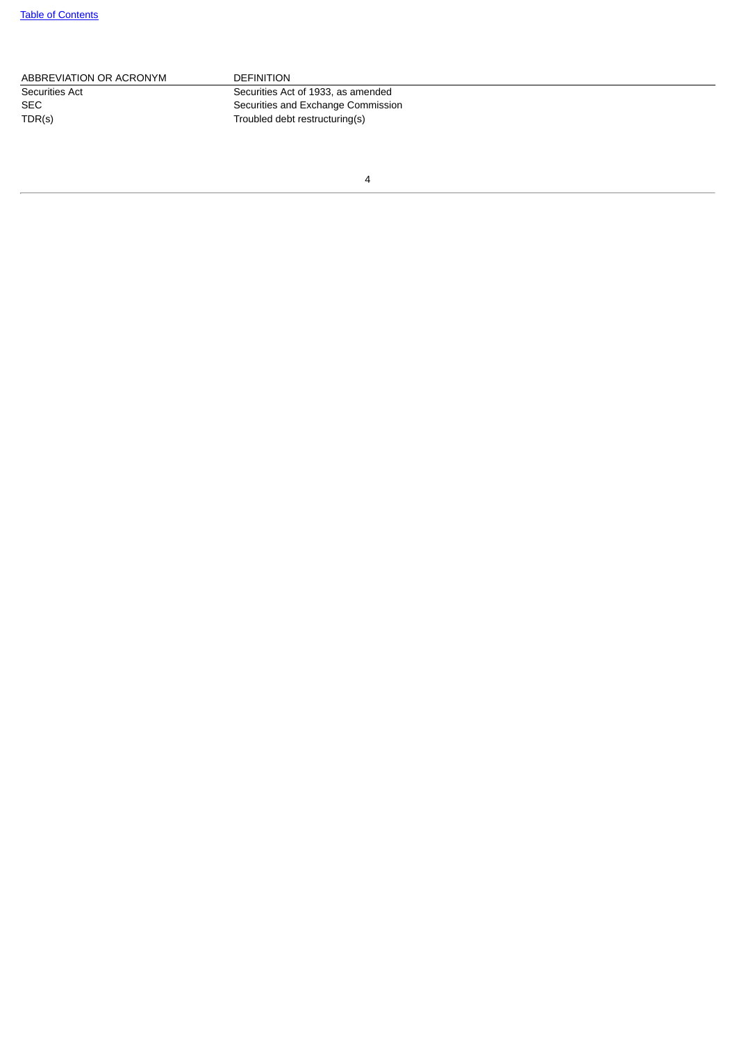| ABBREVIATION OR ACRONYM | DEFINITION |
| --- | --- |
| Securities Act | Securities Act of 1933, as amended |
| SEC | Securities and Exchange Commission |
| TDR(s) | Troubled debt restructuring(s) |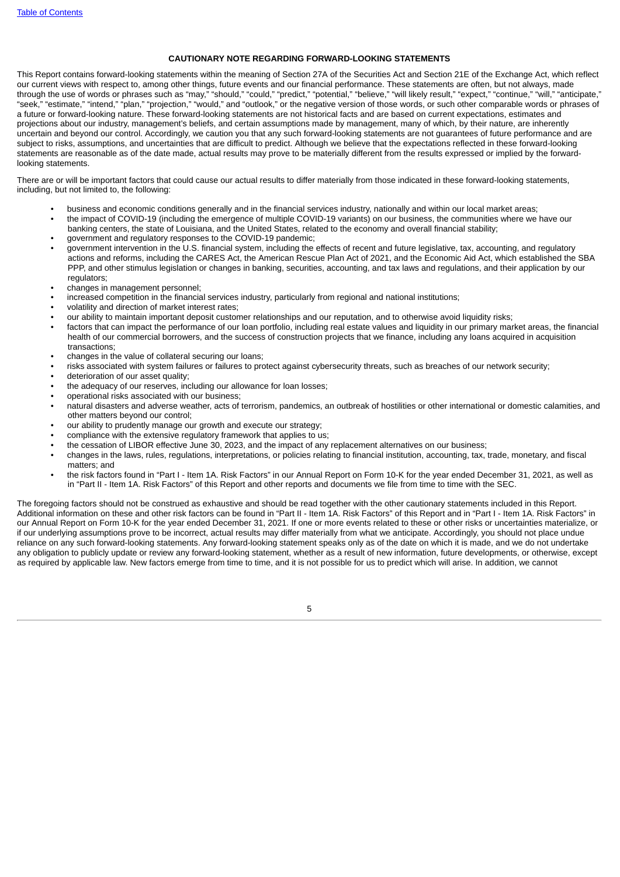## CAUTIONARY NOTE REGARDING FORWARD-LOOKING STATEMENTS

This Report contains forward-looking statements within the meaning of Section 27A of the Securities Act and Section 21E of the Exchange Act, which reflect our current views with respect to, among other things, future events and our financial performance. These statements are often, but not always, made through the use of words or phrases such as "may," "should," "could," "predict," "potential," "believe," "will likely result," "expect," "continue," "will," "anticipate," "seek," "estimate," "intend," "plan," "projection," "would," and "outlook," or the negative version of those words, or such other comparable words or phrases of a future or forward-looking nature. These forward-looking statements are not historical facts and are based on current expectations, estimates and projections about our industry, management's beliefs, and certain assumptions made by management, many of which, by their nature, are inherently uncertain and beyond our control. Accordingly, we caution you that any such forward-looking statements are not guarantees of future performance and are subject to risks, assumptions, and uncertainties that are difficult to predict. Although we believe that the expectations reflected in these forward-looking statements are reasonable as of the date made, actual results may prove to be materially different from the results expressed or implied by the forward-looking statements.

There are or will be important factors that could cause our actual results to differ materially from those indicated in these forward-looking statements, including, but not limited to, the following:

- business and economic conditions generally and in the financial services industry, nationally and within our local market areas;
- the impact of COVID-19 (including the emergence of multiple COVID-19 variants) on our business, the communities where we have our banking centers, the state of Louisiana, and the United States, related to the economy and overall financial stability;
- government and regulatory responses to the COVID-19 pandemic;
- government intervention in the U.S. financial system, including the effects of recent and future legislative, tax, accounting, and regulatory actions and reforms, including the CARES Act, the American Rescue Plan Act of 2021, and the Economic Aid Act, which established the SBA PPP, and other stimulus legislation or changes in banking, securities, accounting, and tax laws and regulations, and their application by our regulators;
- changes in management personnel;
- increased competition in the financial services industry, particularly from regional and national institutions;
- volatility and direction of market interest rates;
- our ability to maintain important deposit customer relationships and our reputation, and to otherwise avoid liquidity risks;
- factors that can impact the performance of our loan portfolio, including real estate values and liquidity in our primary market areas, the financial health of our commercial borrowers, and the success of construction projects that we finance, including any loans acquired in acquisition transactions;
- changes in the value of collateral securing our loans;
- risks associated with system failures or failures to protect against cybersecurity threats, such as breaches of our network security;
- deterioration of our asset quality;
- the adequacy of our reserves, including our allowance for loan losses;
- operational risks associated with our business;
- natural disasters and adverse weather, acts of terrorism, pandemics, an outbreak of hostilities or other international or domestic calamities, and other matters beyond our control;
- our ability to prudently manage our growth and execute our strategy;
- compliance with the extensive regulatory framework that applies to us;
- the cessation of LIBOR effective June 30, 2023, and the impact of any replacement alternatives on our business;
- changes in the laws, rules, regulations, interpretations, or policies relating to financial institution, accounting, tax, trade, monetary, and fiscal matters; and
- the risk factors found in "Part I - Item 1A. Risk Factors" in our Annual Report on Form 10-K for the year ended December 31, 2021, as well as in "Part II - Item 1A. Risk Factors" of this Report and other reports and documents we file from time to time with the SEC.

The foregoing factors should not be construed as exhaustive and should be read together with the other cautionary statements included in this Report. Additional information on these and other risk factors can be found in "Part II - Item 1A. Risk Factors" of this Report and in "Part I - Item 1A. Risk Factors" in our Annual Report on Form 10-K for the year ended December 31, 2021. If one or more events related to these or other risks or uncertainties materialize, or if our underlying assumptions prove to be incorrect, actual results may differ materially from what we anticipate. Accordingly, you should not place undue reliance on any such forward-looking statements. Any forward-looking statement speaks only as of the date on which it is made, and we do not undertake any obligation to publicly update or review any forward-looking statement, whether as a result of new information, future developments, or otherwise, except as required by applicable law. New factors emerge from time to time, and it is not possible for us to predict which will arise. In addition, we cannot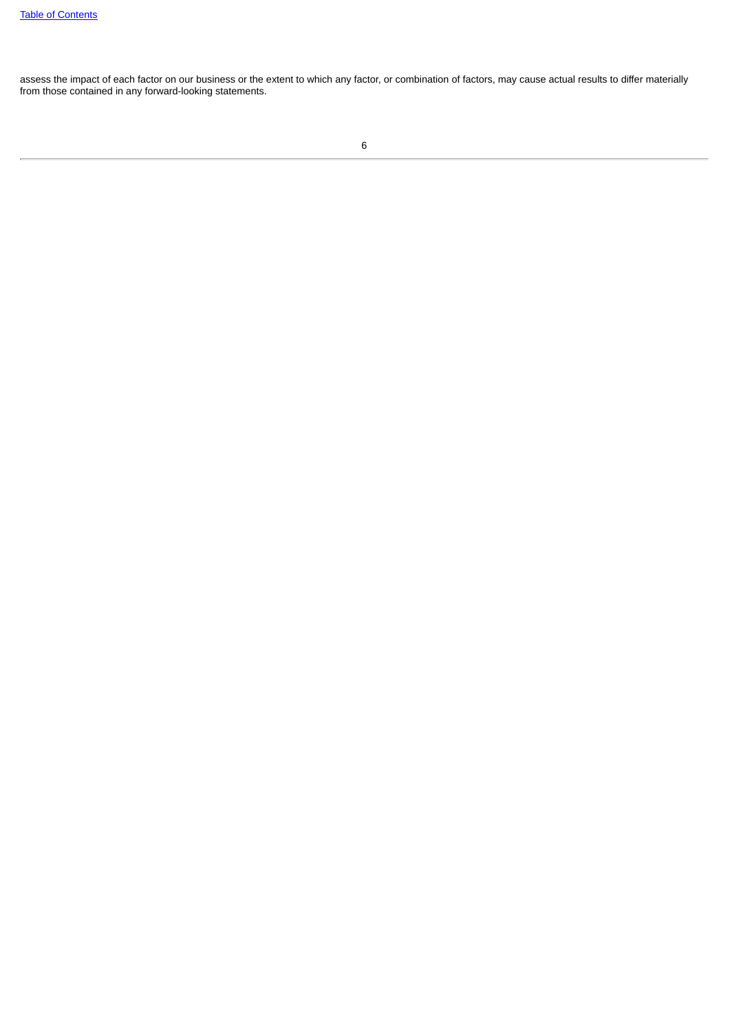assess the impact of each factor on our business or the extent to which any factor, or combination of factors, may cause actual results to differ materially from those contained in any forward-looking statements.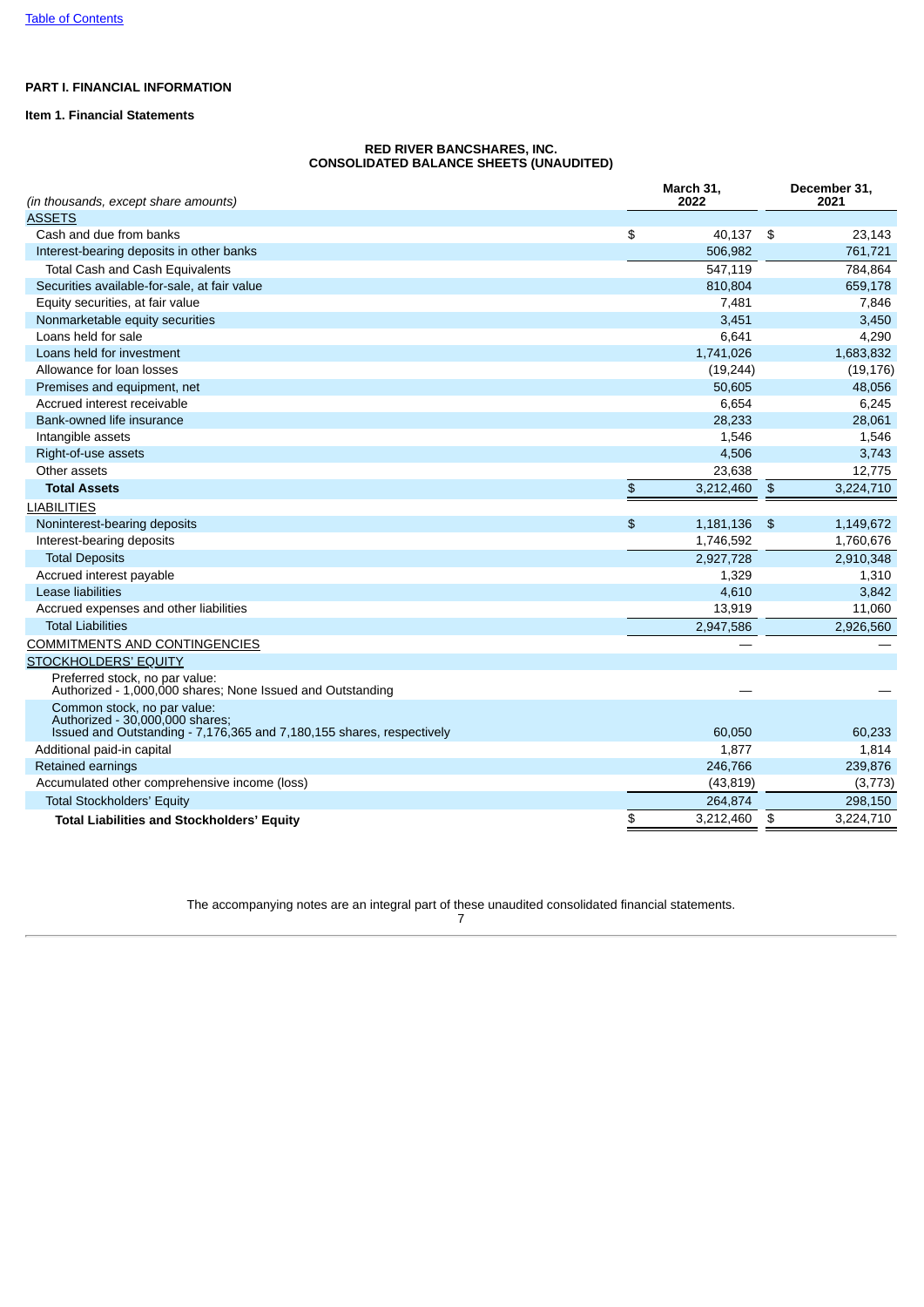# PART I. FINANCIAL INFORMATION

## Item 1. Financial Statements

### RED RIVER BANCSHARES, INC.
### CONSOLIDATED BALANCE SHEETS (UNAUDITED)

| *(in thousands, except share amounts)* | March 31, 2022 | December 31, 2021 |
|---|---|---|
| ASSETS | | |
| Cash and due from banks | $ 40,137 | $ 23,143 |
| Interest-bearing deposits in other banks | 506,982 | 761,721 |
| Total Cash and Cash Equivalents | 547,119 | 784,864 |
| Securities available-for-sale, at fair value | 810,804 | 659,178 |
| Equity securities, at fair value | 7,481 | 7,846 |
| Nonmarketable equity securities | 3,451 | 3,450 |
| Loans held for sale | 6,641 | 4,290 |
| Loans held for investment | 1,741,026 | 1,683,832 |
| Allowance for loan losses | (19,244) | (19,176) |
| Premises and equipment, net | 50,605 | 48,056 |
| Accrued interest receivable | 6,654 | 6,245 |
| Bank-owned life insurance | 28,233 | 28,061 |
| Intangible assets | 1,546 | 1,546 |
| Right-of-use assets | 4,506 | 3,743 |
| Other assets | 23,638 | 12,775 |
| **Total Assets** | $ 3,212,460 | $ 3,224,710 |
| LIABILITIES | | |
| Noninterest-bearing deposits | $ 1,181,136 | $ 1,149,672 |
| Interest-bearing deposits | 1,746,592 | 1,760,676 |
| Total Deposits | 2,927,728 | 2,910,348 |
| Accrued interest payable | 1,329 | 1,310 |
| Lease liabilities | 4,610 | 3,842 |
| Accrued expenses and other liabilities | 13,919 | 11,060 |
| Total Liabilities | 2,947,586 | 2,926,560 |
| COMMITMENTS AND CONTINGENCIES | — | — |
| STOCKHOLDERS' EQUITY | | |
| Preferred stock, no par value: Authorized - 1,000,000 shares; None Issued and Outstanding | — | — |
| Common stock, no par value: Authorized - 30,000,000 shares; Issued and Outstanding - 7,176,365 and 7,180,155 shares, respectively | 60,050 | 60,233 |
| Additional paid-in capital | 1,877 | 1,814 |
| Retained earnings | 246,766 | 239,876 |
| Accumulated other comprehensive income (loss) | (43,819) | (3,773) |
| Total Stockholders' Equity | 264,874 | 298,150 |
| **Total Liabilities and Stockholders' Equity** | $ 3,212,460 | $ 3,224,710 |

The accompanying notes are an integral part of these unaudited consolidated financial statements.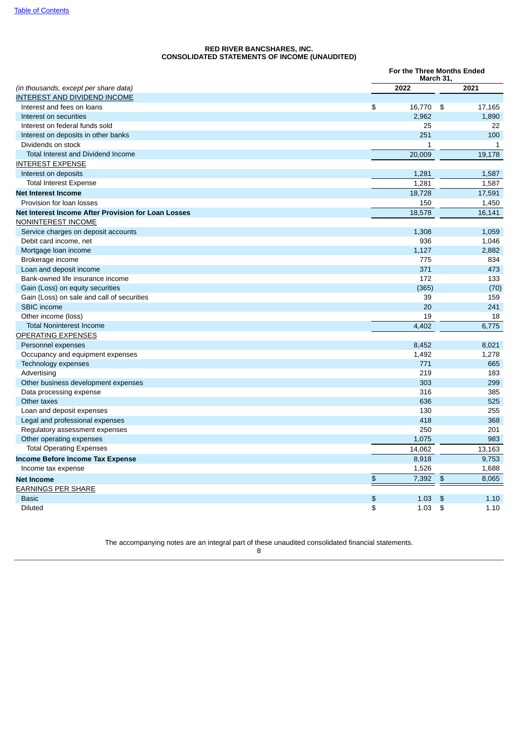**RED RIVER BANCSHARES, INC.**
**CONSOLIDATED STATEMENTS OF INCOME (UNAUDITED)**

| *(in thousands, except per share data)* | For the Three Months Ended March 31, 2022 | 2021 |
|---|---|---|
| INTEREST AND DIVIDEND INCOME | | |
| Interest and fees on loans | $ 16,770 | $ 17,165 |
| Interest on securities | 2,962 | 1,890 |
| Interest on federal funds sold | 25 | 22 |
| Interest on deposits in other banks | 251 | 100 |
| Dividends on stock | 1 | 1 |
| Total Interest and Dividend Income | 20,009 | 19,178 |
| INTEREST EXPENSE | | |
| Interest on deposits | 1,281 | 1,587 |
| Total Interest Expense | 1,281 | 1,587 |
| **Net Interest Income** | 18,728 | 17,591 |
| Provision for loan losses | 150 | 1,450 |
| **Net Interest Income After Provision for Loan Losses** | 18,578 | 16,141 |
| NONINTEREST INCOME | | |
| Service charges on deposit accounts | 1,308 | 1,059 |
| Debit card income, net | 936 | 1,046 |
| Mortgage loan income | 1,127 | 2,882 |
| Brokerage income | 775 | 834 |
| Loan and deposit income | 371 | 473 |
| Bank-owned life insurance income | 172 | 133 |
| Gain (Loss) on equity securities | (365) | (70) |
| Gain (Loss) on sale and call of securities | 39 | 159 |
| SBIC income | 20 | 241 |
| Other income (loss) | 19 | 18 |
| Total Noninterest Income | 4,402 | 6,775 |
| OPERATING EXPENSES | | |
| Personnel expenses | 8,452 | 8,021 |
| Occupancy and equipment expenses | 1,492 | 1,278 |
| Technology expenses | 771 | 665 |
| Advertising | 219 | 183 |
| Other business development expenses | 303 | 299 |
| Data processing expense | 316 | 385 |
| Other taxes | 636 | 525 |
| Loan and deposit expenses | 130 | 255 |
| Legal and professional expenses | 418 | 368 |
| Regulatory assessment expenses | 250 | 201 |
| Other operating expenses | 1,075 | 983 |
| Total Operating Expenses | 14,062 | 13,163 |
| **Income Before Income Tax Expense** | 8,918 | 9,753 |
| Income tax expense | 1,526 | 1,688 |
| **Net Income** | $ 7,392 | $ 8,065 |
| EARNINGS PER SHARE | | |
| Basic | $ 1.03 | $ 1.10 |
| Diluted | $ 1.03 | $ 1.10 |

The accompanying notes are an integral part of these unaudited consolidated financial statements.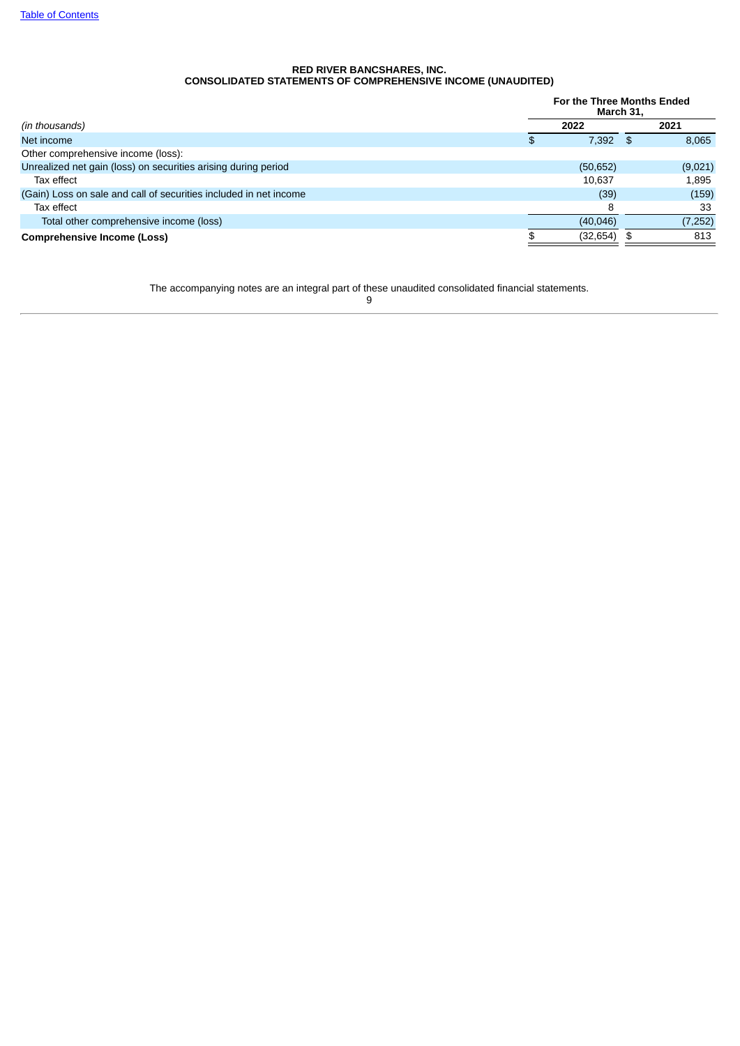**RED RIVER BANCSHARES, INC.**
**CONSOLIDATED STATEMENTS OF COMPREHENSIVE INCOME (UNAUDITED)**

| | For the Three Months Ended March 31, | |
|---|---|---|
| *(in thousands)* | 2022 | 2021 |
| Net income | $ 7,392 | $ 8,065 |
| Other comprehensive income (loss): | | |
| Unrealized net gain (loss) on securities arising during period | (50,652) | (9,021) |
| Tax effect | 10,637 | 1,895 |
| (Gain) Loss on sale and call of securities included in net income | (39) | (159) |
| Tax effect | 8 | 33 |
| Total other comprehensive income (loss) | (40,046) | (7,252) |
| **Comprehensive Income (Loss)** | $ (32,654) | $ 813 |

The accompanying notes are an integral part of these unaudited consolidated financial statements.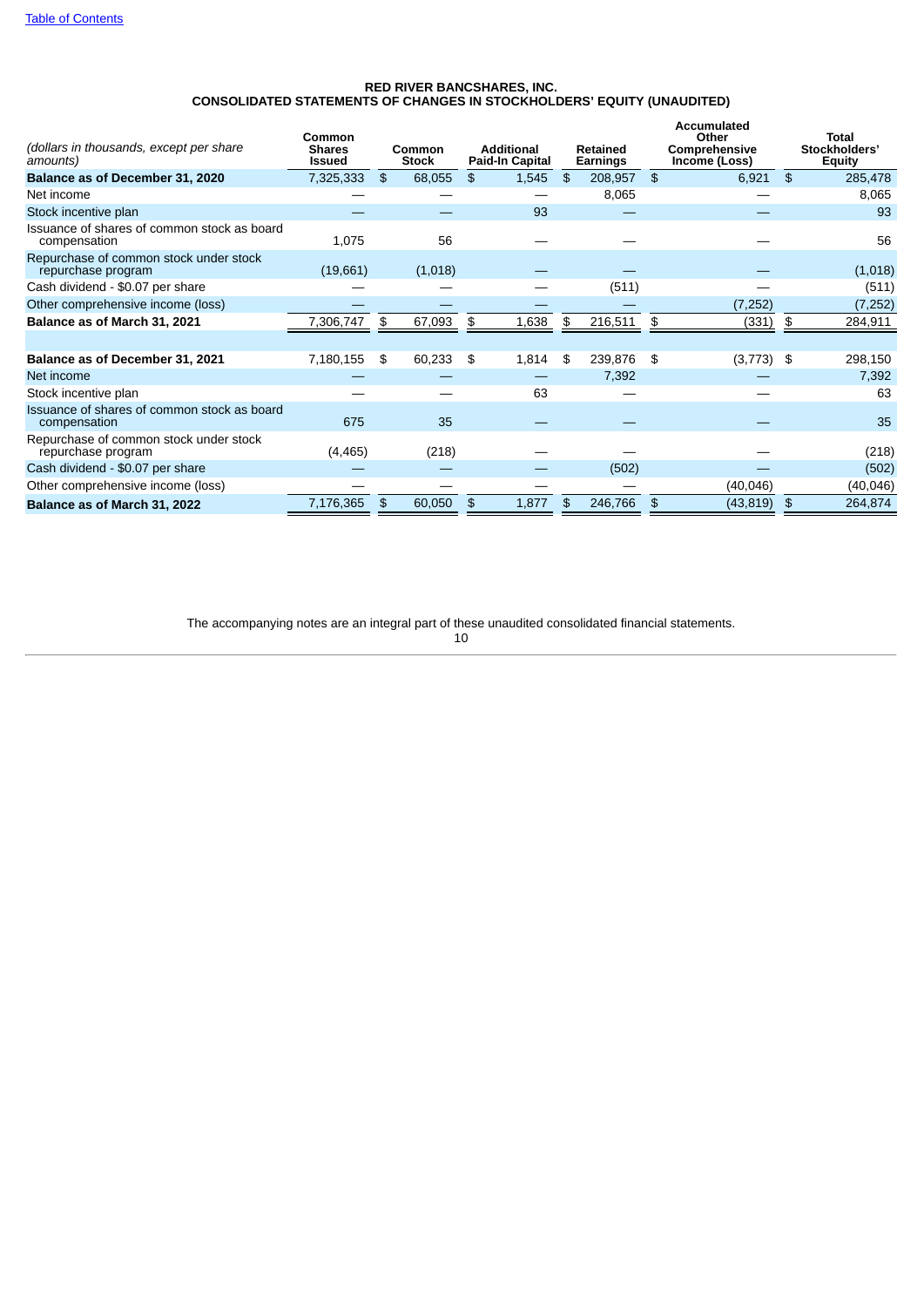Table of Contents

**RED RIVER BANCSHARES, INC.**
**CONSOLIDATED STATEMENTS OF CHANGES IN STOCKHOLDERS' EQUITY (UNAUDITED)**

| *(dollars in thousands, except per share amounts)* | Common Shares Issued | Common Stock | Additional Paid-In Capital | Retained Earnings | Accumulated Other Comprehensive Income (Loss) | Total Stockholders' Equity |
|---|---|---|---|---|---|---|
| **Balance as of December 31, 2020** | 7,325,333 | $ 68,055 | $ 1,545 | $ 208,957 | $ 6,921 | $ 285,478 |
| Net income | — | — | — | 8,065 | — | 8,065 |
| Stock incentive plan | — | — | 93 | — | — | 93 |
| Issuance of shares of common stock as board compensation | 1,075 | 56 | — | — | — | 56 |
| Repurchase of common stock under stock repurchase program | (19,661) | (1,018) | — | — | — | (1,018) |
| Cash dividend - $0.07 per share | — | — | — | (511) | — | (511) |
| Other comprehensive income (loss) | — | — | — | — | (7,252) | (7,252) |
| **Balance as of March 31, 2021** | 7,306,747 | $ 67,093 | $ 1,638 | $ 216,511 | $ (331) | $ 284,911 |
| | | | | | | |
| **Balance as of December 31, 2021** | 7,180,155 | $ 60,233 | $ 1,814 | $ 239,876 | $ (3,773) | $ 298,150 |
| Net income | — | — | — | 7,392 | — | 7,392 |
| Stock incentive plan | — | — | 63 | — | — | 63 |
| Issuance of shares of common stock as board compensation | 675 | 35 | — | — | — | 35 |
| Repurchase of common stock under stock repurchase program | (4,465) | (218) | — | — | — | (218) |
| Cash dividend - $0.07 per share | — | — | — | (502) | — | (502) |
| Other comprehensive income (loss) | — | — | — | — | (40,046) | (40,046) |
| **Balance as of March 31, 2022** | 7,176,365 | $ 60,050 | $ 1,877 | $ 246,766 | $ (43,819) | $ 264,874 |

The accompanying notes are an integral part of these unaudited consolidated financial statements.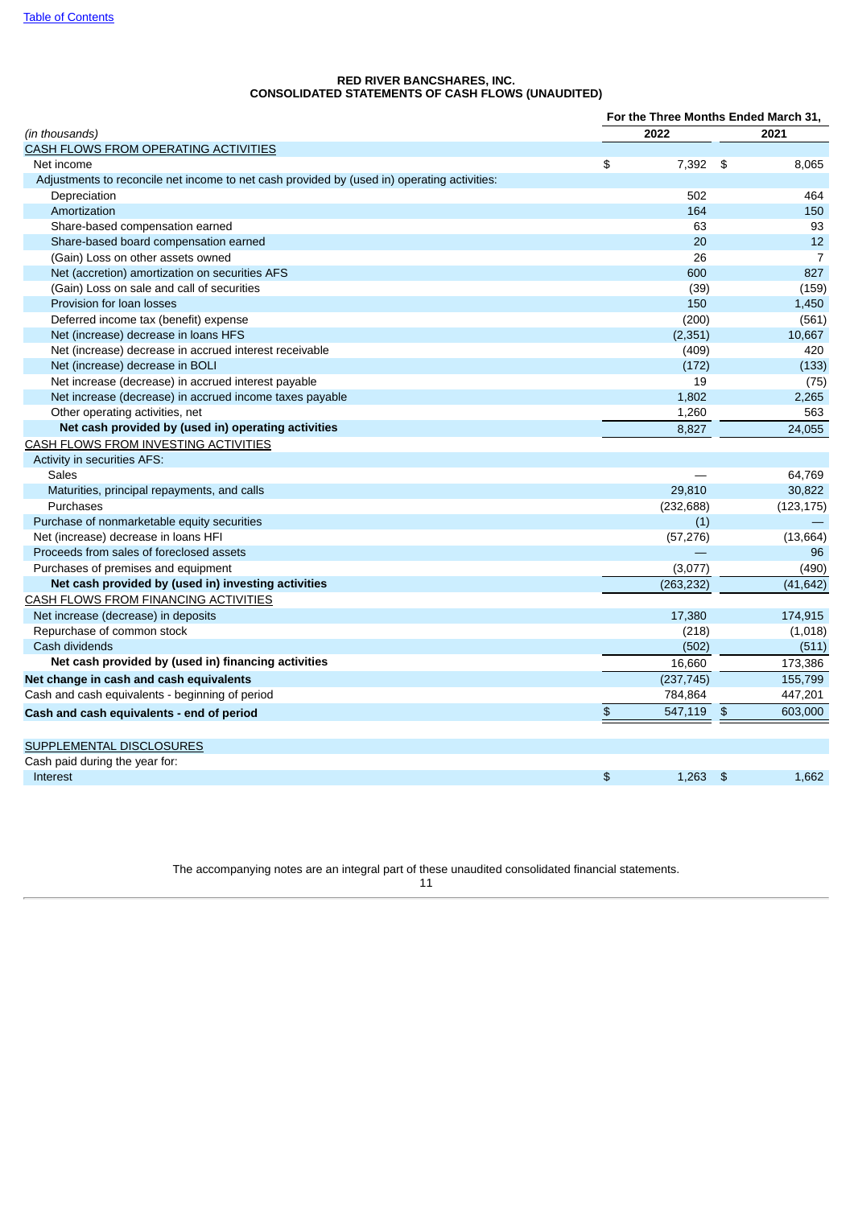**RED RIVER BANCSHARES, INC.**
**CONSOLIDATED STATEMENTS OF CASH FLOWS (UNAUDITED)**

| *(in thousands)* | For the Three Months Ended March 31, 2022 | 2021 |
|---|---|---|
| CASH FLOWS FROM OPERATING ACTIVITIES | | |
| Net income | $ 7,392 | $ 8,065 |
| Adjustments to reconcile net income to net cash provided by (used in) operating activities: | | |
| Depreciation | 502 | 464 |
| Amortization | 164 | 150 |
| Share-based compensation earned | 63 | 93 |
| Share-based board compensation earned | 20 | 12 |
| (Gain) Loss on other assets owned | 26 | 7 |
| Net (accretion) amortization on securities AFS | 600 | 827 |
| (Gain) Loss on sale and call of securities | (39) | (159) |
| Provision for loan losses | 150 | 1,450 |
| Deferred income tax (benefit) expense | (200) | (561) |
| Net (increase) decrease in loans HFS | (2,351) | 10,667 |
| Net (increase) decrease in accrued interest receivable | (409) | 420 |
| Net (increase) decrease in BOLI | (172) | (133) |
| Net increase (decrease) in accrued interest payable | 19 | (75) |
| Net increase (decrease) in accrued income taxes payable | 1,802 | 2,265 |
| Other operating activities, net | 1,260 | 563 |
| **Net cash provided by (used in) operating activities** | 8,827 | 24,055 |
| CASH FLOWS FROM INVESTING ACTIVITIES | | |
| Activity in securities AFS: | | |
| Sales | — | 64,769 |
| Maturities, principal repayments, and calls | 29,810 | 30,822 |
| Purchases | (232,688) | (123,175) |
| Purchase of nonmarketable equity securities | (1) | — |
| Net (increase) decrease in loans HFI | (57,276) | (13,664) |
| Proceeds from sales of foreclosed assets | — | 96 |
| Purchases of premises and equipment | (3,077) | (490) |
| **Net cash provided by (used in) investing activities** | (263,232) | (41,642) |
| CASH FLOWS FROM FINANCING ACTIVITIES | | |
| Net increase (decrease) in deposits | 17,380 | 174,915 |
| Repurchase of common stock | (218) | (1,018) |
| Cash dividends | (502) | (511) |
| **Net cash provided by (used in) financing activities** | 16,660 | 173,386 |
| **Net change in cash and cash equivalents** | (237,745) | 155,799 |
| Cash and cash equivalents - beginning of period | 784,864 | 447,201 |
| **Cash and cash equivalents - end of period** | $ 547,119 | $ 603,000 |
| | | |
| SUPPLEMENTAL DISCLOSURES | | |
| Cash paid during the year for: | | |
| Interest | $ 1,263 | $ 1,662 |

The accompanying notes are an integral part of these unaudited consolidated financial statements.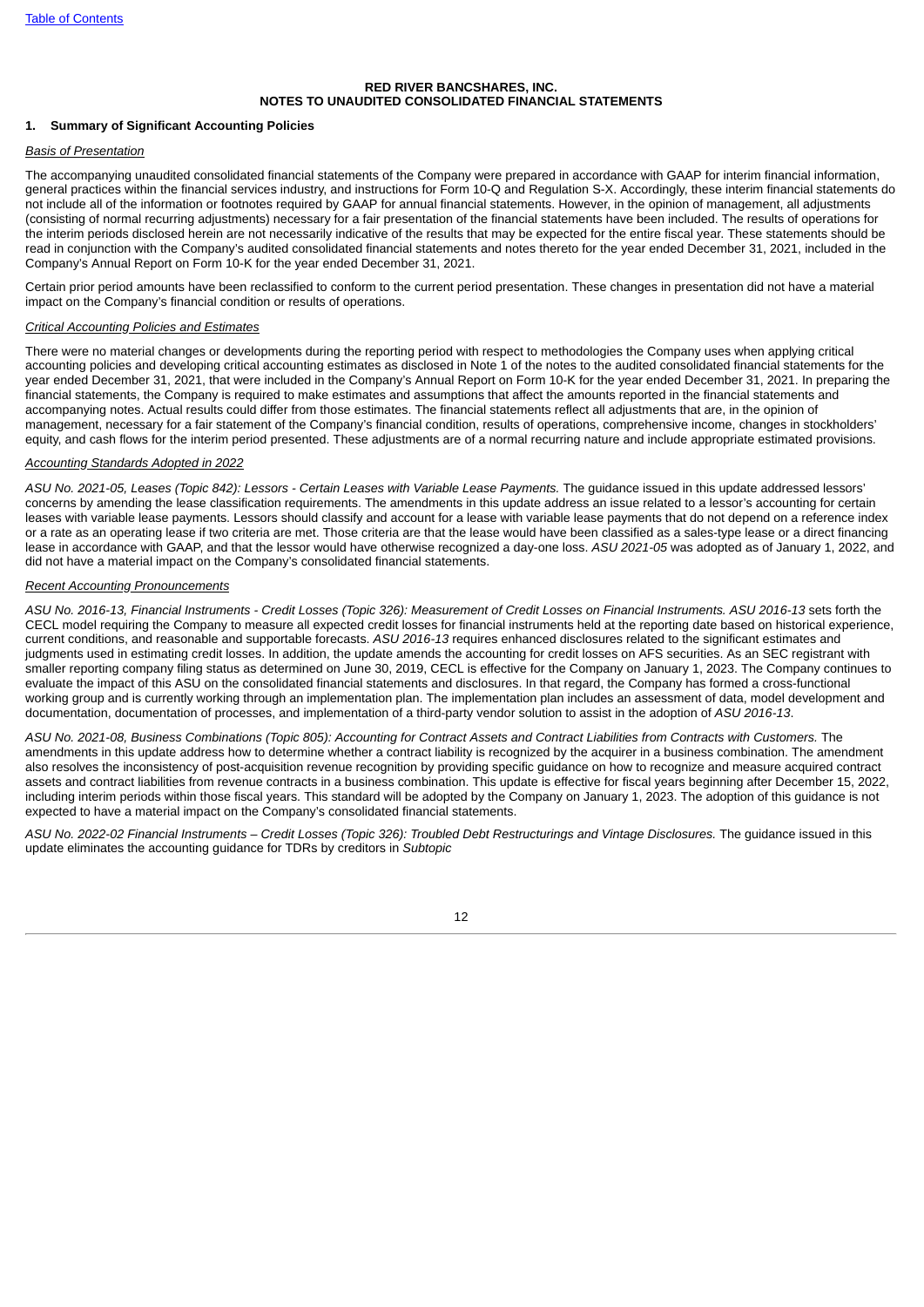**RED RIVER BANCSHARES, INC.**
**NOTES TO UNAUDITED CONSOLIDATED FINANCIAL STATEMENTS**

## 1. Summary of Significant Accounting Policies

*Basis of Presentation*

The accompanying unaudited consolidated financial statements of the Company were prepared in accordance with GAAP for interim financial information, general practices within the financial services industry, and instructions for Form 10-Q and Regulation S-X. Accordingly, these interim financial statements do not include all of the information or footnotes required by GAAP for annual financial statements. However, in the opinion of management, all adjustments (consisting of normal recurring adjustments) necessary for a fair presentation of the financial statements have been included. The results of operations for the interim periods disclosed herein are not necessarily indicative of the results that may be expected for the entire fiscal year. These statements should be read in conjunction with the Company's audited consolidated financial statements and notes thereto for the year ended December 31, 2021, included in the Company's Annual Report on Form 10-K for the year ended December 31, 2021.

Certain prior period amounts have been reclassified to conform to the current period presentation. These changes in presentation did not have a material impact on the Company's financial condition or results of operations.

*Critical Accounting Policies and Estimates*

There were no material changes or developments during the reporting period with respect to methodologies the Company uses when applying critical accounting policies and developing critical accounting estimates as disclosed in Note 1 of the notes to the audited consolidated financial statements for the year ended December 31, 2021, that were included in the Company's Annual Report on Form 10-K for the year ended December 31, 2021. In preparing the financial statements, the Company is required to make estimates and assumptions that affect the amounts reported in the financial statements and accompanying notes. Actual results could differ from those estimates. The financial statements reflect all adjustments that are, in the opinion of management, necessary for a fair statement of the Company's financial condition, results of operations, comprehensive income, changes in stockholders' equity, and cash flows for the interim period presented. These adjustments are of a normal recurring nature and include appropriate estimated provisions.

*Accounting Standards Adopted in 2022*

*ASU No. 2021-05, Leases (Topic 842): Lessors - Certain Leases with Variable Lease Payments.* The guidance issued in this update addressed lessors' concerns by amending the lease classification requirements. The amendments in this update address an issue related to a lessor's accounting for certain leases with variable lease payments. Lessors should classify and account for a lease with variable lease payments that do not depend on a reference index or a rate as an operating lease if two criteria are met. Those criteria are that the lease would have been classified as a sales-type lease or a direct financing lease in accordance with GAAP, and that the lessor would have otherwise recognized a day-one loss. *ASU 2021-05* was adopted as of January 1, 2022, and did not have a material impact on the Company's consolidated financial statements.

*Recent Accounting Pronouncements*

*ASU No. 2016-13, Financial Instruments - Credit Losses (Topic 326): Measurement of Credit Losses on Financial Instruments. ASU 2016-13* sets forth the CECL model requiring the Company to measure all expected credit losses for financial instruments held at the reporting date based on historical experience, current conditions, and reasonable and supportable forecasts. *ASU 2016-13* requires enhanced disclosures related to the significant estimates and judgments used in estimating credit losses. In addition, the update amends the accounting for credit losses on AFS securities. As an SEC registrant with smaller reporting company filing status as determined on June 30, 2019, CECL is effective for the Company on January 1, 2023. The Company continues to evaluate the impact of this ASU on the consolidated financial statements and disclosures. In that regard, the Company has formed a cross-functional working group and is currently working through an implementation plan. The implementation plan includes an assessment of data, model development and documentation, documentation of processes, and implementation of a third-party vendor solution to assist in the adoption of *ASU 2016-13*.

*ASU No. 2021-08, Business Combinations (Topic 805): Accounting for Contract Assets and Contract Liabilities from Contracts with Customers.* The amendments in this update address how to determine whether a contract liability is recognized by the acquirer in a business combination. The amendment also resolves the inconsistency of post-acquisition revenue recognition by providing specific guidance on how to recognize and measure acquired contract assets and contract liabilities from revenue contracts in a business combination. This update is effective for fiscal years beginning after December 15, 2022, including interim periods within those fiscal years. This standard will be adopted by the Company on January 1, 2023. The adoption of this guidance is not expected to have a material impact on the Company's consolidated financial statements.

*ASU No. 2022-02 Financial Instruments – Credit Losses (Topic 326): Troubled Debt Restructurings and Vintage Disclosures.* The guidance issued in this update eliminates the accounting guidance for TDRs by creditors in *Subtopic*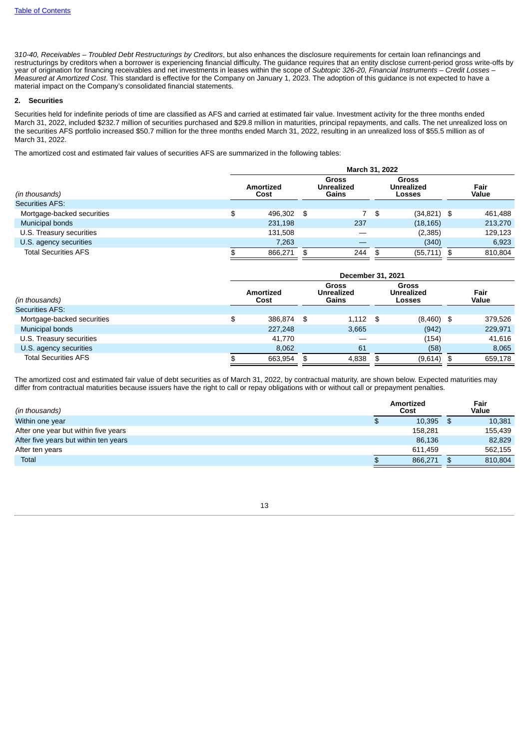310-40, *Receivables – Troubled Debt Restructurings by Creditors*, but also enhances the disclosure requirements for certain loan refinancings and restructurings by creditors when a borrower is experiencing financial difficulty. The guidance requires that an entity disclose current-period gross write-offs by year of origination for financing receivables and net investments in leases within the scope of *Subtopic 326-20, Financial Instruments – Credit Losses – Measured at Amortized Cost*. This standard is effective for the Company on January 1, 2023. The adoption of this guidance is not expected to have a material impact on the Company's consolidated financial statements.

## 2. Securities

Securities held for indefinite periods of time are classified as AFS and carried at estimated fair value. Investment activity for the three months ended March 31, 2022, included $232.7 million of securities purchased and $29.8 million in maturities, principal repayments, and calls. The net unrealized loss on the securities AFS portfolio increased $50.7 million for the three months ended March 31, 2022, resulting in an unrealized loss of $55.5 million as of March 31, 2022.

The amortized cost and estimated fair values of securities AFS are summarized in the following tables:

| | March 31, 2022 | | | |
|---|---|---|---|---|
| (in thousands) | Amortized Cost | Gross Unrealized Gains | Gross Unrealized Losses | Fair Value |
| Securities AFS: | | | | |
| Mortgage-backed securities | $ 496,302 | $ 7 | $ (34,821) | $ 461,488 |
| Municipal bonds | 231,198 | 237 | (18,165) | 213,270 |
| U.S. Treasury securities | 131,508 | — | (2,385) | 129,123 |
| U.S. agency securities | 7,263 | — | (340) | 6,923 |
| Total Securities AFS | $ 866,271 | $ 244 | $ (55,711) | $ 810,804 |

| | December 31, 2021 | | | |
|---|---|---|---|---|
| (in thousands) | Amortized Cost | Gross Unrealized Gains | Gross Unrealized Losses | Fair Value |
| Securities AFS: | | | | |
| Mortgage-backed securities | $ 386,874 | $ 1,112 | $ (8,460) | $ 379,526 |
| Municipal bonds | 227,248 | 3,665 | (942) | 229,971 |
| U.S. Treasury securities | 41,770 | — | (154) | 41,616 |
| U.S. agency securities | 8,062 | 61 | (58) | 8,065 |
| Total Securities AFS | $ 663,954 | $ 4,838 | $ (9,614) | $ 659,178 |

The amortized cost and estimated fair value of debt securities as of March 31, 2022, by contractual maturity, are shown below. Expected maturities may differ from contractual maturities because issuers have the right to call or repay obligations with or without call or prepayment penalties.

| (in thousands) | Amortized Cost | Fair Value |
|---|---|---|
| Within one year | $ 10,395 | $ 10,381 |
| After one year but within five years | 158,281 | 155,439 |
| After five years but within ten years | 86,136 | 82,829 |
| After ten years | 611,459 | 562,155 |
| Total | $ 866,271 | $ 810,804 |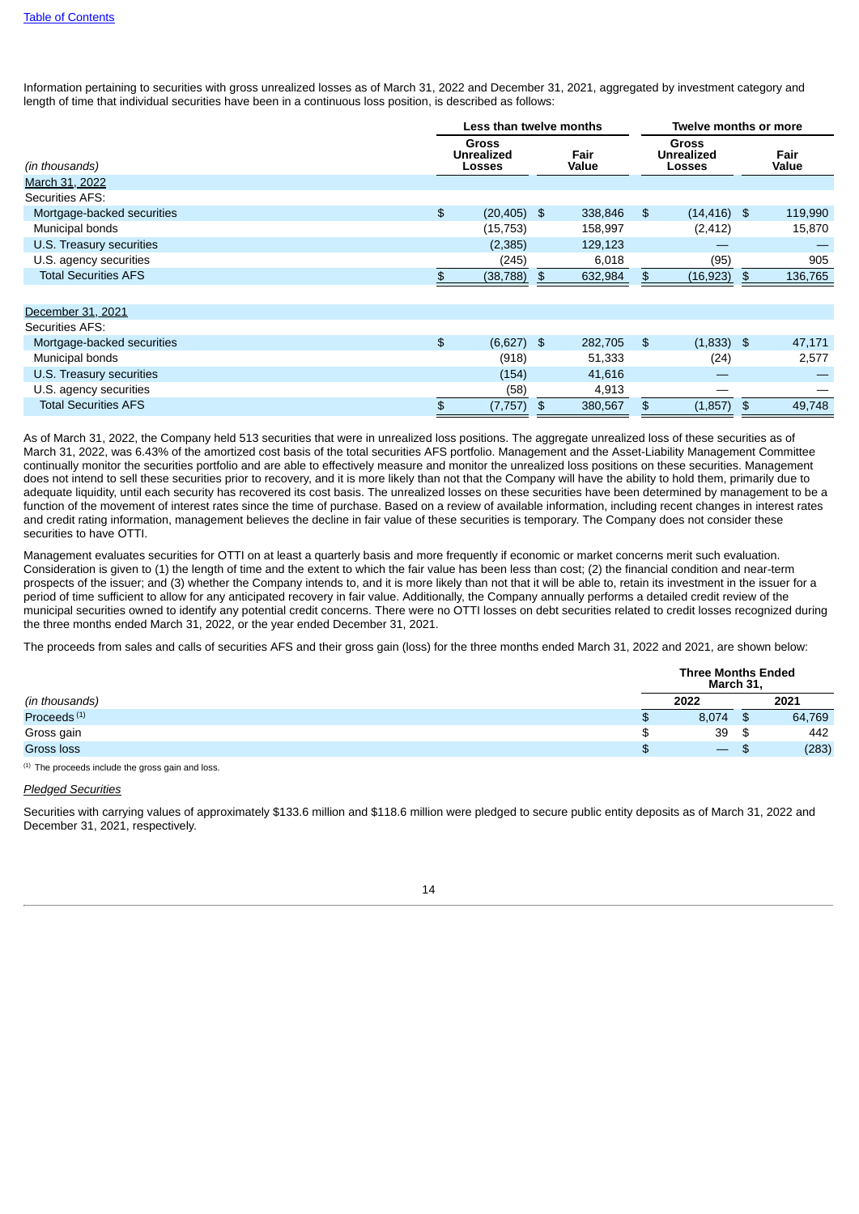Information pertaining to securities with gross unrealized losses as of March 31, 2022 and December 31, 2021, aggregated by investment category and length of time that individual securities have been in a continuous loss position, is described as follows:

| (in thousands) | Less than twelve months | | Twelve months or more | |
|---|---|---|---|---|
| | Gross Unrealized Losses | Fair Value | Gross Unrealized Losses | Fair Value |
| March 31, 2022 | | | | |
| Securities AFS: | | | | |
| Mortgage-backed securities | $ (20,405) | $ 338,846 | $ (14,416) | $ 119,990 |
| Municipal bonds | (15,753) | 158,997 | (2,412) | 15,870 |
| U.S. Treasury securities | (2,385) | 129,123 | — | — |
| U.S. agency securities | (245) | 6,018 | (95) | 905 |
| Total Securities AFS | $ (38,788) | $ 632,984 | $ (16,923) | $ 136,765 |
| | | | | |
| December 31, 2021 | | | | |
| Securities AFS: | | | | |
| Mortgage-backed securities | $ (6,627) | $ 282,705 | $ (1,833) | $ 47,171 |
| Municipal bonds | (918) | 51,333 | (24) | 2,577 |
| U.S. Treasury securities | (154) | 41,616 | — | — |
| U.S. agency securities | (58) | 4,913 | — | — |
| Total Securities AFS | $ (7,757) | $ 380,567 | $ (1,857) | $ 49,748 |

As of March 31, 2022, the Company held 513 securities that were in unrealized loss positions. The aggregate unrealized loss of these securities as of March 31, 2022, was 6.43% of the amortized cost basis of the total securities AFS portfolio. Management and the Asset-Liability Management Committee continually monitor the securities portfolio and are able to effectively measure and monitor the unrealized loss positions on these securities. Management does not intend to sell these securities prior to recovery, and it is more likely than not that the Company will have the ability to hold them, primarily due to adequate liquidity, until each security has recovered its cost basis. The unrealized losses on these securities have been determined by management to be a function of the movement of interest rates since the time of purchase. Based on a review of available information, including recent changes in interest rates and credit rating information, management believes the decline in fair value of these securities is temporary. The Company does not consider these securities to have OTTI.

Management evaluates securities for OTTI on at least a quarterly basis and more frequently if economic or market concerns merit such evaluation. Consideration is given to (1) the length of time and the extent to which the fair value has been less than cost; (2) the financial condition and near-term prospects of the issuer; and (3) whether the Company intends to, and it is more likely than not that it will be able to, retain its investment in the issuer for a period of time sufficient to allow for any anticipated recovery in fair value. Additionally, the Company annually performs a detailed credit review of the municipal securities owned to identify any potential credit concerns. There were no OTTI losses on debt securities related to credit losses recognized during the three months ended March 31, 2022, or the year ended December 31, 2021.

The proceeds from sales and calls of securities AFS and their gross gain (loss) for the three months ended March 31, 2022 and 2021, are shown below:

| (in thousands) | Three Months Ended March 31, | |
|---|---|---|
| | 2022 | 2021 |
| Proceeds [1] | $ 8,074 | $ 64,769 |
| Gross gain | $ 39 | $ 442 |
| Gross loss | $ — | $ (283) |

[1] The proceeds include the gross gain and loss.

*Pledged Securities*

Securities with carrying values of approximately $133.6 million and $118.6 million were pledged to secure public entity deposits as of March 31, 2022 and December 31, 2021, respectively.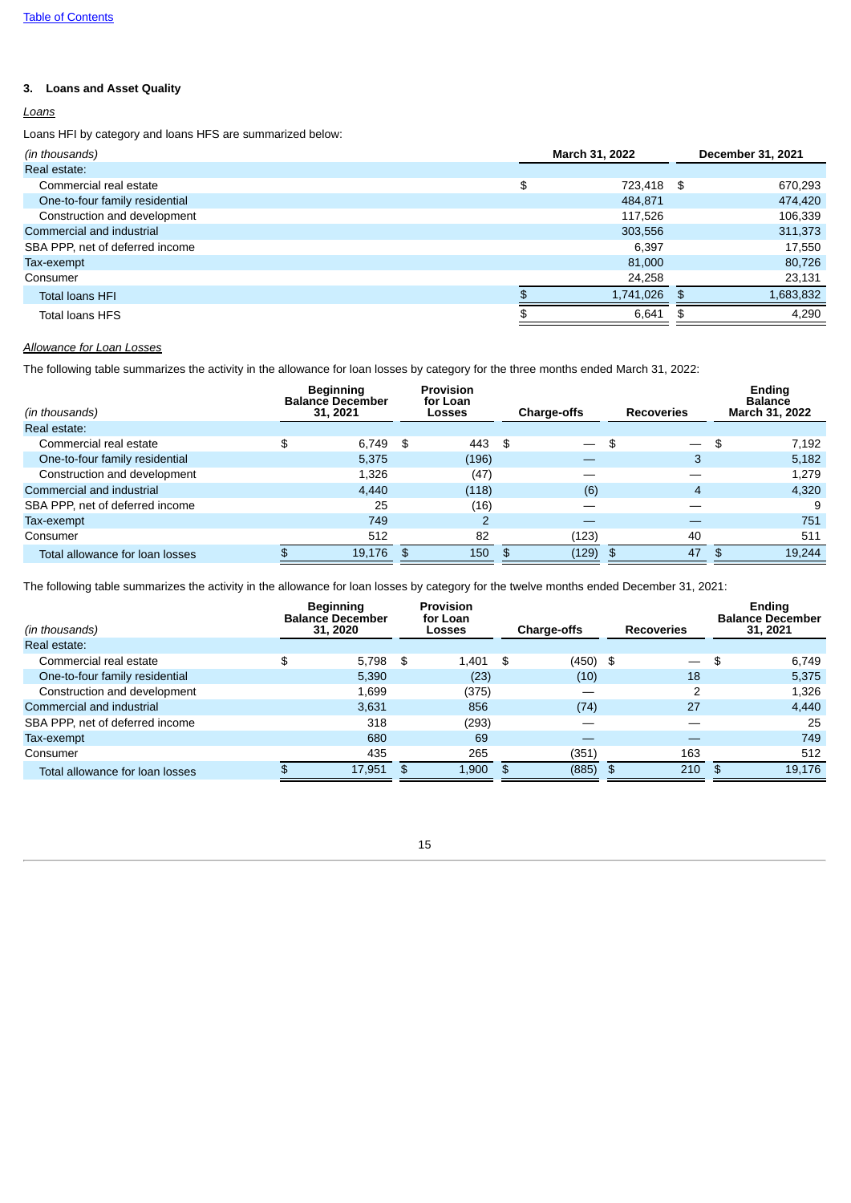### 3. Loans and Asset Quality

*Loans*

Loans HFI by category and loans HFS are summarized below:

| *(in thousands)* | March 31, 2022 | December 31, 2021 |
|---|---|---|
| Real estate: | | |
| Commercial real estate | $ 723,418 | $ 670,293 |
| One-to-four family residential | 484,871 | 474,420 |
| Construction and development | 117,526 | 106,339 |
| Commercial and industrial | 303,556 | 311,373 |
| SBA PPP, net of deferred income | 6,397 | 17,550 |
| Tax-exempt | 81,000 | 80,726 |
| Consumer | 24,258 | 23,131 |
| Total loans HFI | $ 1,741,026 | $ 1,683,832 |
| Total loans HFS | $ 6,641 | $ 4,290 |

*Allowance for Loan Losses*

The following table summarizes the activity in the allowance for loan losses by category for the three months ended March 31, 2022:

| *(in thousands)* | Beginning Balance December 31, 2021 | Provision for Loan Losses | Charge-offs | Recoveries | Ending Balance March 31, 2022 |
|---|---|---|---|---|---|
| Real estate: | | | | | |
| Commercial real estate | $ 6,749 | $ 443 | $ — | $ — | $ 7,192 |
| One-to-four family residential | 5,375 | (196) | — | 3 | 5,182 |
| Construction and development | 1,326 | (47) | — | — | 1,279 |
| Commercial and industrial | 4,440 | (118) | (6) | 4 | 4,320 |
| SBA PPP, net of deferred income | 25 | (16) | — | — | 9 |
| Tax-exempt | 749 | 2 | — | — | 751 |
| Consumer | 512 | 82 | (123) | 40 | 511 |
| Total allowance for loan losses | $ 19,176 | $ 150 | $ (129) | $ 47 | $ 19,244 |

The following table summarizes the activity in the allowance for loan losses by category for the twelve months ended December 31, 2021:

| *(in thousands)* | Beginning Balance December 31, 2020 | Provision for Loan Losses | Charge-offs | Recoveries | Ending Balance December 31, 2021 |
|---|---|---|---|---|---|
| Real estate: | | | | | |
| Commercial real estate | $ 5,798 | $ 1,401 | $ (450) | $ — | $ 6,749 |
| One-to-four family residential | 5,390 | (23) | (10) | 18 | 5,375 |
| Construction and development | 1,699 | (375) | — | 2 | 1,326 |
| Commercial and industrial | 3,631 | 856 | (74) | 27 | 4,440 |
| SBA PPP, net of deferred income | 318 | (293) | — | — | 25 |
| Tax-exempt | 680 | 69 | — | — | 749 |
| Consumer | 435 | 265 | (351) | 163 | 512 |
| Total allowance for loan losses | $ 17,951 | $ 1,900 | $ (885) | $ 210 | $ 19,176 |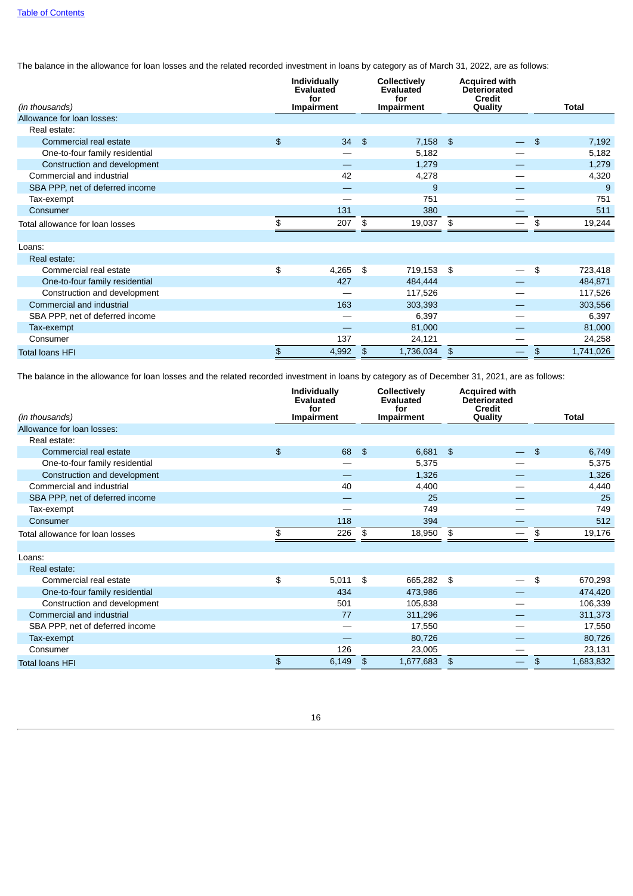The balance in the allowance for loan losses and the related recorded investment in loans by category as of March 31, 2022, are as follows:

| (in thousands) | Individually Evaluated for Impairment | Collectively Evaluated for Impairment | Acquired with Deteriorated Credit Quality | Total |
|---|---|---|---|---|
| Allowance for loan losses: | | | | |
| Real estate: | | | | |
| Commercial real estate | $ 34 | $ 7,158 | $ — | $ 7,192 |
| One-to-four family residential | — | 5,182 | — | 5,182 |
| Construction and development | — | 1,279 | — | 1,279 |
| Commercial and industrial | 42 | 4,278 | — | 4,320 |
| SBA PPP, net of deferred income | — | 9 | — | 9 |
| Tax-exempt | — | 751 | — | 751 |
| Consumer | 131 | 380 | — | 511 |
| Total allowance for loan losses | $ 207 | $ 19,037 | $ — | $ 19,244 |
| | | | | |
| Loans: | | | | |
| Real estate: | | | | |
| Commercial real estate | $ 4,265 | $ 719,153 | $ — | $ 723,418 |
| One-to-four family residential | 427 | 484,444 | — | 484,871 |
| Construction and development | — | 117,526 | — | 117,526 |
| Commercial and industrial | 163 | 303,393 | — | 303,556 |
| SBA PPP, net of deferred income | — | 6,397 | — | 6,397 |
| Tax-exempt | — | 81,000 | — | 81,000 |
| Consumer | 137 | 24,121 | — | 24,258 |
| Total loans HFI | $ 4,992 | $ 1,736,034 | $ — | $ 1,741,026 |

The balance in the allowance for loan losses and the related recorded investment in loans by category as of December 31, 2021, are as follows:

| (in thousands) | Individually Evaluated for Impairment | Collectively Evaluated for Impairment | Acquired with Deteriorated Credit Quality | Total |
|---|---|---|---|---|
| Allowance for loan losses: | | | | |
| Real estate: | | | | |
| Commercial real estate | $ 68 | $ 6,681 | $ — | $ 6,749 |
| One-to-four family residential | — | 5,375 | — | 5,375 |
| Construction and development | — | 1,326 | — | 1,326 |
| Commercial and industrial | 40 | 4,400 | — | 4,440 |
| SBA PPP, net of deferred income | — | 25 | — | 25 |
| Tax-exempt | — | 749 | — | 749 |
| Consumer | 118 | 394 | — | 512 |
| Total allowance for loan losses | $ 226 | $ 18,950 | $ — | $ 19,176 |
| | | | | |
| Loans: | | | | |
| Real estate: | | | | |
| Commercial real estate | $ 5,011 | $ 665,282 | $ — | $ 670,293 |
| One-to-four family residential | 434 | 473,986 | — | 474,420 |
| Construction and development | 501 | 105,838 | — | 106,339 |
| Commercial and industrial | 77 | 311,296 | — | 311,373 |
| SBA PPP, net of deferred income | — | 17,550 | — | 17,550 |
| Tax-exempt | — | 80,726 | — | 80,726 |
| Consumer | 126 | 23,005 | — | 23,131 |
| Total loans HFI | $ 6,149 | $ 1,677,683 | $ — | $ 1,683,832 |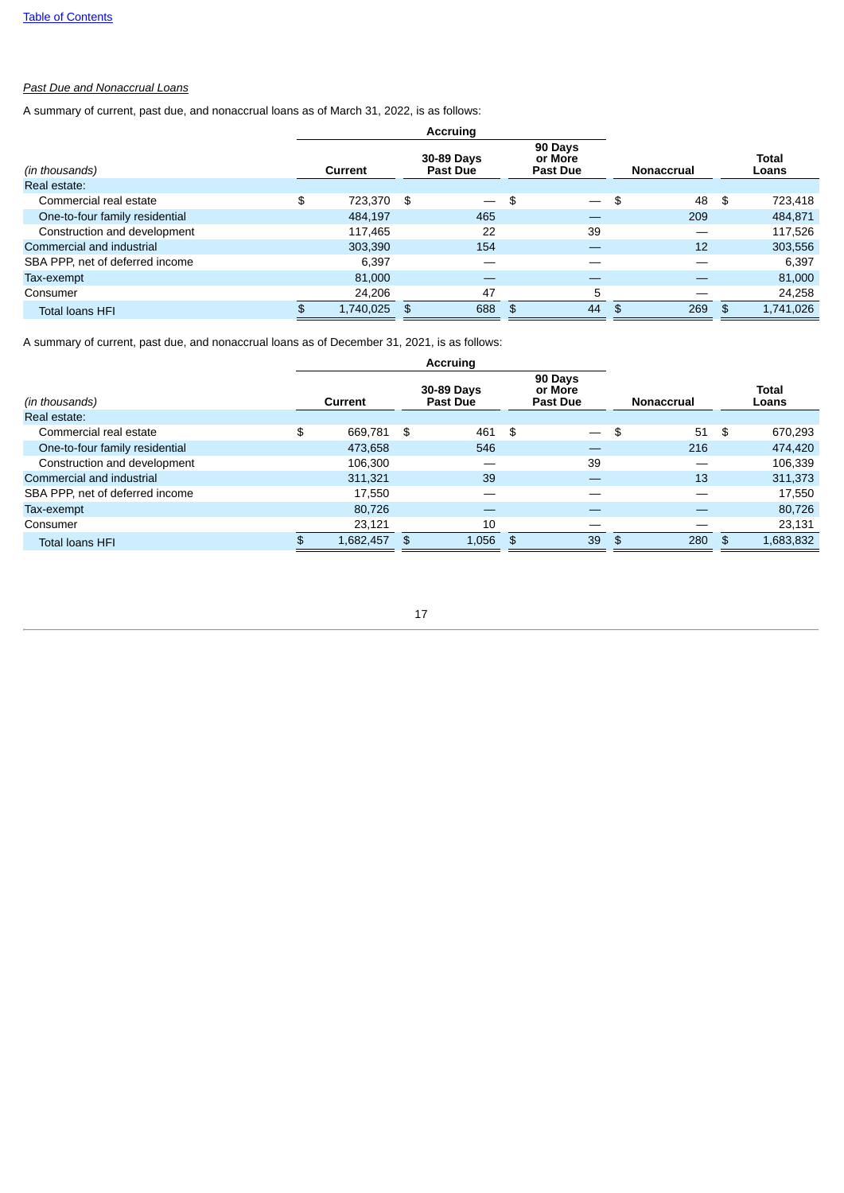*Past Due and Nonaccrual Loans*

A summary of current, past due, and nonaccrual loans as of March 31, 2022, is as follows:

| | Accruing | | | | |
|---|---|---|---|---|---|
| *(in thousands)* | Current | 30-89 Days Past Due | 90 Days or More Past Due | Nonaccrual | Total Loans |
| Real estate: | | | | | |
| Commercial real estate | $ 723,370 | $ — | $ — | $ 48 | $ 723,418 |
| One-to-four family residential | 484,197 | 465 | — | 209 | 484,871 |
| Construction and development | 117,465 | 22 | 39 | — | 117,526 |
| Commercial and industrial | 303,390 | 154 | — | 12 | 303,556 |
| SBA PPP, net of deferred income | 6,397 | — | — | — | 6,397 |
| Tax-exempt | 81,000 | — | — | — | 81,000 |
| Consumer | 24,206 | 47 | 5 | — | 24,258 |
| Total loans HFI | $ 1,740,025 | $ 688 | $ 44 | $ 269 | $ 1,741,026 |

A summary of current, past due, and nonaccrual loans as of December 31, 2021, is as follows:

| | Accruing | | | | |
|---|---|---|---|---|---|
| *(in thousands)* | Current | 30-89 Days Past Due | 90 Days or More Past Due | Nonaccrual | Total Loans |
| Real estate: | | | | | |
| Commercial real estate | $ 669,781 | $ 461 | $ — | $ 51 | $ 670,293 |
| One-to-four family residential | 473,658 | 546 | — | 216 | 474,420 |
| Construction and development | 106,300 | — | 39 | — | 106,339 |
| Commercial and industrial | 311,321 | 39 | — | 13 | 311,373 |
| SBA PPP, net of deferred income | 17,550 | — | — | — | 17,550 |
| Tax-exempt | 80,726 | — | — | — | 80,726 |
| Consumer | 23,121 | 10 | — | — | 23,131 |
| Total loans HFI | $ 1,682,457 | $ 1,056 | $ 39 | $ 280 | $ 1,683,832 |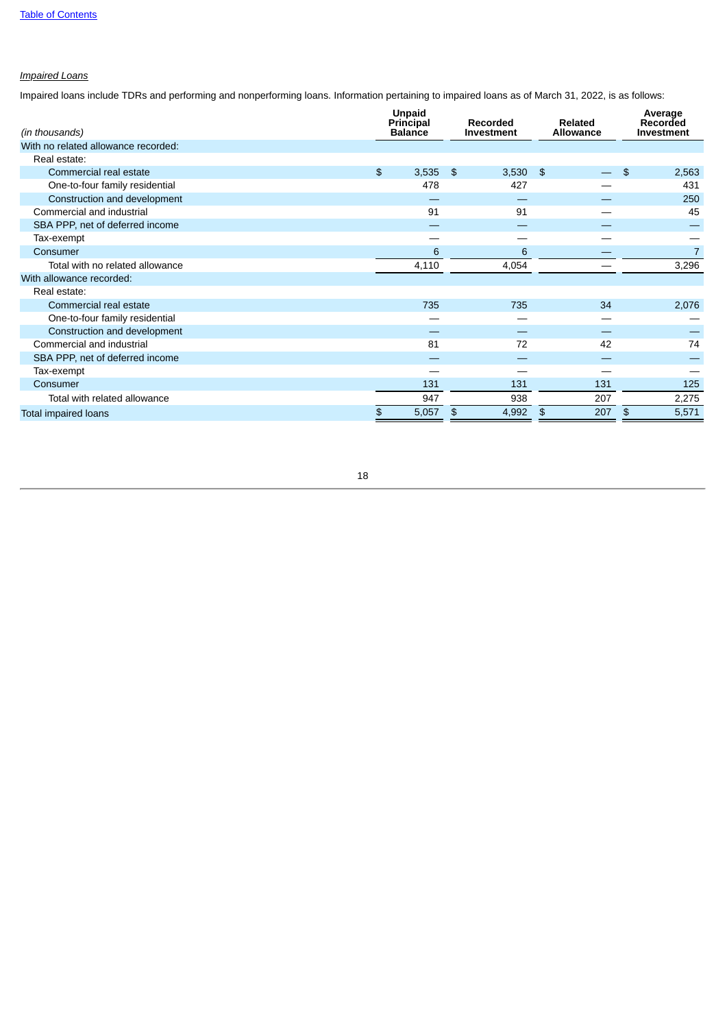*Impaired Loans*

Impaired loans include TDRs and performing and nonperforming loans. Information pertaining to impaired loans as of March 31, 2022, is as follows:

| (in thousands) | Unpaid Principal Balance | Recorded Investment | Related Allowance | Average Recorded Investment |
|---|---|---|---|---|
| With no related allowance recorded: | | | | |
| Real estate: | | | | |
| Commercial real estate | $ 3,535 | $ 3,530 | $ — | $ 2,563 |
| One-to-four family residential | 478 | 427 | — | 431 |
| Construction and development | — | — | — | 250 |
| Commercial and industrial | 91 | 91 | — | 45 |
| SBA PPP, net of deferred income | — | — | — | — |
| Tax-exempt | — | — | — | — |
| Consumer | 6 | 6 | — | 7 |
| Total with no related allowance | 4,110 | 4,054 | — | 3,296 |
| With allowance recorded: | | | | |
| Real estate: | | | | |
| Commercial real estate | 735 | 735 | 34 | 2,076 |
| One-to-four family residential | — | — | — | — |
| Construction and development | — | — | — | — |
| Commercial and industrial | 81 | 72 | 42 | 74 |
| SBA PPP, net of deferred income | — | — | — | — |
| Tax-exempt | — | — | — | — |
| Consumer | 131 | 131 | 131 | 125 |
| Total with related allowance | 947 | 938 | 207 | 2,275 |
| Total impaired loans | $ 5,057 | $ 4,992 | $ 207 | $ 5,571 |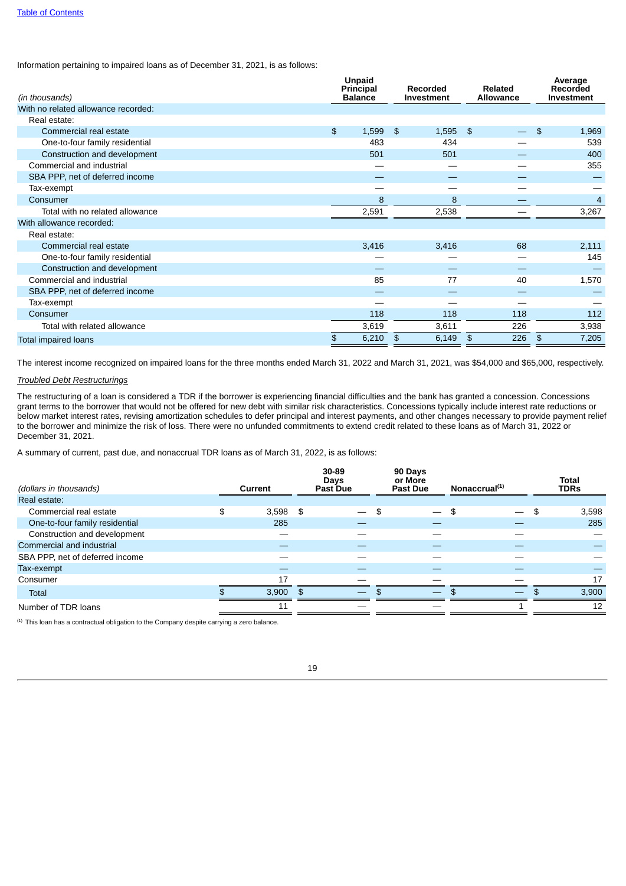Information pertaining to impaired loans as of December 31, 2021, is as follows:

| *(in thousands)* | Unpaid Principal Balance | Recorded Investment | Related Allowance | Average Recorded Investment |
|---|---|---|---|---|
| With no related allowance recorded: | | | | |
| Real estate: | | | | |
| Commercial real estate | $ 1,599 | $ 1,595 | $ — | $ 1,969 |
| One-to-four family residential | 483 | 434 | — | 539 |
| Construction and development | 501 | 501 | — | 400 |
| Commercial and industrial | — | — | — | 355 |
| SBA PPP, net of deferred income | — | — | — | — |
| Tax-exempt | — | — | — | — |
| Consumer | 8 | 8 | — | 4 |
| Total with no related allowance | 2,591 | 2,538 | — | 3,267 |
| With allowance recorded: | | | | |
| Real estate: | | | | |
| Commercial real estate | 3,416 | 3,416 | 68 | 2,111 |
| One-to-four family residential | — | — | — | 145 |
| Construction and development | — | — | — | — |
| Commercial and industrial | 85 | 77 | 40 | 1,570 |
| SBA PPP, net of deferred income | — | — | — | — |
| Tax-exempt | — | — | — | — |
| Consumer | 118 | 118 | 118 | 112 |
| Total with related allowance | 3,619 | 3,611 | 226 | 3,938 |
| Total impaired loans | $ 6,210 | $ 6,149 | $ 226 | $ 7,205 |

The interest income recognized on impaired loans for the three months ended March 31, 2022 and March 31, 2021, was $54,000 and $65,000, respectively.

*Troubled Debt Restructurings*

The restructuring of a loan is considered a TDR if the borrower is experiencing financial difficulties and the bank has granted a concession. Concessions grant terms to the borrower that would not be offered for new debt with similar risk characteristics. Concessions typically include interest rate reductions or below market interest rates, revising amortization schedules to defer principal and interest payments, and other changes necessary to provide payment relief to the borrower and minimize the risk of loss. There were no unfunded commitments to extend credit related to these loans as of March 31, 2022 or December 31, 2021.

A summary of current, past due, and nonaccrual TDR loans as of March 31, 2022, is as follows:

| *(dollars in thousands)* | Current | 30-89 Days Past Due | 90 Days or More Past Due | Nonaccrual[(1)] | Total TDRs |
|---|---|---|---|---|---|
| Real estate: | | | | | |
| Commercial real estate | $ 3,598 | $ — | $ — | $ — | $ 3,598 |
| One-to-four family residential | 285 | — | — | — | 285 |
| Construction and development | — | — | — | — | — |
| Commercial and industrial | — | — | — | — | — |
| SBA PPP, net of deferred income | — | — | — | — | — |
| Tax-exempt | — | — | — | — | — |
| Consumer | 17 | — | — | — | 17 |
| Total | $ 3,900 | $ — | $ — | $ — | $ 3,900 |
| Number of TDR loans | 11 | — | — | 1 | 12 |

[(1)] This loan has a contractual obligation to the Company despite carrying a zero balance.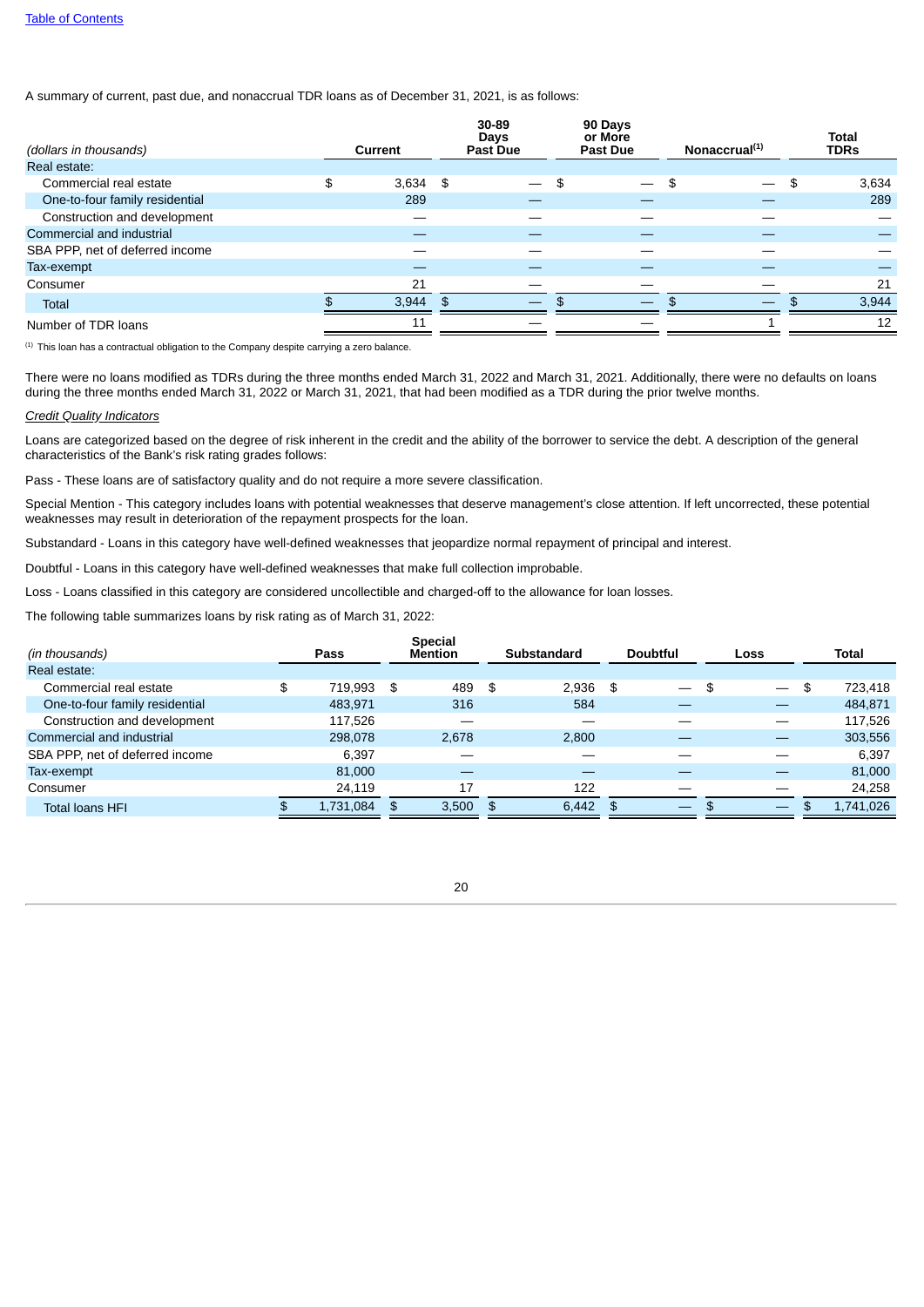A summary of current, past due, and nonaccrual TDR loans as of December 31, 2021, is as follows:

| (dollars in thousands) | Current | 30-89 Days Past Due | 90 Days or More Past Due | Nonaccrual[(1)] | Total TDRs |
|---|---|---|---|---|---|
| Real estate: | | | | | |
| Commercial real estate | $ 3,634 | $ — | $ — | $ — | $ 3,634 |
| One-to-four family residential | 289 | — | — | — | 289 |
| Construction and development | — | — | — | — | — |
| Commercial and industrial | — | — | — | — | — |
| SBA PPP, net of deferred income | — | — | — | — | — |
| Tax-exempt | — | — | — | — | — |
| Consumer | 21 | — | — | — | 21 |
| Total | $ 3,944 | $ — | $ — | $ — | $ 3,944 |
| Number of TDR loans | 11 | — | — | 1 | 12 |

(1) This loan has a contractual obligation to the Company despite carrying a zero balance.

There were no loans modified as TDRs during the three months ended March 31, 2022 and March 31, 2021. Additionally, there were no defaults on loans during the three months ended March 31, 2022 or March 31, 2021, that had been modified as a TDR during the prior twelve months.

*Credit Quality Indicators*

Loans are categorized based on the degree of risk inherent in the credit and the ability of the borrower to service the debt. A description of the general characteristics of the Bank's risk rating grades follows:

Pass - These loans are of satisfactory quality and do not require a more severe classification.

Special Mention - This category includes loans with potential weaknesses that deserve management's close attention. If left uncorrected, these potential weaknesses may result in deterioration of the repayment prospects for the loan.

Substandard - Loans in this category have well-defined weaknesses that jeopardize normal repayment of principal and interest.

Doubtful - Loans in this category have well-defined weaknesses that make full collection improbable.

Loss - Loans classified in this category are considered uncollectible and charged-off to the allowance for loan losses.

The following table summarizes loans by risk rating as of March 31, 2022:

| (in thousands) | Pass | Special Mention | Substandard | Doubtful | Loss | Total |
|---|---|---|---|---|---|---|
| Real estate: | | | | | | |
| Commercial real estate | $ 719,993 | $ 489 | $ 2,936 | $ — | $ — | $ 723,418 |
| One-to-four family residential | 483,971 | 316 | 584 | — | — | 484,871 |
| Construction and development | 117,526 | — | — | — | — | 117,526 |
| Commercial and industrial | 298,078 | 2,678 | 2,800 | — | — | 303,556 |
| SBA PPP, net of deferred income | 6,397 | — | — | — | — | 6,397 |
| Tax-exempt | 81,000 | — | — | — | — | 81,000 |
| Consumer | 24,119 | 17 | 122 | — | — | 24,258 |
| Total loans HFI | $ 1,731,084 | $ 3,500 | $ 6,442 | $ — | $ — | $ 1,741,026 |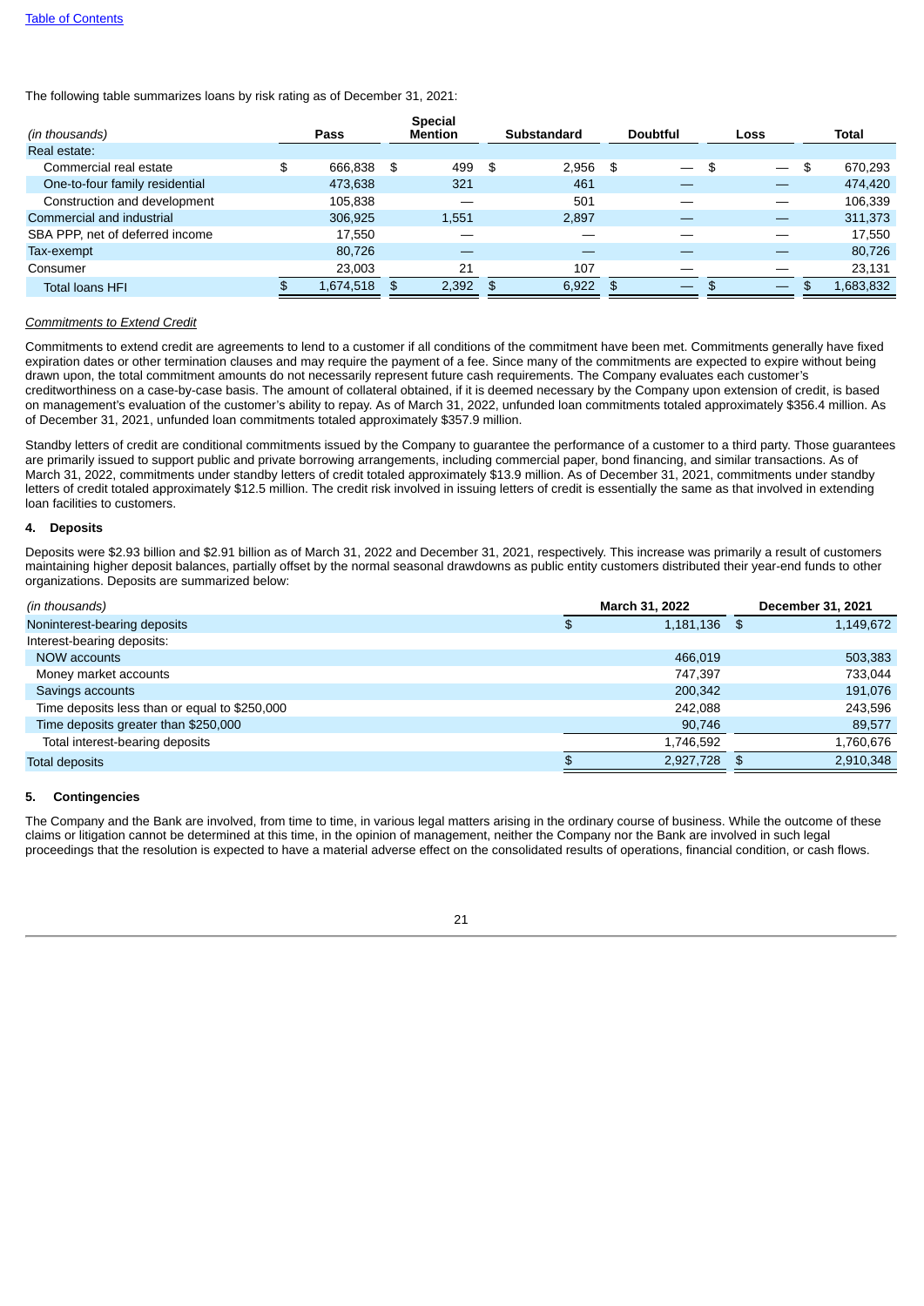The following table summarizes loans by risk rating as of December 31, 2021:

| (in thousands) | Pass | Special Mention | Substandard | Doubtful | Loss | Total |
|---|---|---|---|---|---|---|
| Real estate: | | | | | | |
| Commercial real estate | $ 666,838 | $ 499 | $ 2,956 | $ — | $ — | $ 670,293 |
| One-to-four family residential | 473,638 | 321 | 461 | — | — | 474,420 |
| Construction and development | 105,838 | — | 501 | — | — | 106,339 |
| Commercial and industrial | 306,925 | 1,551 | 2,897 | — | — | 311,373 |
| SBA PPP, net of deferred income | 17,550 | — | — | — | — | 17,550 |
| Tax-exempt | 80,726 | — | — | — | — | 80,726 |
| Consumer | 23,003 | 21 | 107 | — | — | 23,131 |
| Total loans HFI | $ 1,674,518 | $ 2,392 | $ 6,922 | $ — | $ — | $ 1,683,832 |

*Commitments to Extend Credit*

Commitments to extend credit are agreements to lend to a customer if all conditions of the commitment have been met. Commitments generally have fixed expiration dates or other termination clauses and may require the payment of a fee. Since many of the commitments are expected to expire without being drawn upon, the total commitment amounts do not necessarily represent future cash requirements. The Company evaluates each customer's creditworthiness on a case-by-case basis. The amount of collateral obtained, if it is deemed necessary by the Company upon extension of credit, is based on management's evaluation of the customer's ability to repay. As of March 31, 2022, unfunded loan commitments totaled approximately $356.4 million. As of December 31, 2021, unfunded loan commitments totaled approximately $357.9 million.

Standby letters of credit are conditional commitments issued by the Company to guarantee the performance of a customer to a third party. Those guarantees are primarily issued to support public and private borrowing arrangements, including commercial paper, bond financing, and similar transactions. As of March 31, 2022, commitments under standby letters of credit totaled approximately $13.9 million. As of December 31, 2021, commitments under standby letters of credit totaled approximately $12.5 million. The credit risk involved in issuing letters of credit is essentially the same as that involved in extending loan facilities to customers.

**4. Deposits**

Deposits were $2.93 billion and $2.91 billion as of March 31, 2022 and December 31, 2021, respectively. This increase was primarily a result of customers maintaining higher deposit balances, partially offset by the normal seasonal drawdowns as public entity customers distributed their year-end funds to other organizations. Deposits are summarized below:

| (in thousands) | March 31, 2022 | December 31, 2021 |
|---|---|---|
| Noninterest-bearing deposits | $ 1,181,136 | $ 1,149,672 |
| Interest-bearing deposits: | | |
| NOW accounts | 466,019 | 503,383 |
| Money market accounts | 747,397 | 733,044 |
| Savings accounts | 200,342 | 191,076 |
| Time deposits less than or equal to $250,000 | 242,088 | 243,596 |
| Time deposits greater than $250,000 | 90,746 | 89,577 |
| Total interest-bearing deposits | 1,746,592 | 1,760,676 |
| Total deposits | $ 2,927,728 | $ 2,910,348 |

**5. Contingencies**

The Company and the Bank are involved, from time to time, in various legal matters arising in the ordinary course of business. While the outcome of these claims or litigation cannot be determined at this time, in the opinion of management, neither the Company nor the Bank are involved in such legal proceedings that the resolution is expected to have a material adverse effect on the consolidated results of operations, financial condition, or cash flows.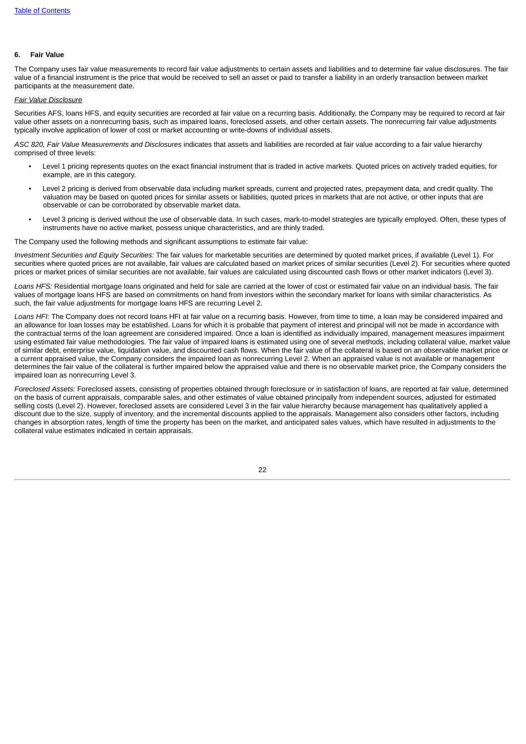## 6. Fair Value

The Company uses fair value measurements to record fair value adjustments to certain assets and liabilities and to determine fair value disclosures. The fair value of a financial instrument is the price that would be received to sell an asset or paid to transfer a liability in an orderly transaction between market participants at the measurement date.

*Fair Value Disclosure*

Securities AFS, loans HFS, and equity securities are recorded at fair value on a recurring basis. Additionally, the Company may be required to record at fair value other assets on a nonrecurring basis, such as impaired loans, foreclosed assets, and other certain assets. The nonrecurring fair value adjustments typically involve application of lower of cost or market accounting or write-downs of individual assets.

*ASC 820, Fair Value Measurements and Disclosures* indicates that assets and liabilities are recorded at fair value according to a fair value hierarchy comprised of three levels:

- Level 1 pricing represents quotes on the exact financial instrument that is traded in active markets. Quoted prices on actively traded equities, for example, are in this category.
- Level 2 pricing is derived from observable data including market spreads, current and projected rates, prepayment data, and credit quality. The valuation may be based on quoted prices for similar assets or liabilities, quoted prices in markets that are not active, or other inputs that are observable or can be corroborated by observable market data.
- Level 3 pricing is derived without the use of observable data. In such cases, mark-to-model strategies are typically employed. Often, these types of instruments have no active market, possess unique characteristics, and are thinly traded.

The Company used the following methods and significant assumptions to estimate fair value:

*Investment Securities and Equity Securities:* The fair values for marketable securities are determined by quoted market prices, if available (Level 1). For securities where quoted prices are not available, fair values are calculated based on market prices of similar securities (Level 2). For securities where quoted prices or market prices of similar securities are not available, fair values are calculated using discounted cash flows or other market indicators (Level 3).

*Loans HFS:* Residential mortgage loans originated and held for sale are carried at the lower of cost or estimated fair value on an individual basis. The fair values of mortgage loans HFS are based on commitments on hand from investors within the secondary market for loans with similar characteristics. As such, the fair value adjustments for mortgage loans HFS are recurring Level 2.

*Loans HFI:* The Company does not record loans HFI at fair value on a recurring basis. However, from time to time, a loan may be considered impaired and an allowance for loan losses may be established. Loans for which it is probable that payment of interest and principal will not be made in accordance with the contractual terms of the loan agreement are considered impaired. Once a loan is identified as individually impaired, management measures impairment using estimated fair value methodologies. The fair value of impaired loans is estimated using one of several methods, including collateral value, market value of similar debt, enterprise value, liquidation value, and discounted cash flows. When the fair value of the collateral is based on an observable market price or a current appraised value, the Company considers the impaired loan as nonrecurring Level 2. When an appraised value is not available or management determines the fair value of the collateral is further impaired below the appraised value and there is no observable market price, the Company considers the impaired loan as nonrecurring Level 3.

*Foreclosed Assets:* Foreclosed assets, consisting of properties obtained through foreclosure or in satisfaction of loans, are reported at fair value, determined on the basis of current appraisals, comparable sales, and other estimates of value obtained principally from independent sources, adjusted for estimated selling costs (Level 2). However, foreclosed assets are considered Level 3 in the fair value hierarchy because management has qualitatively applied a discount due to the size, supply of inventory, and the incremental discounts applied to the appraisals. Management also considers other factors, including changes in absorption rates, length of time the property has been on the market, and anticipated sales values, which have resulted in adjustments to the collateral value estimates indicated in certain appraisals.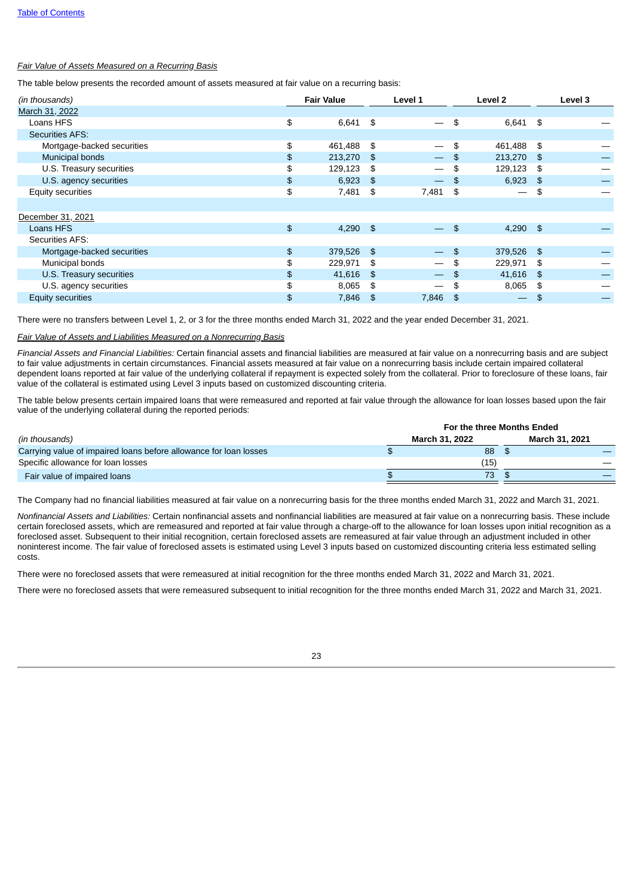[Table of Contents](#)

*Fair Value of Assets Measured on a Recurring Basis*

The table below presents the recorded amount of assets measured at fair value on a recurring basis:

| *(in thousands)* | Fair Value | Level 1 | Level 2 | Level 3 |
|---|---|---|---|---|
| March 31, 2022 | | | | |
| Loans HFS | $ 6,641 | $ — | $ 6,641 | $ — |
| Securities AFS: | | | | |
| Mortgage-backed securities | $ 461,488 | $ — | $ 461,488 | $ — |
| Municipal bonds | $ 213,270 | $ — | $ 213,270 | $ — |
| U.S. Treasury securities | $ 129,123 | $ — | $ 129,123 | $ — |
| U.S. agency securities | $ 6,923 | $ — | $ 6,923 | $ — |
| Equity securities | $ 7,481 | $ 7,481 | $ — | $ — |
| | | | | |
| December 31, 2021 | | | | |
| Loans HFS | $ 4,290 | $ — | $ 4,290 | $ — |
| Securities AFS: | | | | |
| Mortgage-backed securities | $ 379,526 | $ — | $ 379,526 | $ — |
| Municipal bonds | $ 229,971 | $ — | $ 229,971 | $ — |
| U.S. Treasury securities | $ 41,616 | $ — | $ 41,616 | $ — |
| U.S. agency securities | $ 8,065 | $ — | $ 8,065 | $ — |
| Equity securities | $ 7,846 | $ 7,846 | $ — | $ — |

There were no transfers between Level 1, 2, or 3 for the three months ended March 31, 2022 and the year ended December 31, 2021.

*Fair Value of Assets and Liabilities Measured on a Nonrecurring Basis*

*Financial Assets and Financial Liabilities:* Certain financial assets and financial liabilities are measured at fair value on a nonrecurring basis and are subject to fair value adjustments in certain circumstances. Financial assets measured at fair value on a nonrecurring basis include certain impaired collateral dependent loans reported at fair value of the underlying collateral if repayment is expected solely from the collateral. Prior to foreclosure of these loans, fair value of the collateral is estimated using Level 3 inputs based on customized discounting criteria.

The table below presents certain impaired loans that were remeasured and reported at fair value through the allowance for loan losses based upon the fair value of the underlying collateral during the reported periods:

| | For the three Months Ended | |
|---|---|---|
| *(in thousands)* | March 31, 2022 | March 31, 2021 |
| Carrying value of impaired loans before allowance for loan losses | $ 88 | $ — |
| Specific allowance for loan losses | (15) | — |
| Fair value of impaired loans | $ 73 | $ — |

The Company had no financial liabilities measured at fair value on a nonrecurring basis for the three months ended March 31, 2022 and March 31, 2021.

*Nonfinancial Assets and Liabilities:* Certain nonfinancial assets and nonfinancial liabilities are measured at fair value on a nonrecurring basis. These include certain foreclosed assets, which are remeasured and reported at fair value through a charge-off to the allowance for loan losses upon initial recognition as a foreclosed asset. Subsequent to their initial recognition, certain foreclosed assets are remeasured at fair value through an adjustment included in other noninterest income. The fair value of foreclosed assets is estimated using Level 3 inputs based on customized discounting criteria less estimated selling costs.

There were no foreclosed assets that were remeasured at initial recognition for the three months ended March 31, 2022 and March 31, 2021.

There were no foreclosed assets that were remeasured subsequent to initial recognition for the three months ended March 31, 2022 and March 31, 2021.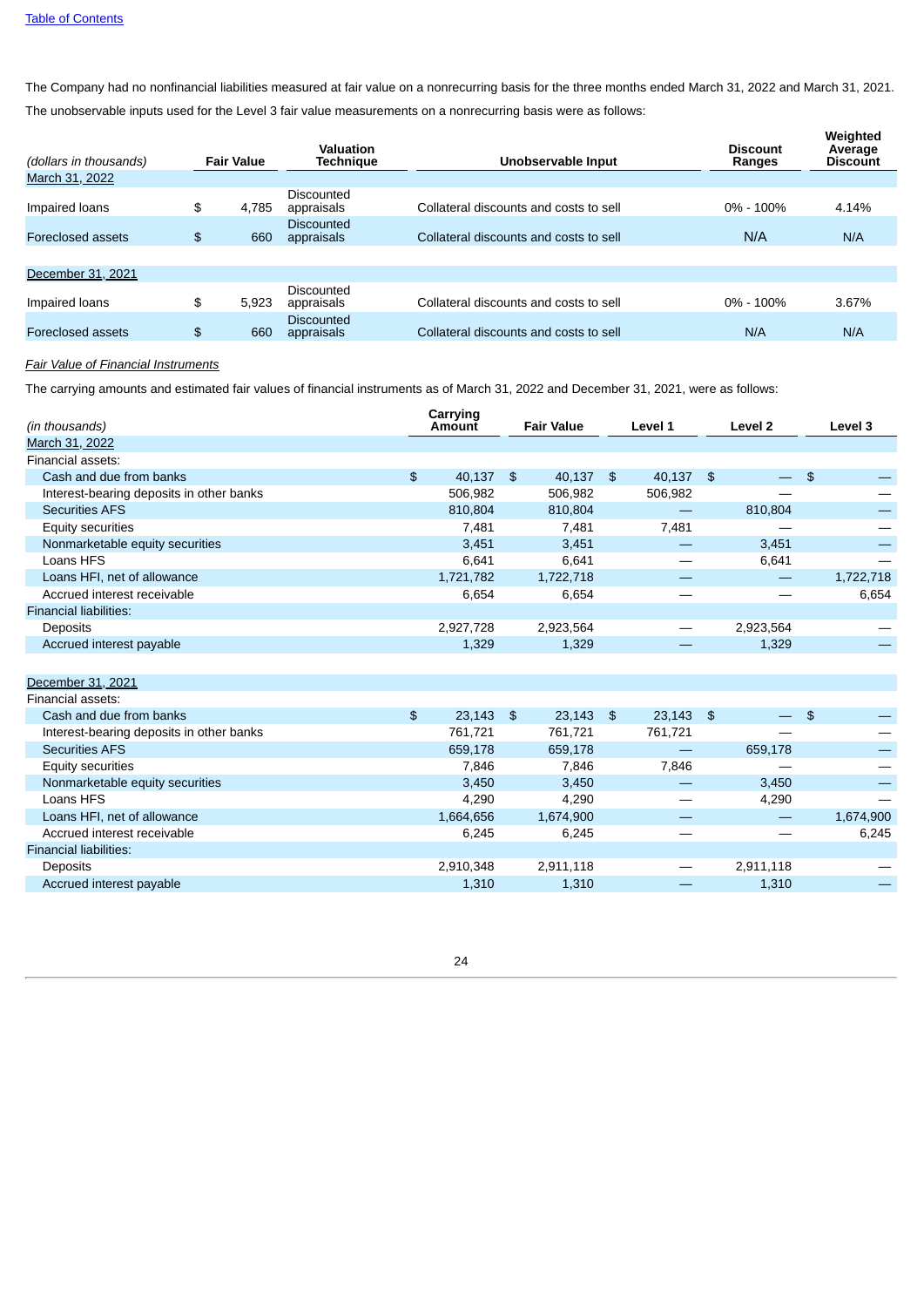The Company had no nonfinancial liabilities measured at fair value on a nonrecurring basis for the three months ended March 31, 2022 and March 31, 2021.

The unobservable inputs used for the Level 3 fair value measurements on a nonrecurring basis were as follows:

| (dollars in thousands) | Fair Value | Valuation Technique | Unobservable Input | Discount Ranges | Weighted Average Discount |
|---|---|---|---|---|---|
| March 31, 2022 | | | | | |
| Impaired loans | $ 4,785 | Discounted appraisals | Collateral discounts and costs to sell | 0% - 100% | 4.14% |
| Foreclosed assets | $ 660 | Discounted appraisals | Collateral discounts and costs to sell | N/A | N/A |
| | | | | | |
| December 31, 2021 | | | | | |
| Impaired loans | $ 5,923 | Discounted appraisals | Collateral discounts and costs to sell | 0% - 100% | 3.67% |
| Foreclosed assets | $ 660 | Discounted appraisals | Collateral discounts and costs to sell | N/A | N/A |

*Fair Value of Financial Instruments*

The carrying amounts and estimated fair values of financial instruments as of March 31, 2022 and December 31, 2021, were as follows:

| (in thousands) | Carrying Amount | Fair Value | Level 1 | Level 2 | Level 3 |
|---|---|---|---|---|---|
| March 31, 2022 | | | | | |
| Financial assets: | | | | | |
| Cash and due from banks | $ 40,137 | $ 40,137 | $ 40,137 | $ — | $ — |
| Interest-bearing deposits in other banks | 506,982 | 506,982 | 506,982 | — | — |
| Securities AFS | 810,804 | 810,804 | — | 810,804 | — |
| Equity securities | 7,481 | 7,481 | 7,481 | — | — |
| Nonmarketable equity securities | 3,451 | 3,451 | — | 3,451 | — |
| Loans HFS | 6,641 | 6,641 | — | 6,641 | — |
| Loans HFI, net of allowance | 1,721,782 | 1,722,718 | — | — | 1,722,718 |
| Accrued interest receivable | 6,654 | 6,654 | — | — | 6,654 |
| Financial liabilities: | | | | | |
| Deposits | 2,927,728 | 2,923,564 | — | 2,923,564 | — |
| Accrued interest payable | 1,329 | 1,329 | — | 1,329 | — |
| | | | | | |
| December 31, 2021 | | | | | |
| Financial assets: | | | | | |
| Cash and due from banks | $ 23,143 | $ 23,143 | $ 23,143 | $ — | $ — |
| Interest-bearing deposits in other banks | 761,721 | 761,721 | 761,721 | — | — |
| Securities AFS | 659,178 | 659,178 | — | 659,178 | — |
| Equity securities | 7,846 | 7,846 | 7,846 | — | — |
| Nonmarketable equity securities | 3,450 | 3,450 | — | 3,450 | — |
| Loans HFS | 4,290 | 4,290 | — | 4,290 | — |
| Loans HFI, net of allowance | 1,664,656 | 1,674,900 | — | — | 1,674,900 |
| Accrued interest receivable | 6,245 | 6,245 | — | — | 6,245 |
| Financial liabilities: | | | | | |
| Deposits | 2,910,348 | 2,911,118 | — | 2,911,118 | — |
| Accrued interest payable | 1,310 | 1,310 | — | 1,310 | — |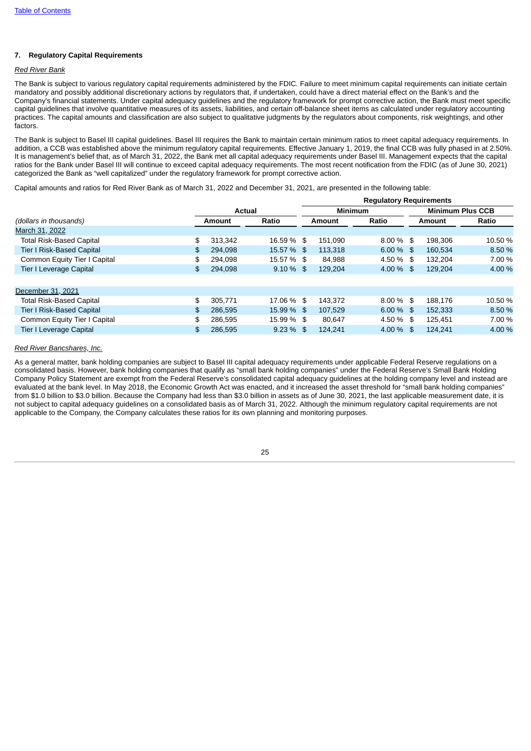Table of Contents

## 7. Regulatory Capital Requirements

*Red River Bank*

The Bank is subject to various regulatory capital requirements administered by the FDIC. Failure to meet minimum capital requirements can initiate certain mandatory and possibly additional discretionary actions by regulators that, if undertaken, could have a direct material effect on the Bank's and the Company's financial statements. Under capital adequacy guidelines and the regulatory framework for prompt corrective action, the Bank must meet specific capital guidelines that involve quantitative measures of its assets, liabilities, and certain off-balance sheet items as calculated under regulatory accounting practices. The capital amounts and classification are also subject to qualitative judgments by the regulators about components, risk weightings, and other factors.

The Bank is subject to Basel III capital guidelines. Basel III requires the Bank to maintain certain minimum ratios to meet capital adequacy requirements. In addition, a CCB was established above the minimum regulatory capital requirements. Effective January 1, 2019, the final CCB was fully phased in at 2.50%. It is management's belief that, as of March 31, 2022, the Bank met all capital adequacy requirements under Basel III. Management expects that the capital ratios for the Bank under Basel III will continue to exceed capital adequacy requirements. The most recent notification from the FDIC (as of June 30, 2021) categorized the Bank as "well capitalized" under the regulatory framework for prompt corrective action.

Capital amounts and ratios for Red River Bank as of March 31, 2022 and December 31, 2021, are presented in the following table:

| | | | Regulatory Requirements | | | |
|---|---|---|---|---|---|---|
| | Actual | | Minimum | | Minimum Plus CCB | |
| *(dollars in thousands)* | Amount | Ratio | Amount | Ratio | Amount | Ratio |
| March 31, 2022 | | | | | | |
| Total Risk-Based Capital | $ 313,342 | 16.59 % | $ 151,090 | 8.00 % | $ 198,306 | 10.50 % |
| Tier I Risk-Based Capital | $ 294,098 | 15.57 % | $ 113,318 | 6.00 % | $ 160,534 | 8.50 % |
| Common Equity Tier I Capital | $ 294,098 | 15.57 % | $ 84,988 | 4.50 % | $ 132,204 | 7.00 % |
| Tier I Leverage Capital | $ 294,098 | 9.10 % | $ 129,204 | 4.00 % | $ 129,204 | 4.00 % |
| | | | | | | |
| December 31, 2021 | | | | | | |
| Total Risk-Based Capital | $ 305,771 | 17.06 % | $ 143,372 | 8.00 % | $ 188,176 | 10.50 % |
| Tier I Risk-Based Capital | $ 286,595 | 15.99 % | $ 107,529 | 6.00 % | $ 152,333 | 8.50 % |
| Common Equity Tier I Capital | $ 286,595 | 15.99 % | $ 80,647 | 4.50 % | $ 125,451 | 7.00 % |
| Tier I Leverage Capital | $ 286,595 | 9.23 % | $ 124,241 | 4.00 % | $ 124,241 | 4.00 % |

*Red River Bancshares, Inc.*

As a general matter, bank holding companies are subject to Basel III capital adequacy requirements under applicable Federal Reserve regulations on a consolidated basis. However, bank holding companies that qualify as "small bank holding companies" under the Federal Reserve's Small Bank Holding Company Policy Statement are exempt from the Federal Reserve's consolidated capital adequacy guidelines at the holding company level and instead are evaluated at the bank level. In May 2018, the Economic Growth Act was enacted, and it increased the asset threshold for "small bank holding companies" from $1.0 billion to $3.0 billion. Because the Company had less than $3.0 billion in assets as of June 30, 2021, the last applicable measurement date, it is not subject to capital adequacy guidelines on a consolidated basis as of March 31, 2022. Although the minimum regulatory capital requirements are not applicable to the Company, the Company calculates these ratios for its own planning and monitoring purposes.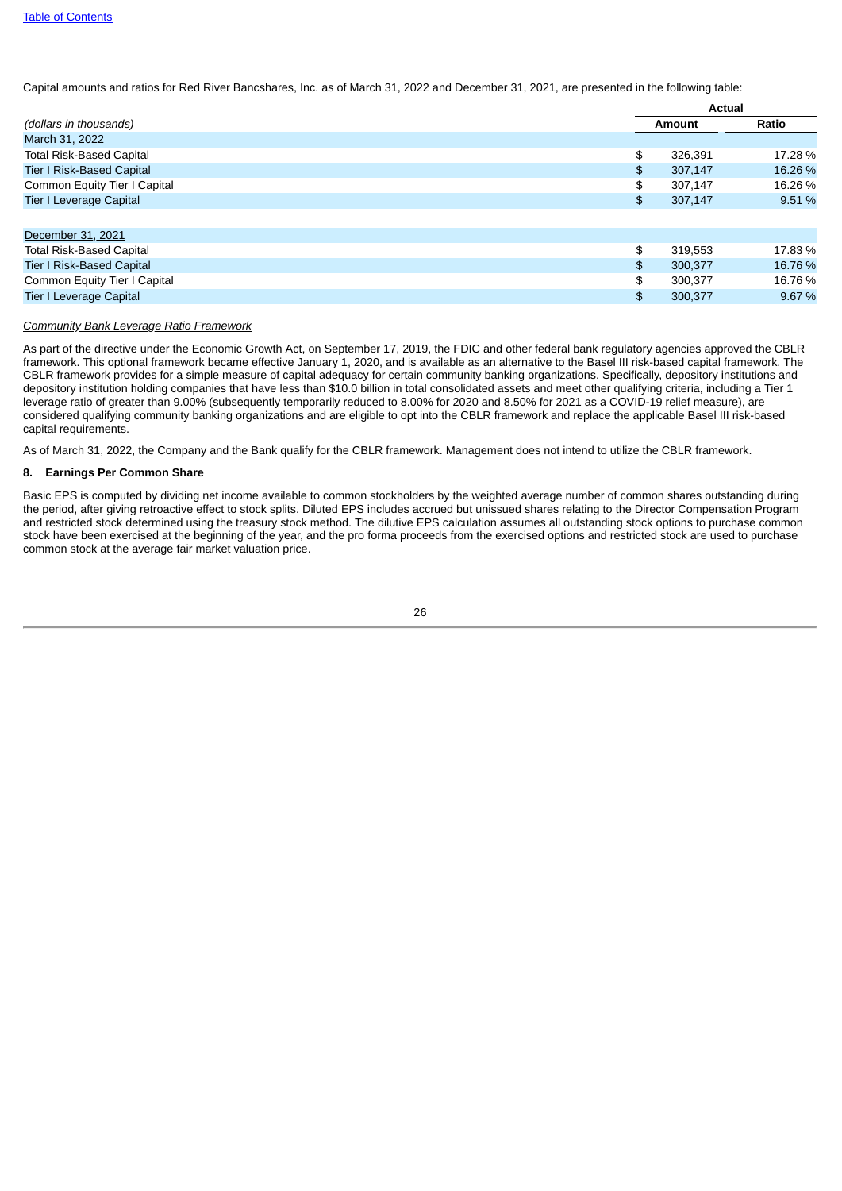Capital amounts and ratios for Red River Bancshares, Inc. as of March 31, 2022 and December 31, 2021, are presented in the following table:

| (dollars in thousands) | Actual | |
|---|---|---|
| | Amount | Ratio |
| March 31, 2022 | | |
| Total Risk-Based Capital | $ 326,391 | 17.28 % |
| Tier I Risk-Based Capital | $ 307,147 | 16.26 % |
| Common Equity Tier I Capital | $ 307,147 | 16.26 % |
| Tier I Leverage Capital | $ 307,147 | 9.51 % |
| | | |
| December 31, 2021 | | |
| Total Risk-Based Capital | $ 319,553 | 17.83 % |
| Tier I Risk-Based Capital | $ 300,377 | 16.76 % |
| Common Equity Tier I Capital | $ 300,377 | 16.76 % |
| Tier I Leverage Capital | $ 300,377 | 9.67 % |

*Community Bank Leverage Ratio Framework*

As part of the directive under the Economic Growth Act, on September 17, 2019, the FDIC and other federal bank regulatory agencies approved the CBLR framework. This optional framework became effective January 1, 2020, and is available as an alternative to the Basel III risk-based capital framework. The CBLR framework provides for a simple measure of capital adequacy for certain community banking organizations. Specifically, depository institutions and depository institution holding companies that have less than $10.0 billion in total consolidated assets and meet other qualifying criteria, including a Tier 1 leverage ratio of greater than 9.00% (subsequently temporarily reduced to 8.00% for 2020 and 8.50% for 2021 as a COVID-19 relief measure), are considered qualifying community banking organizations and are eligible to opt into the CBLR framework and replace the applicable Basel III risk-based capital requirements.

As of March 31, 2022, the Company and the Bank qualify for the CBLR framework. Management does not intend to utilize the CBLR framework.

**8. Earnings Per Common Share**

Basic EPS is computed by dividing net income available to common stockholders by the weighted average number of common shares outstanding during the period, after giving retroactive effect to stock splits. Diluted EPS includes accrued but unissued shares relating to the Director Compensation Program and restricted stock determined using the treasury stock method. The dilutive EPS calculation assumes all outstanding stock options to purchase common stock have been exercised at the beginning of the year, and the pro forma proceeds from the exercised options and restricted stock are used to purchase common stock at the average fair market valuation price.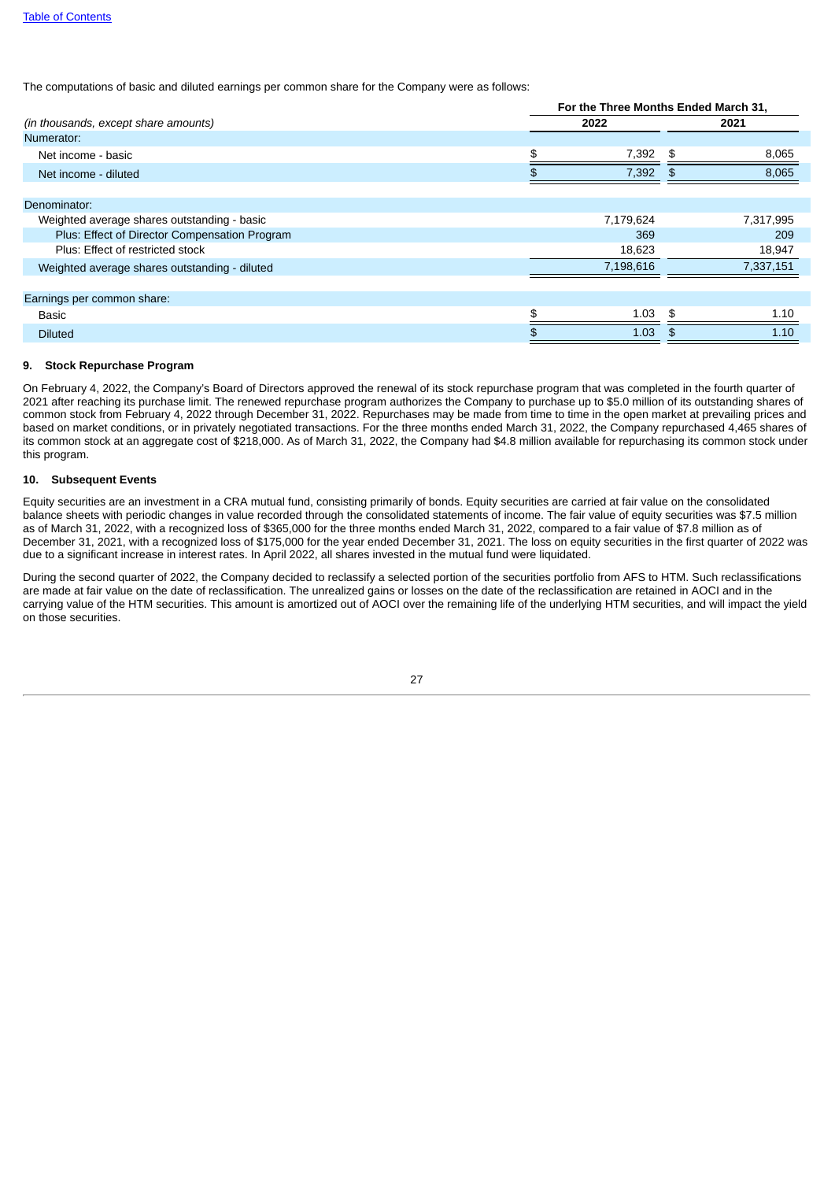The computations of basic and diluted earnings per common share for the Company were as follows:

| | For the Three Months Ended March 31, | |
|---|---|---|
| *(in thousands, except share amounts)* | 2022 | 2021 |
| Numerator: | | |
| Net income - basic | $ 7,392 | $ 8,065 |
| Net income - diluted | $ 7,392 | $ 8,065 |
| Denominator: | | |
| Weighted average shares outstanding - basic | 7,179,624 | 7,317,995 |
| Plus: Effect of Director Compensation Program | 369 | 209 |
| Plus: Effect of restricted stock | 18,623 | 18,947 |
| Weighted average shares outstanding - diluted | 7,198,616 | 7,337,151 |
| Earnings per common share: | | |
| Basic | $ 1.03 | $ 1.10 |
| Diluted | $ 1.03 | $ 1.10 |

### 9. Stock Repurchase Program

On February 4, 2022, the Company's Board of Directors approved the renewal of its stock repurchase program that was completed in the fourth quarter of 2021 after reaching its purchase limit. The renewed repurchase program authorizes the Company to purchase up to $5.0 million of its outstanding shares of common stock from February 4, 2022 through December 31, 2022. Repurchases may be made from time to time in the open market at prevailing prices and based on market conditions, or in privately negotiated transactions. For the three months ended March 31, 2022, the Company repurchased 4,465 shares of its common stock at an aggregate cost of $218,000. As of March 31, 2022, the Company had $4.8 million available for repurchasing its common stock under this program.

### 10. Subsequent Events

Equity securities are an investment in a CRA mutual fund, consisting primarily of bonds. Equity securities are carried at fair value on the consolidated balance sheets with periodic changes in value recorded through the consolidated statements of income. The fair value of equity securities was $7.5 million as of March 31, 2022, with a recognized loss of $365,000 for the three months ended March 31, 2022, compared to a fair value of $7.8 million as of December 31, 2021, with a recognized loss of $175,000 for the year ended December 31, 2021. The loss on equity securities in the first quarter of 2022 was due to a significant increase in interest rates. In April 2022, all shares invested in the mutual fund were liquidated.

During the second quarter of 2022, the Company decided to reclassify a selected portion of the securities portfolio from AFS to HTM. Such reclassifications are made at fair value on the date of reclassification. The unrealized gains or losses on the date of the reclassification are retained in AOCI and in the carrying value of the HTM securities. This amount is amortized out of AOCI over the remaining life of the underlying HTM securities, and will impact the yield on those securities.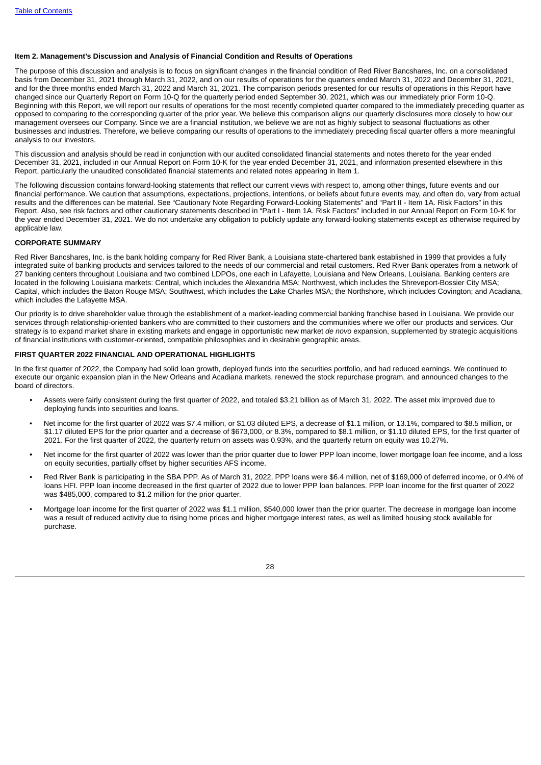### Item 2. Management's Discussion and Analysis of Financial Condition and Results of Operations

The purpose of this discussion and analysis is to focus on significant changes in the financial condition of Red River Bancshares, Inc. on a consolidated basis from December 31, 2021 through March 31, 2022, and on our results of operations for the quarters ended March 31, 2022 and December 31, 2021, and for the three months ended March 31, 2022 and March 31, 2021. The comparison periods presented for our results of operations in this Report have changed since our Quarterly Report on Form 10-Q for the quarterly period ended September 30, 2021, which was our immediately prior Form 10-Q. Beginning with this Report, we will report our results of operations for the most recently completed quarter compared to the immediately preceding quarter as opposed to comparing to the corresponding quarter of the prior year. We believe this comparison aligns our quarterly disclosures more closely to how our management oversees our Company. Since we are a financial institution, we believe we are not as highly subject to seasonal fluctuations as other businesses and industries. Therefore, we believe comparing our results of operations to the immediately preceding fiscal quarter offers a more meaningful analysis to our investors.

This discussion and analysis should be read in conjunction with our audited consolidated financial statements and notes thereto for the year ended December 31, 2021, included in our Annual Report on Form 10-K for the year ended December 31, 2021, and information presented elsewhere in this Report, particularly the unaudited consolidated financial statements and related notes appearing in Item 1.

The following discussion contains forward-looking statements that reflect our current views with respect to, among other things, future events and our financial performance. We caution that assumptions, expectations, projections, intentions, or beliefs about future events may, and often do, vary from actual results and the differences can be material. See "Cautionary Note Regarding Forward-Looking Statements" and "Part II - Item 1A. Risk Factors" in this Report. Also, see risk factors and other cautionary statements described in "Part I - Item 1A. Risk Factors" included in our Annual Report on Form 10-K for the year ended December 31, 2021. We do not undertake any obligation to publicly update any forward-looking statements except as otherwise required by applicable law.

### CORPORATE SUMMARY

Red River Bancshares, Inc. is the bank holding company for Red River Bank, a Louisiana state-chartered bank established in 1999 that provides a fully integrated suite of banking products and services tailored to the needs of our commercial and retail customers. Red River Bank operates from a network of 27 banking centers throughout Louisiana and two combined LDPOs, one each in Lafayette, Louisiana and New Orleans, Louisiana. Banking centers are located in the following Louisiana markets: Central, which includes the Alexandria MSA; Northwest, which includes the Shreveport-Bossier City MSA; Capital, which includes the Baton Rouge MSA; Southwest, which includes the Lake Charles MSA; the Northshore, which includes Covington; and Acadiana, which includes the Lafayette MSA.

Our priority is to drive shareholder value through the establishment of a market-leading commercial banking franchise based in Louisiana. We provide our services through relationship-oriented bankers who are committed to their customers and the communities where we offer our products and services. Our strategy is to expand market share in existing markets and engage in opportunistic new market *de novo* expansion, supplemented by strategic acquisitions of financial institutions with customer-oriented, compatible philosophies and in desirable geographic areas.

### FIRST QUARTER 2022 FINANCIAL AND OPERATIONAL HIGHLIGHTS

In the first quarter of 2022, the Company had solid loan growth, deployed funds into the securities portfolio, and had reduced earnings. We continued to execute our organic expansion plan in the New Orleans and Acadiana markets, renewed the stock repurchase program, and announced changes to the board of directors.

- Assets were fairly consistent during the first quarter of 2022, and totaled $3.21 billion as of March 31, 2022. The asset mix improved due to deploying funds into securities and loans.
- Net income for the first quarter of 2022 was $7.4 million, or $1.03 diluted EPS, a decrease of $1.1 million, or 13.1%, compared to $8.5 million, or $1.17 diluted EPS for the prior quarter and a decrease of $673,000, or 8.3%, compared to $8.1 million, or $1.10 diluted EPS, for the first quarter of 2021. For the first quarter of 2022, the quarterly return on assets was 0.93%, and the quarterly return on equity was 10.27%.
- Net income for the first quarter of 2022 was lower than the prior quarter due to lower PPP loan income, lower mortgage loan fee income, and a loss on equity securities, partially offset by higher securities AFS income.
- Red River Bank is participating in the SBA PPP. As of March 31, 2022, PPP loans were $6.4 million, net of $169,000 of deferred income, or 0.4% of loans HFI. PPP loan income decreased in the first quarter of 2022 due to lower PPP loan balances. PPP loan income for the first quarter of 2022 was $485,000, compared to $1.2 million for the prior quarter.
- Mortgage loan income for the first quarter of 2022 was $1.1 million, $540,000 lower than the prior quarter. The decrease in mortgage loan income was a result of reduced activity due to rising home prices and higher mortgage interest rates, as well as limited housing stock available for purchase.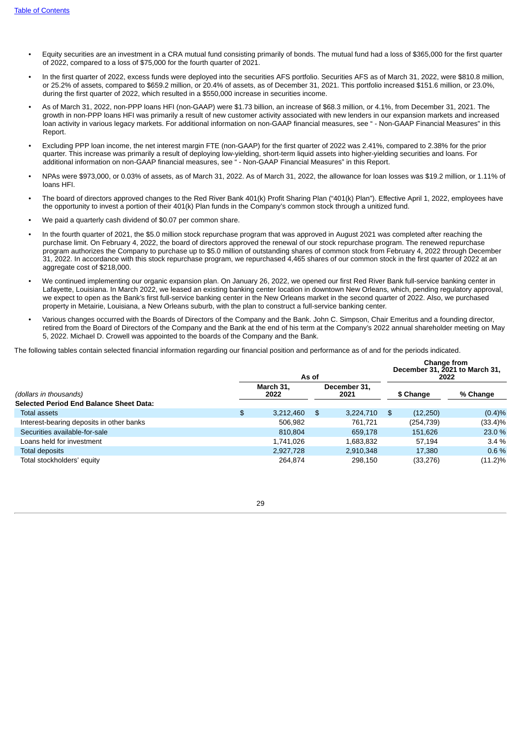- Equity securities are an investment in a CRA mutual fund consisting primarily of bonds. The mutual fund had a loss of $365,000 for the first quarter of 2022, compared to a loss of $75,000 for the fourth quarter of 2021.
- In the first quarter of 2022, excess funds were deployed into the securities AFS portfolio. Securities AFS as of March 31, 2022, were $810.8 million, or 25.2% of assets, compared to $659.2 million, or 20.4% of assets, as of December 31, 2021. This portfolio increased $151.6 million, or 23.0%, during the first quarter of 2022, which resulted in a $550,000 increase in securities income.
- As of March 31, 2022, non-PPP loans HFI (non-GAAP) were $1.73 billion, an increase of $68.3 million, or 4.1%, from December 31, 2021. The growth in non-PPP loans HFI was primarily a result of new customer activity associated with new lenders in our expansion markets and increased loan activity in various legacy markets. For additional information on non-GAAP financial measures, see " - Non-GAAP Financial Measures" in this Report.
- Excluding PPP loan income, the net interest margin FTE (non-GAAP) for the first quarter of 2022 was 2.41%, compared to 2.38% for the prior quarter. This increase was primarily a result of deploying low-yielding, short-term liquid assets into higher-yielding securities and loans. For additional information on non-GAAP financial measures, see " - Non-GAAP Financial Measures" in this Report.
- NPAs were $973,000, or 0.03% of assets, as of March 31, 2022. As of March 31, 2022, the allowance for loan losses was $19.2 million, or 1.11% of loans HFI.
- The board of directors approved changes to the Red River Bank 401(k) Profit Sharing Plan ("401(k) Plan"). Effective April 1, 2022, employees have the opportunity to invest a portion of their 401(k) Plan funds in the Company's common stock through a unitized fund.
- We paid a quarterly cash dividend of $0.07 per common share.
- In the fourth quarter of 2021, the $5.0 million stock repurchase program that was approved in August 2021 was completed after reaching the purchase limit. On February 4, 2022, the board of directors approved the renewal of our stock repurchase program. The renewed repurchase program authorizes the Company to purchase up to $5.0 million of outstanding shares of common stock from February 4, 2022 through December 31, 2022. In accordance with this stock repurchase program, we repurchased 4,465 shares of our common stock in the first quarter of 2022 at an aggregate cost of $218,000.
- We continued implementing our organic expansion plan. On January 26, 2022, we opened our first Red River Bank full-service banking center in Lafayette, Louisiana. In March 2022, we leased an existing banking center location in downtown New Orleans, which, pending regulatory approval, we expect to open as the Bank's first full-service banking center in the New Orleans market in the second quarter of 2022. Also, we purchased property in Metairie, Louisiana, a New Orleans suburb, with the plan to construct a full-service banking center.
- Various changes occurred with the Boards of Directors of the Company and the Bank. John C. Simpson, Chair Emeritus and a founding director, retired from the Board of Directors of the Company and the Bank at the end of his term at the Company's 2022 annual shareholder meeting on May 5, 2022. Michael D. Crowell was appointed to the boards of the Company and the Bank.

The following tables contain selected financial information regarding our financial position and performance as of and for the periods indicated.

| | As of | | Change from December 31, 2021 to March 31, 2022 | |
|---|---|---|---|---|
| *(dollars in thousands)* | March 31, 2022 | December 31, 2021 | $ Change | % Change |
| **Selected Period End Balance Sheet Data:** | | | | |
| Total assets | $ 3,212,460 | $ 3,224,710 | $ (12,250) | (0.4)% |
| Interest-bearing deposits in other banks | 506,982 | 761,721 | (254,739) | (33.4)% |
| Securities available-for-sale | 810,804 | 659,178 | 151,626 | 23.0 % |
| Loans held for investment | 1,741,026 | 1,683,832 | 57,194 | 3.4 % |
| Total deposits | 2,927,728 | 2,910,348 | 17,380 | 0.6 % |
| Total stockholders' equity | 264,874 | 298,150 | (33,276) | (11.2)% |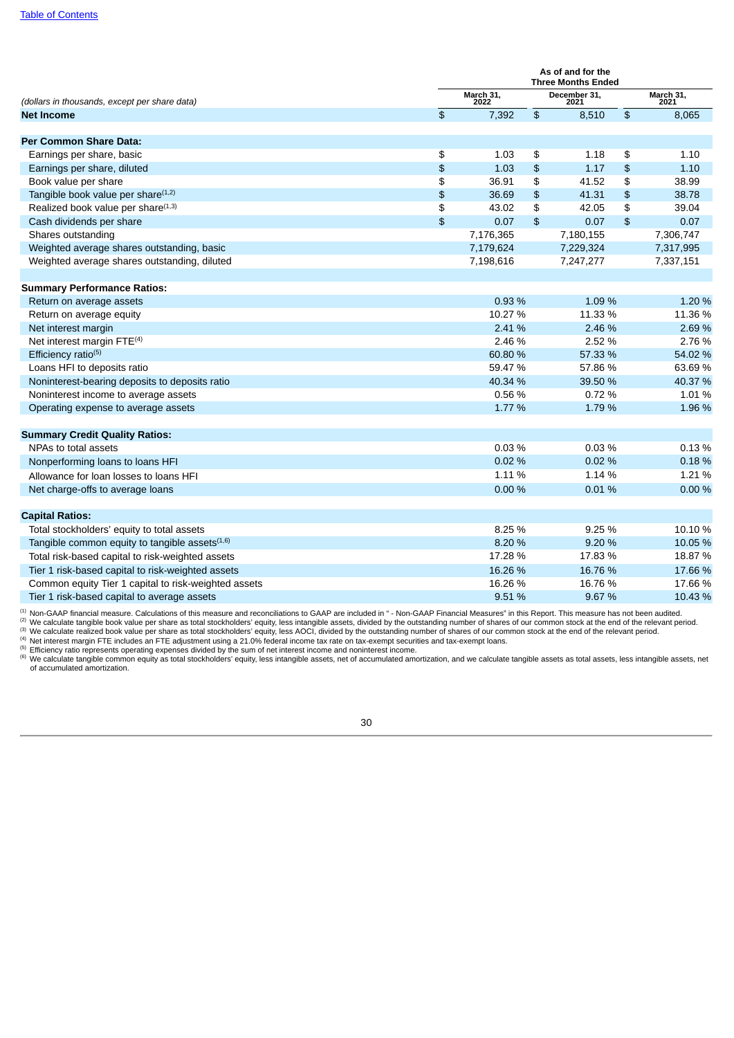| (dollars in thousands, except per share data) | As of and for the Three Months Ended | | |
|---|---|---|---|
| | March 31, 2022 | December 31, 2021 | March 31, 2021 |
| **Net Income** | $ 7,392 | $ 8,510 | $ 8,065 |
| **Per Common Share Data:** | | | |
| Earnings per share, basic | $ 1.03 | $ 1.18 | $ 1.10 |
| Earnings per share, diluted | $ 1.03 | $ 1.17 | $ 1.10 |
| Book value per share | $ 36.91 | $ 41.52 | $ 38.99 |
| Tangible book value per share[1,2] | $ 36.69 | $ 41.31 | $ 38.78 |
| Realized book value per share[1,3] | $ 43.02 | $ 42.05 | $ 39.04 |
| Cash dividends per share | $ 0.07 | $ 0.07 | $ 0.07 |
| Shares outstanding | 7,176,365 | 7,180,155 | 7,306,747 |
| Weighted average shares outstanding, basic | 7,179,624 | 7,229,324 | 7,317,995 |
| Weighted average shares outstanding, diluted | 7,198,616 | 7,247,277 | 7,337,151 |
| **Summary Performance Ratios:** | | | |
| Return on average assets | 0.93 % | 1.09 % | 1.20 % |
| Return on average equity | 10.27 % | 11.33 % | 11.36 % |
| Net interest margin | 2.41 % | 2.46 % | 2.69 % |
| Net interest margin FTE[4] | 2.46 % | 2.52 % | 2.76 % |
| Efficiency ratio[5] | 60.80 % | 57.33 % | 54.02 % |
| Loans HFI to deposits ratio | 59.47 % | 57.86 % | 63.69 % |
| Noninterest-bearing deposits to deposits ratio | 40.34 % | 39.50 % | 40.37 % |
| Noninterest income to average assets | 0.56 % | 0.72 % | 1.01 % |
| Operating expense to average assets | 1.77 % | 1.79 % | 1.96 % |
| **Summary Credit Quality Ratios:** | | | |
| NPAs to total assets | 0.03 % | 0.03 % | 0.13 % |
| Nonperforming loans to loans HFI | 0.02 % | 0.02 % | 0.18 % |
| Allowance for loan losses to loans HFI | 1.11 % | 1.14 % | 1.21 % |
| Net charge-offs to average loans | 0.00 % | 0.01 % | 0.00 % |
| **Capital Ratios:** | | | |
| Total stockholders' equity to total assets | 8.25 % | 9.25 % | 10.10 % |
| Tangible common equity to tangible assets[1,6] | 8.20 % | 9.20 % | 10.05 % |
| Total risk-based capital to risk-weighted assets | 17.28 % | 17.83 % | 18.87 % |
| Tier 1 risk-based capital to risk-weighted assets | 16.26 % | 16.76 % | 17.66 % |
| Common equity Tier 1 capital to risk-weighted assets | 16.26 % | 16.76 % | 17.66 % |
| Tier 1 risk-based capital to average assets | 9.51 % | 9.67 % | 10.43 % |

[1] Non-GAAP financial measure. Calculations of this measure and reconciliations to GAAP are included in " - Non-GAAP Financial Measures" in this Report. This measure has not been audited.
[2] We calculate tangible book value per share as total stockholders' equity, less intangible assets, divided by the outstanding number of shares of our common stock at the end of the relevant period.
[3] We calculate realized book value per share as total stockholders' equity, less AOCI, divided by the outstanding number of shares of our common stock at the end of the relevant period.
[4] Net interest margin FTE includes an FTE adjustment using a 21.0% federal income tax rate on tax-exempt securities and tax-exempt loans.
[5] Efficiency ratio represents operating expenses divided by the sum of net interest income and noninterest income.
[6] We calculate tangible common equity as total stockholders' equity, less intangible assets, net of accumulated amortization, and we calculate tangible assets as total assets, less intangible assets, net of accumulated amortization.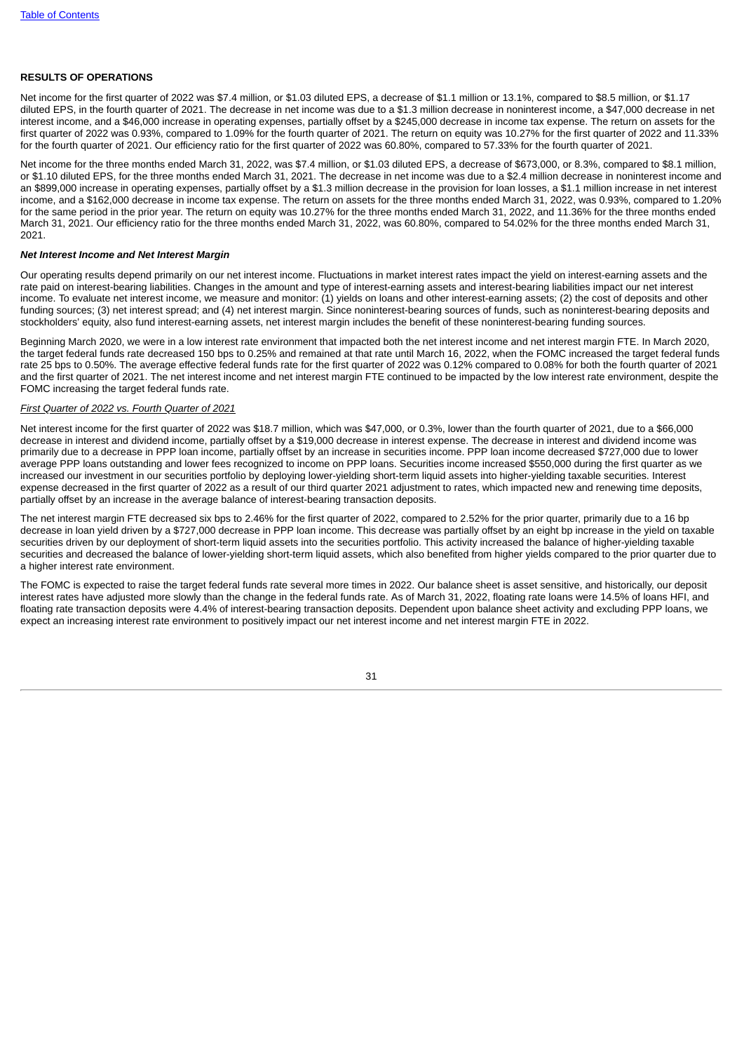[Table of Contents](#)

## RESULTS OF OPERATIONS

Net income for the first quarter of 2022 was $7.4 million, or $1.03 diluted EPS, a decrease of $1.1 million or 13.1%, compared to $8.5 million, or $1.17 diluted EPS, in the fourth quarter of 2021. The decrease in net income was due to a $1.3 million decrease in noninterest income, a $47,000 decrease in net interest income, and a $46,000 increase in operating expenses, partially offset by a $245,000 decrease in income tax expense. The return on assets for the first quarter of 2022 was 0.93%, compared to 1.09% for the fourth quarter of 2021. The return on equity was 10.27% for the first quarter of 2022 and 11.33% for the fourth quarter of 2021. Our efficiency ratio for the first quarter of 2022 was 60.80%, compared to 57.33% for the fourth quarter of 2021.

Net income for the three months ended March 31, 2022, was $7.4 million, or $1.03 diluted EPS, a decrease of $673,000, or 8.3%, compared to $8.1 million, or $1.10 diluted EPS, for the three months ended March 31, 2021. The decrease in net income was due to a $2.4 million decrease in noninterest income and an $899,000 increase in operating expenses, partially offset by a $1.3 million decrease in the provision for loan losses, a $1.1 million increase in net interest income, and a $162,000 decrease in income tax expense. The return on assets for the three months ended March 31, 2022, was 0.93%, compared to 1.20% for the same period in the prior year. The return on equity was 10.27% for the three months ended March 31, 2022, and 11.36% for the three months ended March 31, 2021. Our efficiency ratio for the three months ended March 31, 2022, was 60.80%, compared to 54.02% for the three months ended March 31, 2021.

### *Net Interest Income and Net Interest Margin*

Our operating results depend primarily on our net interest income. Fluctuations in market interest rates impact the yield on interest-earning assets and the rate paid on interest-bearing liabilities. Changes in the amount and type of interest-earning assets and interest-bearing liabilities impact our net interest income. To evaluate net interest income, we measure and monitor: (1) yields on loans and other interest-earning assets; (2) the cost of deposits and other funding sources; (3) net interest spread; and (4) net interest margin. Since noninterest-bearing sources of funds, such as noninterest-bearing deposits and stockholders' equity, also fund interest-earning assets, net interest margin includes the benefit of these noninterest-bearing funding sources.

Beginning March 2020, we were in a low interest rate environment that impacted both the net interest income and net interest margin FTE. In March 2020, the target federal funds rate decreased 150 bps to 0.25% and remained at that rate until March 16, 2022, when the FOMC increased the target federal funds rate 25 bps to 0.50%. The average effective federal funds rate for the first quarter of 2022 was 0.12% compared to 0.08% for both the fourth quarter of 2021 and the first quarter of 2021. The net interest income and net interest margin FTE continued to be impacted by the low interest rate environment, despite the FOMC increasing the target federal funds rate.

#### *First Quarter of 2022 vs. Fourth Quarter of 2021*

Net interest income for the first quarter of 2022 was $18.7 million, which was $47,000, or 0.3%, lower than the fourth quarter of 2021, due to a $66,000 decrease in interest and dividend income, partially offset by a $19,000 decrease in interest expense. The decrease in interest and dividend income was primarily due to a decrease in PPP loan income, partially offset by an increase in securities income. PPP loan income decreased $727,000 due to lower average PPP loans outstanding and lower fees recognized to income on PPP loans. Securities income increased $550,000 during the first quarter as we increased our investment in our securities portfolio by deploying lower-yielding short-term liquid assets into higher-yielding taxable securities. Interest expense decreased in the first quarter of 2022 as a result of our third quarter 2021 adjustment to rates, which impacted new and renewing time deposits, partially offset by an increase in the average balance of interest-bearing transaction deposits.

The net interest margin FTE decreased six bps to 2.46% for the first quarter of 2022, compared to 2.52% for the prior quarter, primarily due to a 16 bp decrease in loan yield driven by a $727,000 decrease in PPP loan income. This decrease was partially offset by an eight bp increase in the yield on taxable securities driven by our deployment of short-term liquid assets into the securities portfolio. This activity increased the balance of higher-yielding taxable securities and decreased the balance of lower-yielding short-term liquid assets, which also benefited from higher yields compared to the prior quarter due to a higher interest rate environment.

The FOMC is expected to raise the target federal funds rate several more times in 2022. Our balance sheet is asset sensitive, and historically, our deposit interest rates have adjusted more slowly than the change in the federal funds rate. As of March 31, 2022, floating rate loans were 14.5% of loans HFI, and floating rate transaction deposits were 4.4% of interest-bearing transaction deposits. Dependent upon balance sheet activity and excluding PPP loans, we expect an increasing interest rate environment to positively impact our net interest income and net interest margin FTE in 2022.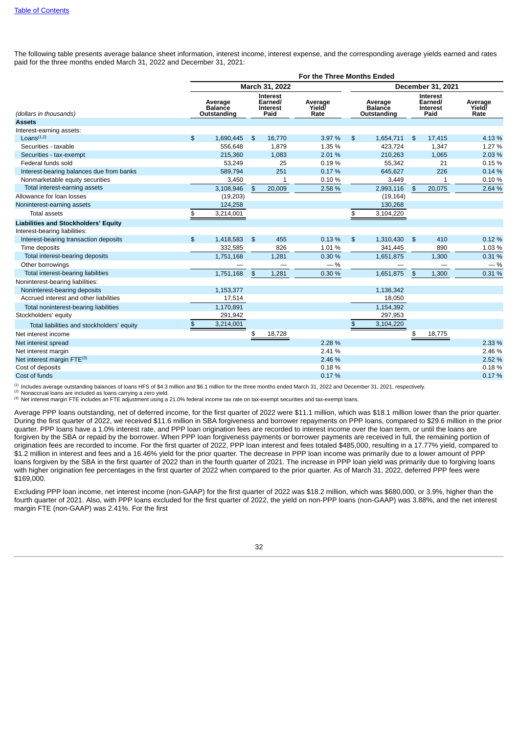[Table of Contents](#)

The following table presents average balance sheet information, interest income, interest expense, and the corresponding average yields earned and rates paid for the three months ended March 31, 2022 and December 31, 2021:

| | For the Three Months Ended | | | | | |
|---|---|---|---|---|---|---|
| | March 31, 2022 | | | December 31, 2021 | | |
| *(dollars in thousands)* | Average Balance Outstanding | Interest Earned/ Interest Paid | Average Yield/ Rate | Average Balance Outstanding | Interest Earned/ Interest Paid | Average Yield/ Rate |
| **Assets** | | | | | | |
| Interest-earning assets: | | | | | | |
| Loans[1,2] | $ 1,690,445 | $ 16,770 | 3.97 % | $ 1,654,711 | $ 17,415 | 4.13 % |
| Securities - taxable | 556,648 | 1,879 | 1.35 % | 423,724 | 1,347 | 1.27 % |
| Securities - tax-exempt | 215,360 | 1,083 | 2.01 % | 210,263 | 1,065 | 2.03 % |
| Federal funds sold | 53,249 | 25 | 0.19 % | 55,342 | 21 | 0.15 % |
| Interest-bearing balances due from banks | 589,794 | 251 | 0.17 % | 645,627 | 226 | 0.14 % |
| Nonmarketable equity securities | 3,450 | 1 | 0.10 % | 3,449 | 1 | 0.10 % |
| Total interest-earning assets | 3,108,946 | $ 20,009 | 2.58 % | 2,993,116 | $ 20,075 | 2.64 % |
| Allowance for loan losses | (19,203) | | | (19,164) | | |
| Noninterest-earning assets | 124,258 | | | 130,268 | | |
| Total assets | $ 3,214,001 | | | $ 3,104,220 | | |
| **Liabilities and Stockholders' Equity** | | | | | | |
| Interest-bearing liabilities: | | | | | | |
| Interest-bearing transaction deposits | $ 1,418,583 | $ 455 | 0.13 % | $ 1,310,430 | $ 410 | 0.12 % |
| Time deposits | 332,585 | 826 | 1.01 % | 341,445 | 890 | 1.03 % |
| Total interest-bearing deposits | 1,751,168 | 1,281 | 0.30 % | 1,651,875 | 1,300 | 0.31 % |
| Other borrowings | — | — | — % | — | — | — % |
| Total interest-bearing liabilities | 1,751,168 | $ 1,281 | 0.30 % | 1,651,875 | $ 1,300 | 0.31 % |
| Noninterest-bearing liabilities: | | | | | | |
| Noninterest-bearing deposits | 1,153,377 | | | 1,136,342 | | |
| Accrued interest and other liabilities | 17,514 | | | 18,050 | | |
| Total noninterest-bearing liabilities | 1,170,891 | | | 1,154,392 | | |
| Stockholders' equity | 291,942 | | | 297,953 | | |
| Total liabilities and stockholders' equity | $ 3,214,001 | | | $ 3,104,220 | | |
| Net interest income | | $ 18,728 | | | $ 18,775 | |
| Net interest spread | | | 2.28 % | | | 2.33 % |
| Net interest margin | | | 2.41 % | | | 2.46 % |
| Net interest margin FTE[3] | | | 2.46 % | | | 2.52 % |
| Cost of deposits | | | 0.18 % | | | 0.18 % |
| Cost of funds | | | 0.17 % | | | 0.17 % |

[1] Includes average outstanding balances of loans HFS of $4.3 million and $6.1 million for the three months ended March 31, 2022 and December 31, 2021, respectively.
[2] Nonaccrual loans are included as loans carrying a zero yield.
[3] Net interest margin FTE includes an FTE adjustment using a 21.0% federal income tax rate on tax-exempt securities and tax-exempt loans.

Average PPP loans outstanding, net of deferred income, for the first quarter of 2022 were $11.1 million, which was $18.1 million lower than the prior quarter. During the first quarter of 2022, we received $11.6 million in SBA forgiveness and borrower repayments on PPP loans, compared to $29.6 million in the prior quarter. PPP loans have a 1.0% interest rate, and PPP loan origination fees are recorded to interest income over the loan term, or until the loans are forgiven by the SBA or repaid by the borrower. When PPP loan forgiveness payments or borrower payments are received in full, the remaining portion of origination fees are recorded to income. For the first quarter of 2022, PPP loan interest and fees totaled $485,000, resulting in a 17.77% yield, compared to $1.2 million in interest and fees and a 16.46% yield for the prior quarter. The decrease in PPP loan income was primarily due to a lower amount of PPP loans forgiven by the SBA in the first quarter of 2022 than in the fourth quarter of 2021. The increase in PPP loan yield was primarily due to forgiving loans with higher origination fee percentages in the first quarter of 2022 when compared to the prior quarter. As of March 31, 2022, deferred PPP fees were $169,000.

Excluding PPP loan income, net interest income (non-GAAP) for the first quarter of 2022 was $18.2 million, which was $680,000, or 3.9%, higher than the fourth quarter of 2021. Also, with PPP loans excluded for the first quarter of 2022, the yield on non-PPP loans (non-GAAP) was 3.88%, and the net interest margin FTE (non-GAAP) was 2.41%. For the first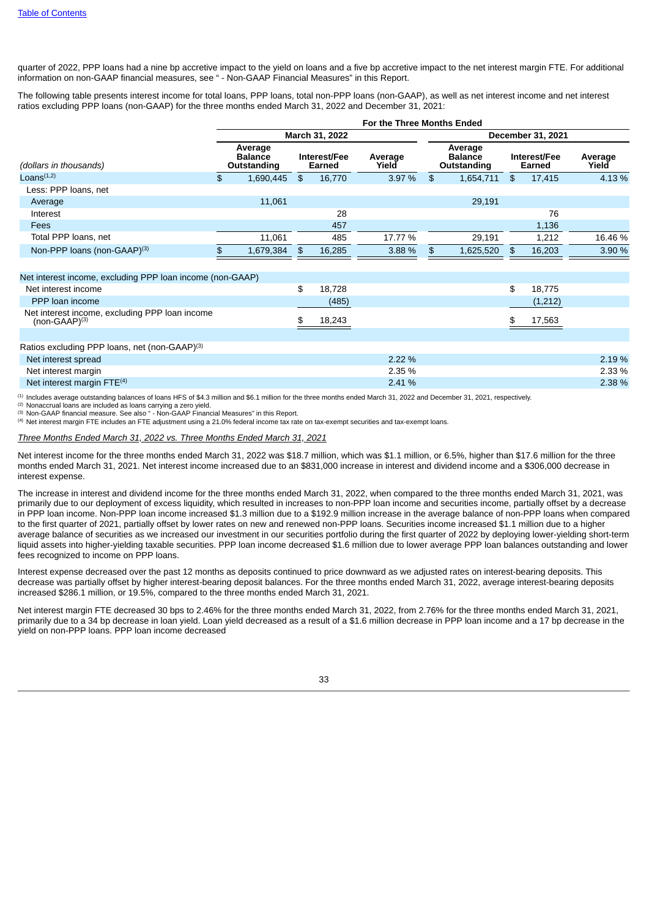quarter of 2022, PPP loans had a nine bp accretive impact to the yield on loans and a five bp accretive impact to the net interest margin FTE. For additional information on non-GAAP financial measures, see " - Non-GAAP Financial Measures" in this Report.

The following table presents interest income for total loans, PPP loans, total non-PPP loans (non-GAAP), as well as net interest income and net interest ratios excluding PPP loans (non-GAAP) for the three months ended March 31, 2022 and December 31, 2021:

| | For the Three Months Ended | | | | | |
|---|---|---|---|---|---|---|
| | March 31, 2022 | | | December 31, 2021 | | |
| *(dollars in thousands)* | Average Balance Outstanding | Interest/Fee Earned | Average Yield | Average Balance Outstanding | Interest/Fee Earned | Average Yield |
| Loans[1,2] | $ 1,690,445 | $ 16,770 | 3.97 % | $ 1,654,711 | $ 17,415 | 4.13 % |
| Less: PPP loans, net | | | | | | |
| Average | 11,061 | | | 29,191 | | |
| Interest | | 28 | | | 76 | |
| Fees | | 457 | | | 1,136 | |
| Total PPP loans, net | 11,061 | 485 | 17.77 % | 29,191 | 1,212 | 16.46 % |
| Non-PPP loans (non-GAAP)[3] | $ 1,679,384 | $ 16,285 | 3.88 % | $ 1,625,520 | $ 16,203 | 3.90 % |
| | | | | | | |
| Net interest income, excluding PPP loan income (non-GAAP) | | | | | | |
| Net interest income | | $ 18,728 | | | $ 18,775 | |
| PPP loan income | | (485) | | | (1,212) | |
| Net interest income, excluding PPP loan income (non-GAAP)[3] | | $ 18,243 | | | $ 17,563 | |
| | | | | | | |
| Ratios excluding PPP loans, net (non-GAAP)[3] | | | | | | |
| Net interest spread | | | 2.22 % | | | 2.19 % |
| Net interest margin | | | 2.35 % | | | 2.33 % |
| Net interest margin FTE[4] | | | 2.41 % | | | 2.38 % |

[1] Includes average outstanding balances of loans HFS of $4.3 million and $6.1 million for the three months ended March 31, 2022 and December 31, 2021, respectively.
[2] Nonaccrual loans are included as loans carrying a zero yield.
[3] Non-GAAP financial measure. See also " - Non-GAAP Financial Measures" in this Report.
[4] Net interest margin FTE includes an FTE adjustment using a 21.0% federal income tax rate on tax-exempt securities and tax-exempt loans.

*Three Months Ended March 31, 2022 vs. Three Months Ended March 31, 2021*

Net interest income for the three months ended March 31, 2022 was $18.7 million, which was $1.1 million, or 6.5%, higher than $17.6 million for the three months ended March 31, 2021. Net interest income increased due to an $831,000 increase in interest and dividend income and a $306,000 decrease in interest expense.

The increase in interest and dividend income for the three months ended March 31, 2022, when compared to the three months ended March 31, 2021, was primarily due to our deployment of excess liquidity, which resulted in increases to non-PPP loan income and securities income, partially offset by a decrease in PPP loan income. Non-PPP loan income increased $1.3 million due to a $192.9 million increase in the average balance of non-PPP loans when compared to the first quarter of 2021, partially offset by lower rates on new and renewed non-PPP loans. Securities income increased $1.1 million due to a higher average balance of securities as we increased our investment in our securities portfolio during the first quarter of 2022 by deploying lower-yielding short-term liquid assets into higher-yielding taxable securities. PPP loan income decreased $1.6 million due to lower average PPP loan balances outstanding and lower fees recognized to income on PPP loans.

Interest expense decreased over the past 12 months as deposits continued to price downward as we adjusted rates on interest-bearing deposits. This decrease was partially offset by higher interest-bearing deposit balances. For the three months ended March 31, 2022, average interest-bearing deposits increased $286.1 million, or 19.5%, compared to the three months ended March 31, 2021.

Net interest margin FTE decreased 30 bps to 2.46% for the three months ended March 31, 2022, from 2.76% for the three months ended March 31, 2021, primarily due to a 34 bp decrease in loan yield. Loan yield decreased as a result of a $1.6 million decrease in PPP loan income and a 17 bp decrease in the yield on non-PPP loans. PPP loan income decreased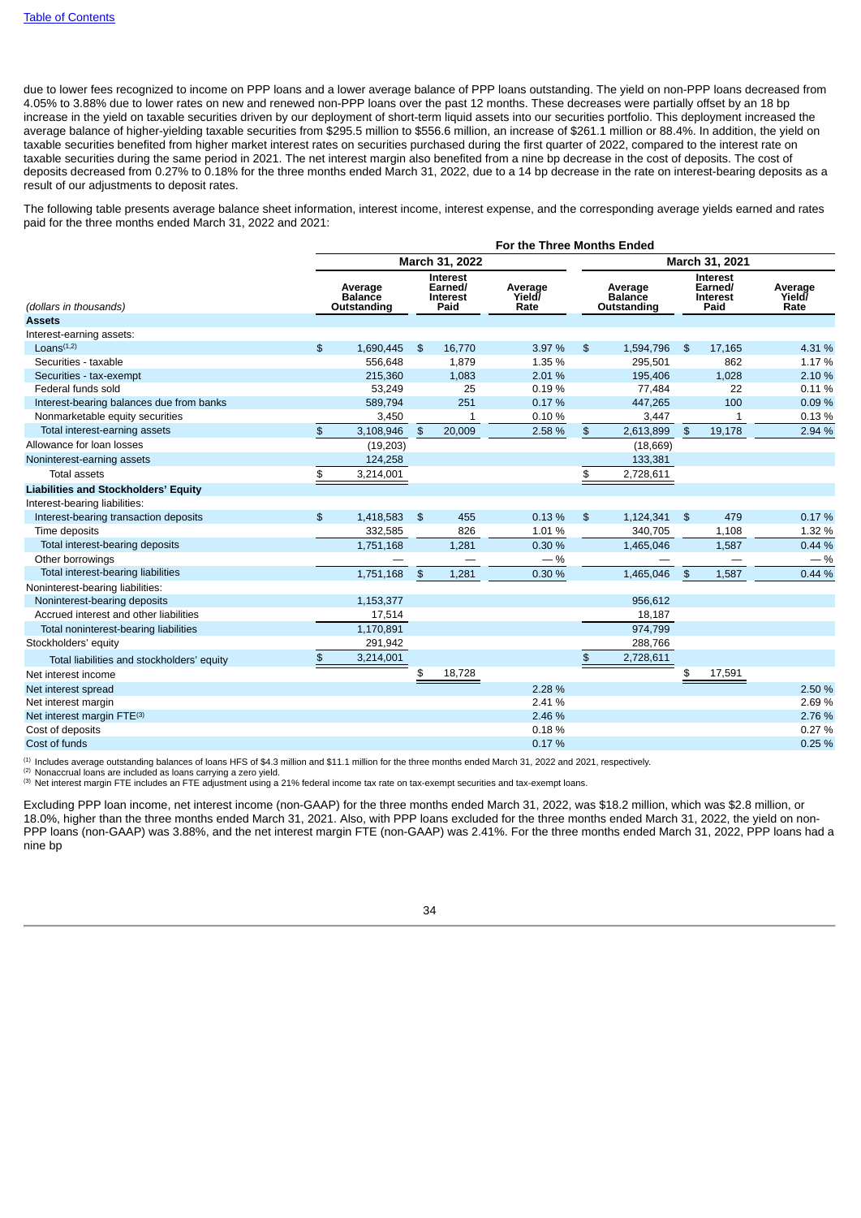due to lower fees recognized to income on PPP loans and a lower average balance of PPP loans outstanding. The yield on non-PPP loans decreased from 4.05% to 3.88% due to lower rates on new and renewed non-PPP loans over the past 12 months. These decreases were partially offset by an 18 bp increase in the yield on taxable securities driven by our deployment of short-term liquid assets into our securities portfolio. This deployment increased the average balance of higher-yielding taxable securities from $295.5 million to $556.6 million, an increase of $261.1 million or 88.4%. In addition, the yield on taxable securities benefited from higher market interest rates on securities purchased during the first quarter of 2022, compared to the interest rate on taxable securities during the same period in 2021. The net interest margin also benefited from a nine bp decrease in the cost of deposits. The cost of deposits decreased from 0.27% to 0.18% for the three months ended March 31, 2022, due to a 14 bp decrease in the rate on interest-bearing deposits as a result of our adjustments to deposit rates.

The following table presents average balance sheet information, interest income, interest expense, and the corresponding average yields earned and rates paid for the three months ended March 31, 2022 and 2021:

| | For the Three Months Ended | | | | | |
|---|---|---|---|---|---|---|
| | March 31, 2022 | | | March 31, 2021 | | |
| *(dollars in thousands)* | Average Balance Outstanding | Interest Earned/ Interest Paid | Average Yield/ Rate | Average Balance Outstanding | Interest Earned/ Interest Paid | Average Yield/ Rate |
| **Assets** | | | | | | |
| Interest-earning assets: | | | | | | |
| Loans[1,2] | $ 1,690,445 | $ 16,770 | 3.97 % | $ 1,594,796 | $ 17,165 | 4.31 % |
| Securities - taxable | 556,648 | 1,879 | 1.35 % | 295,501 | 862 | 1.17 % |
| Securities - tax-exempt | 215,360 | 1,083 | 2.01 % | 195,406 | 1,028 | 2.10 % |
| Federal funds sold | 53,249 | 25 | 0.19 % | 77,484 | 22 | 0.11 % |
| Interest-bearing balances due from banks | 589,794 | 251 | 0.17 % | 447,265 | 100 | 0.09 % |
| Nonmarketable equity securities | 3,450 | 1 | 0.10 % | 3,447 | 1 | 0.13 % |
| Total interest-earning assets | $ 3,108,946 | $ 20,009 | 2.58 % | $ 2,613,899 | $ 19,178 | 2.94 % |
| Allowance for loan losses | (19,203) | | | (18,669) | | |
| Noninterest-earning assets | 124,258 | | | 133,381 | | |
| Total assets | $ 3,214,001 | | | $ 2,728,611 | | |
| **Liabilities and Stockholders' Equity** | | | | | | |
| Interest-bearing liabilities: | | | | | | |
| Interest-bearing transaction deposits | $ 1,418,583 | $ 455 | 0.13 % | $ 1,124,341 | $ 479 | 0.17 % |
| Time deposits | 332,585 | 826 | 1.01 % | 340,705 | 1,108 | 1.32 % |
| Total interest-bearing deposits | 1,751,168 | 1,281 | 0.30 % | 1,465,046 | 1,587 | 0.44 % |
| Other borrowings | — | — | — % | — | — | — % |
| Total interest-bearing liabilities | 1,751,168 | $ 1,281 | 0.30 % | 1,465,046 | $ 1,587 | 0.44 % |
| Noninterest-bearing liabilities: | | | | | | |
| Noninterest-bearing deposits | 1,153,377 | | | 956,612 | | |
| Accrued interest and other liabilities | 17,514 | | | 18,187 | | |
| Total noninterest-bearing liabilities | 1,170,891 | | | 974,799 | | |
| Stockholders' equity | 291,942 | | | 288,766 | | |
| Total liabilities and stockholders' equity | $ 3,214,001 | | | $ 2,728,611 | | |
| Net interest income | | $ 18,728 | | | $ 17,591 | |
| Net interest spread | | | 2.28 % | | | 2.50 % |
| Net interest margin | | | 2.41 % | | | 2.69 % |
| Net interest margin FTE[3] | | | 2.46 % | | | 2.76 % |
| Cost of deposits | | | 0.18 % | | | 0.27 % |
| Cost of funds | | | 0.17 % | | | 0.25 % |

[1] Includes average outstanding balances of loans HFS of $4.3 million and $11.1 million for the three months ended March 31, 2022 and 2021, respectively.
[2] Nonaccrual loans are included as loans carrying a zero yield.
[3] Net interest margin FTE includes an FTE adjustment using a 21% federal income tax rate on tax-exempt securities and tax-exempt loans.

Excluding PPP loan income, net interest income (non-GAAP) for the three months ended March 31, 2022, was $18.2 million, which was $2.8 million, or 18.0%, higher than the three months ended March 31, 2021. Also, with PPP loans excluded for the three months ended March 31, 2022, the yield on non-PPP loans (non-GAAP) was 3.88%, and the net interest margin FTE (non-GAAP) was 2.41%. For the three months ended March 31, 2022, PPP loans had a nine bp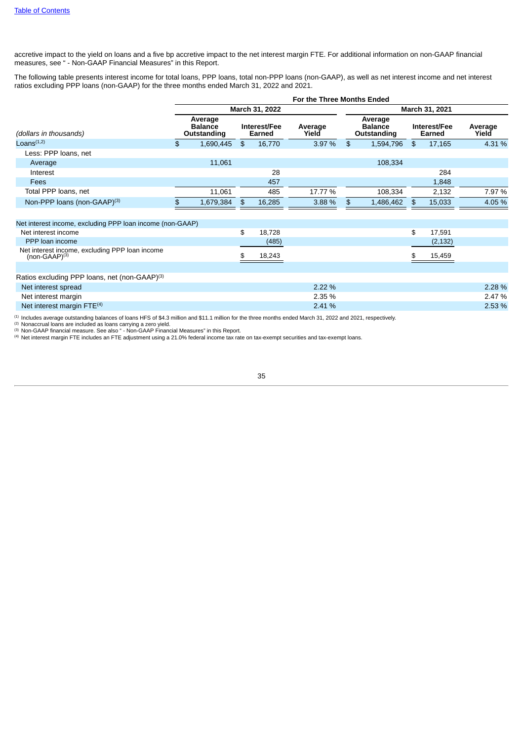accretive impact to the yield on loans and a five bp accretive impact to the net interest margin FTE. For additional information on non-GAAP financial measures, see " - Non-GAAP Financial Measures" in this Report.

The following table presents interest income for total loans, PPP loans, total non-PPP loans (non-GAAP), as well as net interest income and net interest ratios excluding PPP loans (non-GAAP) for the three months ended March 31, 2022 and 2021.

| | For the Three Months Ended | | | | | |
|---|---|---|---|---|---|---|
| | March 31, 2022 | | | March 31, 2021 | | |
| *(dollars in thousands)* | Average Balance Outstanding | Interest/Fee Earned | Average Yield | Average Balance Outstanding | Interest/Fee Earned | Average Yield |
| Loans[1,2] | $ 1,690,445 | $ 16,770 | 3.97 % | $ 1,594,796 | $ 17,165 | 4.31 % |
| Less: PPP loans, net | | | | | | |
| Average | 11,061 | | | 108,334 | | |
| Interest | | 28 | | | 284 | |
| Fees | | 457 | | | 1,848 | |
| Total PPP loans, net | 11,061 | 485 | 17.77 % | 108,334 | 2,132 | 7.97 % |
| Non-PPP loans (non-GAAP)[3] | $ 1,679,384 | $ 16,285 | 3.88 % | $ 1,486,462 | $ 15,033 | 4.05 % |
| | | | | | | |
| Net interest income, excluding PPP loan income (non-GAAP) | | | | | | |
| Net interest income | | $ 18,728 | | | $ 17,591 | |
| PPP loan income | | (485) | | | (2,132) | |
| Net interest income, excluding PPP loan income (non-GAAP)[3] | | $ 18,243 | | | $ 15,459 | |
| | | | | | | |
| Ratios excluding PPP loans, net (non-GAAP)[3] | | | | | | |
| Net interest spread | | | 2.22 % | | | 2.28 % |
| Net interest margin | | | 2.35 % | | | 2.47 % |
| Net interest margin FTE[4] | | | 2.41 % | | | 2.53 % |

[1] Includes average outstanding balances of loans HFS of $4.3 million and $11.1 million for the three months ended March 31, 2022 and 2021, respectively.
[2] Nonaccrual loans are included as loans carrying a zero yield.
[3] Non-GAAP financial measure. See also " - Non-GAAP Financial Measures" in this Report.
[4] Net interest margin FTE includes an FTE adjustment using a 21.0% federal income tax rate on tax-exempt securities and tax-exempt loans.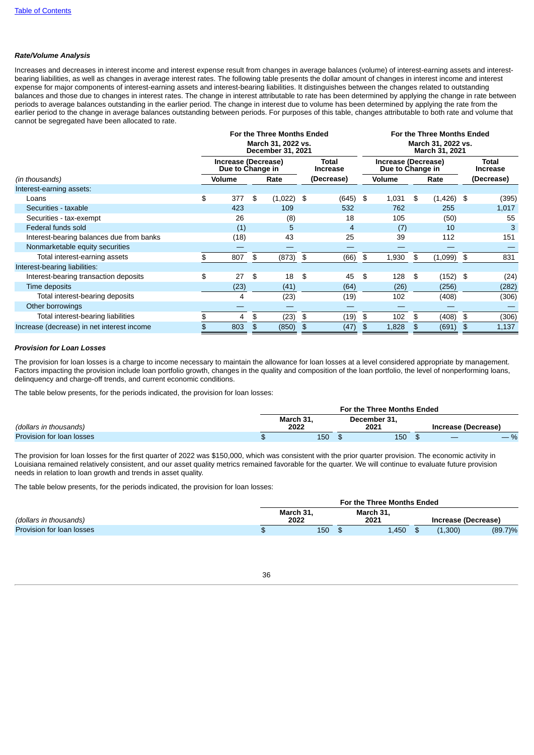[Table of Contents](#)

***Rate/Volume Analysis***

Increases and decreases in interest income and interest expense result from changes in average balances (volume) of interest-earning assets and interest-bearing liabilities, as well as changes in average interest rates. The following table presents the dollar amount of changes in interest income and interest expense for major components of interest-earning assets and interest-bearing liabilities. It distinguishes between the changes related to outstanding balances and those due to changes in interest rates. The change in interest attributable to rate has been determined by applying the change in rate between periods to average balances outstanding in the earlier period. The change in interest due to volume has been determined by applying the rate from the earlier period to the change in average balances outstanding between periods. For purposes of this table, changes attributable to both rate and volume that cannot be segregated have been allocated to rate.

| | For the Three Months Ended March 31, 2022 vs. December 31, 2021 | | | For the Three Months Ended March 31, 2022 vs. March 31, 2021 | | |
|---|---|---|---|---|---|---|
| | Increase (Decrease) Due to Change in | | Total Increase | Increase (Decrease) Due to Change in | | Total Increase |
| *(in thousands)* | Volume | Rate | (Decrease) | Volume | Rate | (Decrease) |
| Interest-earning assets: | | | | | | |
| Loans | $ 377 | $ (1,022) | $ (645) | $ 1,031 | $ (1,426) | $ (395) |
| Securities - taxable | 423 | 109 | 532 | 762 | 255 | 1,017 |
| Securities - tax-exempt | 26 | (8) | 18 | 105 | (50) | 55 |
| Federal funds sold | (1) | 5 | 4 | (7) | 10 | 3 |
| Interest-bearing balances due from banks | (18) | 43 | 25 | 39 | 112 | 151 |
| Nonmarketable equity securities | — | — | — | — | — | — |
| Total interest-earning assets | $ 807 | $ (873) | $ (66) | $ 1,930 | $ (1,099) | $ 831 |
| Interest-bearing liabilities: | | | | | | |
| Interest-bearing transaction deposits | $ 27 | $ 18 | $ 45 | $ 128 | $ (152) | $ (24) |
| Time deposits | (23) | (41) | (64) | (26) | (256) | (282) |
| Total interest-bearing deposits | 4 | (23) | (19) | 102 | (408) | (306) |
| Other borrowings | — | — | — | — | — | — |
| Total interest-bearing liabilities | $ 4 | $ (23) | $ (19) | $ 102 | $ (408) | $ (306) |
| Increase (decrease) in net interest income | $ 803 | $ (850) | $ (47) | $ 1,828 | $ (691) | $ 1,137 |

***Provision for Loan Losses***

The provision for loan losses is a charge to income necessary to maintain the allowance for loan losses at a level considered appropriate by management. Factors impacting the provision include loan portfolio growth, changes in the quality and composition of the loan portfolio, the level of nonperforming loans, delinquency and charge-off trends, and current economic conditions.

The table below presents, for the periods indicated, the provision for loan losses:

| | For the Three Months Ended | | | |
|---|---|---|---|---|
| *(dollars in thousands)* | March 31, 2022 | December 31, 2021 | Increase (Decrease) | |
| Provision for loan losses | $ 150 | $ 150 | $ — | — % |

The provision for loan losses for the first quarter of 2022 was $150,000, which was consistent with the prior quarter provision. The economic activity in Louisiana remained relatively consistent, and our asset quality metrics remained favorable for the quarter. We will continue to evaluate future provision needs in relation to loan growth and trends in asset quality.

The table below presents, for the periods indicated, the provision for loan losses:

| | For the Three Months Ended | | | |
|---|---|---|---|---|
| *(dollars in thousands)* | March 31, 2022 | March 31, 2021 | Increase (Decrease) | |
| Provision for loan losses | $ 150 | $ 1,450 | $ (1,300) | (89.7)% |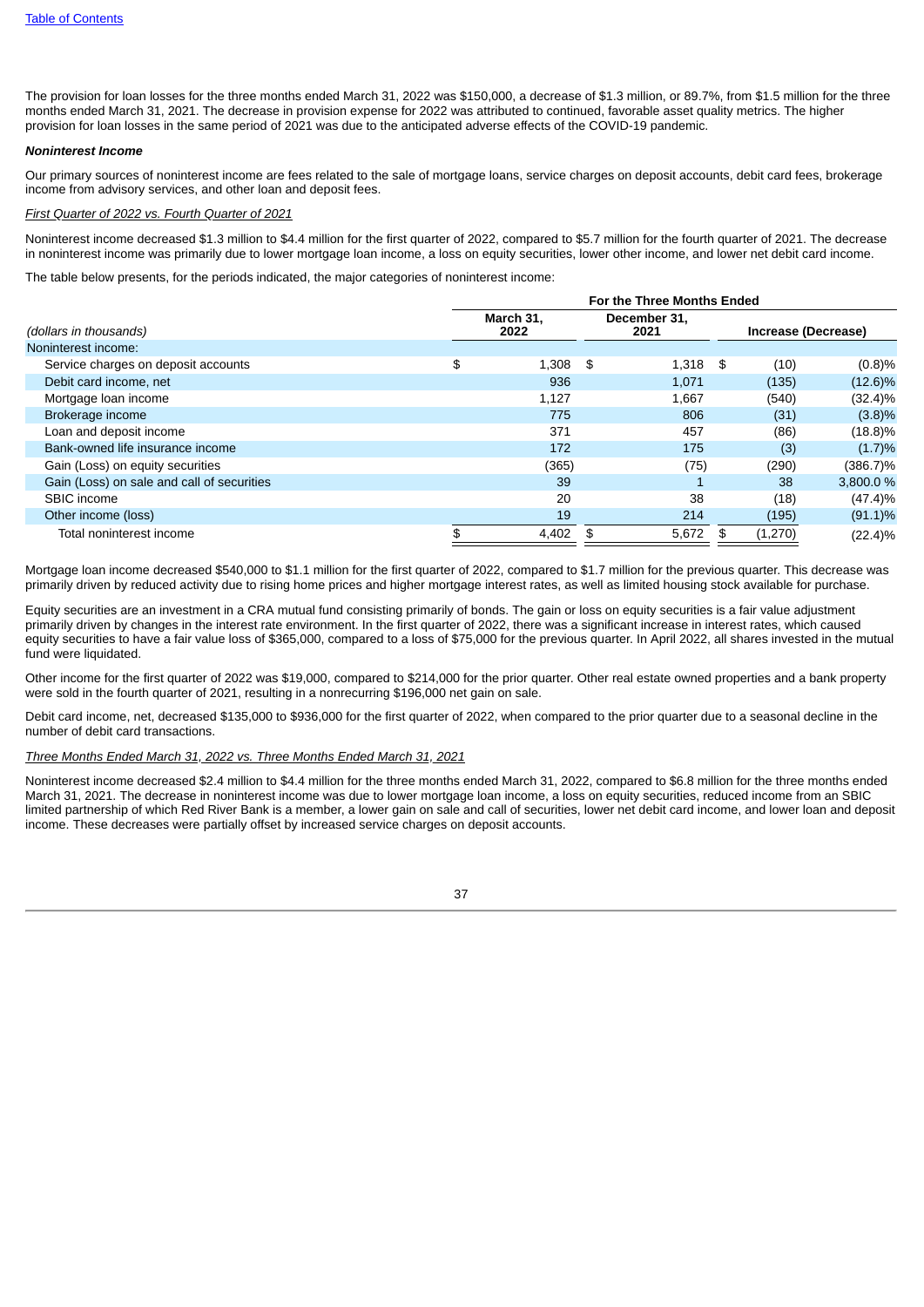The provision for loan losses for the three months ended March 31, 2022 was $150,000, a decrease of $1.3 million, or 89.7%, from $1.5 million for the three months ended March 31, 2021. The decrease in provision expense for 2022 was attributed to continued, favorable asset quality metrics. The higher provision for loan losses in the same period of 2021 was due to the anticipated adverse effects of the COVID-19 pandemic.

***Noninterest Income***

Our primary sources of noninterest income are fees related to the sale of mortgage loans, service charges on deposit accounts, debit card fees, brokerage income from advisory services, and other loan and deposit fees.

*First Quarter of 2022 vs. Fourth Quarter of 2021*

Noninterest income decreased $1.3 million to $4.4 million for the first quarter of 2022, compared to $5.7 million for the fourth quarter of 2021. The decrease in noninterest income was primarily due to lower mortgage loan income, a loss on equity securities, lower other income, and lower net debit card income.

The table below presents, for the periods indicated, the major categories of noninterest income:

| | For the Three Months Ended | | | |
|---|---|---|---|---|
| *(dollars in thousands)* | March 31, 2022 | December 31, 2021 | Increase (Decrease) | |
| Noninterest income: | | | | |
| Service charges on deposit accounts | $ 1,308 | $ 1,318 | $ (10) | (0.8)% |
| Debit card income, net | 936 | 1,071 | (135) | (12.6)% |
| Mortgage loan income | 1,127 | 1,667 | (540) | (32.4)% |
| Brokerage income | 775 | 806 | (31) | (3.8)% |
| Loan and deposit income | 371 | 457 | (86) | (18.8)% |
| Bank-owned life insurance income | 172 | 175 | (3) | (1.7)% |
| Gain (Loss) on equity securities | (365) | (75) | (290) | (386.7)% |
| Gain (Loss) on sale and call of securities | 39 | 1 | 38 | 3,800.0 % |
| SBIC income | 20 | 38 | (18) | (47.4)% |
| Other income (loss) | 19 | 214 | (195) | (91.1)% |
| Total noninterest income | $ 4,402 | $ 5,672 | $ (1,270) | (22.4)% |

Mortgage loan income decreased $540,000 to $1.1 million for the first quarter of 2022, compared to $1.7 million for the previous quarter. This decrease was primarily driven by reduced activity due to rising home prices and higher mortgage interest rates, as well as limited housing stock available for purchase.

Equity securities are an investment in a CRA mutual fund consisting primarily of bonds. The gain or loss on equity securities is a fair value adjustment primarily driven by changes in the interest rate environment. In the first quarter of 2022, there was a significant increase in interest rates, which caused equity securities to have a fair value loss of $365,000, compared to a loss of $75,000 for the previous quarter. In April 2022, all shares invested in the mutual fund were liquidated.

Other income for the first quarter of 2022 was $19,000, compared to $214,000 for the prior quarter. Other real estate owned properties and a bank property were sold in the fourth quarter of 2021, resulting in a nonrecurring $196,000 net gain on sale.

Debit card income, net, decreased $135,000 to $936,000 for the first quarter of 2022, when compared to the prior quarter due to a seasonal decline in the number of debit card transactions.

*Three Months Ended March 31, 2022 vs. Three Months Ended March 31, 2021*

Noninterest income decreased $2.4 million to $4.4 million for the three months ended March 31, 2022, compared to $6.8 million for the three months ended March 31, 2021. The decrease in noninterest income was due to lower mortgage loan income, a loss on equity securities, reduced income from an SBIC limited partnership of which Red River Bank is a member, a lower gain on sale and call of securities, lower net debit card income, and lower loan and deposit income. These decreases were partially offset by increased service charges on deposit accounts.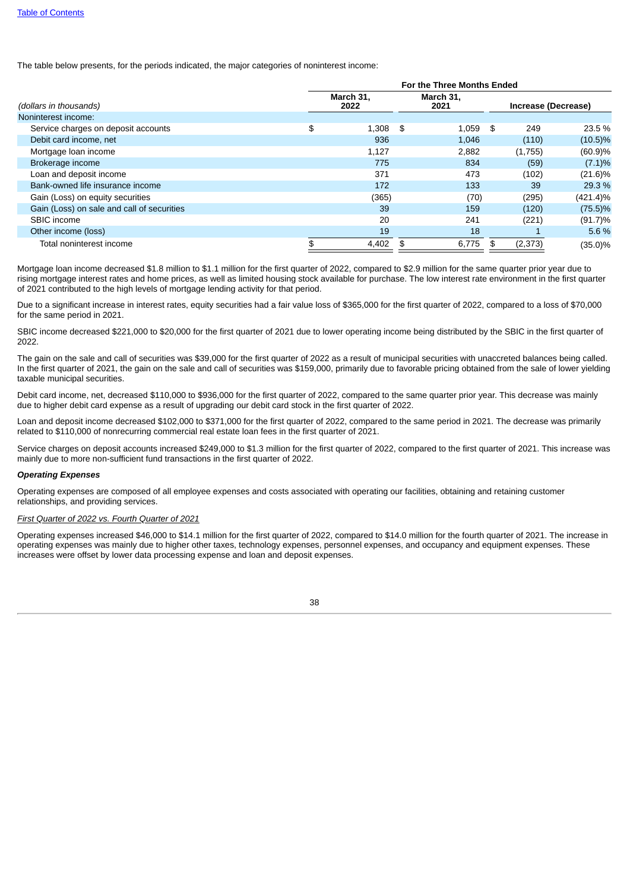[Table of Contents](#)

The table below presents, for the periods indicated, the major categories of noninterest income:

| (dollars in thousands) | For the Three Months Ended | | | |
|---|---|---|---|---|
| | March 31, 2022 | March 31, 2021 | Increase (Decrease) | |
| Noninterest income: | | | | |
| Service charges on deposit accounts | $ 1,308 | $ 1,059 | $ 249 | 23.5 % |
| Debit card income, net | 936 | 1,046 | (110) | (10.5)% |
| Mortgage loan income | 1,127 | 2,882 | (1,755) | (60.9)% |
| Brokerage income | 775 | 834 | (59) | (7.1)% |
| Loan and deposit income | 371 | 473 | (102) | (21.6)% |
| Bank-owned life insurance income | 172 | 133 | 39 | 29.3 % |
| Gain (Loss) on equity securities | (365) | (70) | (295) | (421.4)% |
| Gain (Loss) on sale and call of securities | 39 | 159 | (120) | (75.5)% |
| SBIC income | 20 | 241 | (221) | (91.7)% |
| Other income (loss) | 19 | 18 | 1 | 5.6 % |
| Total noninterest income | $ 4,402 | $ 6,775 | $ (2,373) | (35.0)% |

Mortgage loan income decreased $1.8 million to $1.1 million for the first quarter of 2022, compared to $2.9 million for the same quarter prior year due to rising mortgage interest rates and home prices, as well as limited housing stock available for purchase. The low interest rate environment in the first quarter of 2021 contributed to the high levels of mortgage lending activity for that period.

Due to a significant increase in interest rates, equity securities had a fair value loss of $365,000 for the first quarter of 2022, compared to a loss of $70,000 for the same period in 2021.

SBIC income decreased $221,000 to $20,000 for the first quarter of 2021 due to lower operating income being distributed by the SBIC in the first quarter of 2022.

The gain on the sale and call of securities was $39,000 for the first quarter of 2022 as a result of municipal securities with unaccreted balances being called. In the first quarter of 2021, the gain on the sale and call of securities was $159,000, primarily due to favorable pricing obtained from the sale of lower yielding taxable municipal securities.

Debit card income, net, decreased $110,000 to $936,000 for the first quarter of 2022, compared to the same quarter prior year. This decrease was mainly due to higher debit card expense as a result of upgrading our debit card stock in the first quarter of 2022.

Loan and deposit income decreased $102,000 to $371,000 for the first quarter of 2022, compared to the same period in 2021. The decrease was primarily related to $110,000 of nonrecurring commercial real estate loan fees in the first quarter of 2021.

Service charges on deposit accounts increased $249,000 to $1.3 million for the first quarter of 2022, compared to the first quarter of 2021. This increase was mainly due to more non-sufficient fund transactions in the first quarter of 2022.

***Operating Expenses***

Operating expenses are composed of all employee expenses and costs associated with operating our facilities, obtaining and retaining customer relationships, and providing services.

*First Quarter of 2022 vs. Fourth Quarter of 2021*

Operating expenses increased $46,000 to $14.1 million for the first quarter of 2022, compared to $14.0 million for the fourth quarter of 2021. The increase in operating expenses was mainly due to higher other taxes, technology expenses, personnel expenses, and occupancy and equipment expenses. These increases were offset by lower data processing expense and loan and deposit expenses.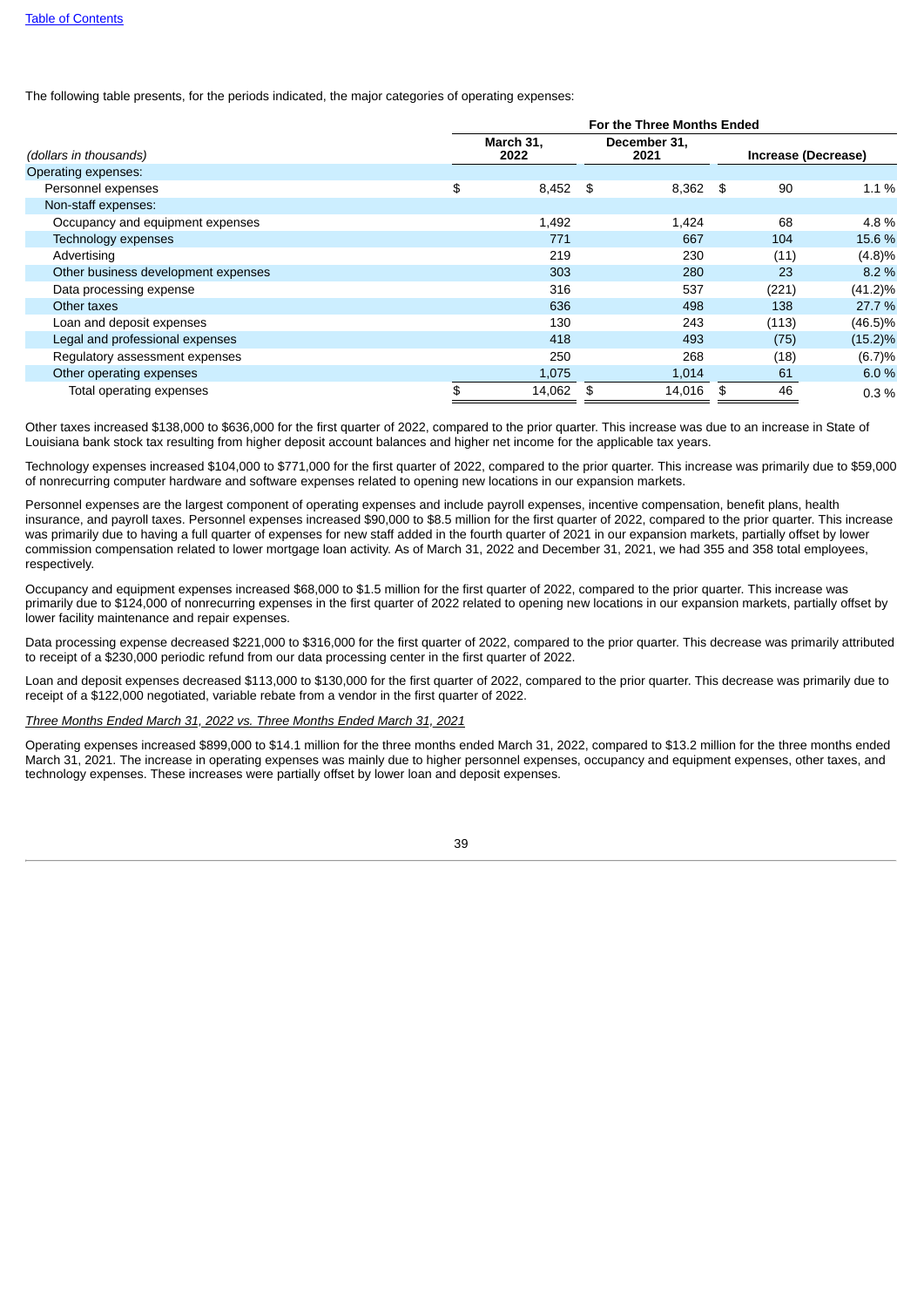Table of Contents

The following table presents, for the periods indicated, the major categories of operating expenses:

| | For the Three Months Ended | | | |
|---|---|---|---|---|
| *(dollars in thousands)* | March 31, 2022 | December 31, 2021 | Increase (Decrease) | |
| Operating expenses: | | | | |
| Personnel expenses | $ 8,452 | $ 8,362 | $ 90 | 1.1 % |
| Non-staff expenses: | | | | |
| Occupancy and equipment expenses | 1,492 | 1,424 | 68 | 4.8 % |
| Technology expenses | 771 | 667 | 104 | 15.6 % |
| Advertising | 219 | 230 | (11) | (4.8)% |
| Other business development expenses | 303 | 280 | 23 | 8.2 % |
| Data processing expense | 316 | 537 | (221) | (41.2)% |
| Other taxes | 636 | 498 | 138 | 27.7 % |
| Loan and deposit expenses | 130 | 243 | (113) | (46.5)% |
| Legal and professional expenses | 418 | 493 | (75) | (15.2)% |
| Regulatory assessment expenses | 250 | 268 | (18) | (6.7)% |
| Other operating expenses | 1,075 | 1,014 | 61 | 6.0 % |
| Total operating expenses | $ 14,062 | $ 14,016 | $ 46 | 0.3 % |

Other taxes increased $138,000 to $636,000 for the first quarter of 2022, compared to the prior quarter. This increase was due to an increase in State of Louisiana bank stock tax resulting from higher deposit account balances and higher net income for the applicable tax years.

Technology expenses increased $104,000 to $771,000 for the first quarter of 2022, compared to the prior quarter. This increase was primarily due to $59,000 of nonrecurring computer hardware and software expenses related to opening new locations in our expansion markets.

Personnel expenses are the largest component of operating expenses and include payroll expenses, incentive compensation, benefit plans, health insurance, and payroll taxes. Personnel expenses increased $90,000 to $8.5 million for the first quarter of 2022, compared to the prior quarter. This increase was primarily due to having a full quarter of expenses for new staff added in the fourth quarter of 2021 in our expansion markets, partially offset by lower commission compensation related to lower mortgage loan activity. As of March 31, 2022 and December 31, 2021, we had 355 and 358 total employees, respectively.

Occupancy and equipment expenses increased $68,000 to $1.5 million for the first quarter of 2022, compared to the prior quarter. This increase was primarily due to $124,000 of nonrecurring expenses in the first quarter of 2022 related to opening new locations in our expansion markets, partially offset by lower facility maintenance and repair expenses.

Data processing expense decreased $221,000 to $316,000 for the first quarter of 2022, compared to the prior quarter. This decrease was primarily attributed to receipt of a $230,000 periodic refund from our data processing center in the first quarter of 2022.

Loan and deposit expenses decreased $113,000 to $130,000 for the first quarter of 2022, compared to the prior quarter. This decrease was primarily due to receipt of a $122,000 negotiated, variable rebate from a vendor in the first quarter of 2022.

*Three Months Ended March 31, 2022 vs. Three Months Ended March 31, 2021*

Operating expenses increased $899,000 to $14.1 million for the three months ended March 31, 2022, compared to $13.2 million for the three months ended March 31, 2021. The increase in operating expenses was mainly due to higher personnel expenses, occupancy and equipment expenses, other taxes, and technology expenses. These increases were partially offset by lower loan and deposit expenses.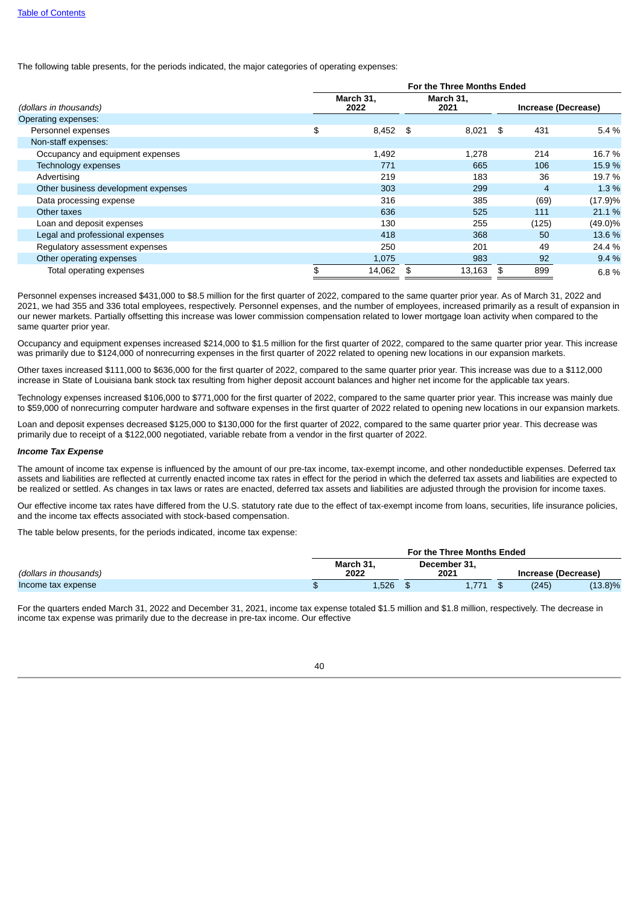[Table of Contents]

The following table presents, for the periods indicated, the major categories of operating expenses:

| (dollars in thousands) | For the Three Months Ended March 31, 2022 | March 31, 2021 | Increase (Decrease) | |
|---|---|---|---|---|
| Operating expenses: | | | | |
| Personnel expenses | $ 8,452 | $ 8,021 | $ 431 | 5.4 % |
| Non-staff expenses: | | | | |
| Occupancy and equipment expenses | 1,492 | 1,278 | 214 | 16.7 % |
| Technology expenses | 771 | 665 | 106 | 15.9 % |
| Advertising | 219 | 183 | 36 | 19.7 % |
| Other business development expenses | 303 | 299 | 4 | 1.3 % |
| Data processing expense | 316 | 385 | (69) | (17.9)% |
| Other taxes | 636 | 525 | 111 | 21.1 % |
| Loan and deposit expenses | 130 | 255 | (125) | (49.0)% |
| Legal and professional expenses | 418 | 368 | 50 | 13.6 % |
| Regulatory assessment expenses | 250 | 201 | 49 | 24.4 % |
| Other operating expenses | 1,075 | 983 | 92 | 9.4 % |
| Total operating expenses | $ 14,062 | $ 13,163 | $ 899 | 6.8 % |

Personnel expenses increased $431,000 to $8.5 million for the first quarter of 2022, compared to the same quarter prior year. As of March 31, 2022 and 2021, we had 355 and 336 total employees, respectively. Personnel expenses, and the number of employees, increased primarily as a result of expansion in our newer markets. Partially offsetting this increase was lower commission compensation related to lower mortgage loan activity when compared to the same quarter prior year.

Occupancy and equipment expenses increased $214,000 to $1.5 million for the first quarter of 2022, compared to the same quarter prior year. This increase was primarily due to $124,000 of nonrecurring expenses in the first quarter of 2022 related to opening new locations in our expansion markets.

Other taxes increased $111,000 to $636,000 for the first quarter of 2022, compared to the same quarter prior year. This increase was due to a $112,000 increase in State of Louisiana bank stock tax resulting from higher deposit account balances and higher net income for the applicable tax years.

Technology expenses increased $106,000 to $771,000 for the first quarter of 2022, compared to the same quarter prior year. This increase was mainly due to $59,000 of nonrecurring computer hardware and software expenses in the first quarter of 2022 related to opening new locations in our expansion markets.

Loan and deposit expenses decreased $125,000 to $130,000 for the first quarter of 2022, compared to the same quarter prior year. This decrease was primarily due to receipt of a $122,000 negotiated, variable rebate from a vendor in the first quarter of 2022.

***Income Tax Expense***

The amount of income tax expense is influenced by the amount of our pre-tax income, tax-exempt income, and other nondeductible expenses. Deferred tax assets and liabilities are reflected at currently enacted income tax rates in effect for the period in which the deferred tax assets and liabilities are expected to be realized or settled. As changes in tax laws or rates are enacted, deferred tax assets and liabilities are adjusted through the provision for income taxes.

Our effective income tax rates have differed from the U.S. statutory rate due to the effect of tax-exempt income from loans, securities, life insurance policies, and the income tax effects associated with stock-based compensation.

The table below presents, for the periods indicated, income tax expense:

| (dollars in thousands) | For the Three Months Ended March 31, 2022 | December 31, 2021 | Increase (Decrease) | |
|---|---|---|---|---|
| Income tax expense | $ 1,526 | $ 1,771 | $ (245) | (13.8)% |

For the quarters ended March 31, 2022 and December 31, 2021, income tax expense totaled $1.5 million and $1.8 million, respectively. The decrease in income tax expense was primarily due to the decrease in pre-tax income. Our effective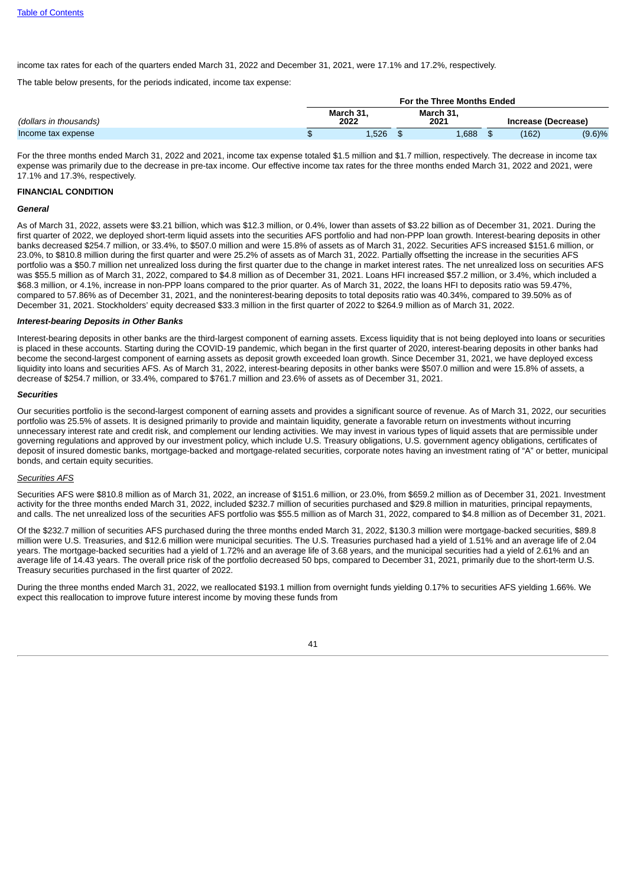income tax rates for each of the quarters ended March 31, 2022 and December 31, 2021, were 17.1% and 17.2%, respectively.

The table below presents, for the periods indicated, income tax expense:

| | For the Three Months Ended | | | |
|---|---|---|---|---|
| *(dollars in thousands)* | March 31, 2022 | March 31, 2021 | Increase (Decrease) | |
| Income tax expense | $ 1,526 | $ 1,688 | $ (162) | (9.6)% |

For the three months ended March 31, 2022 and 2021, income tax expense totaled $1.5 million and $1.7 million, respectively. The decrease in income tax expense was primarily due to the decrease in pre-tax income. Our effective income tax rates for the three months ended March 31, 2022 and 2021, were 17.1% and 17.3%, respectively.

**FINANCIAL CONDITION**

***General***

As of March 31, 2022, assets were $3.21 billion, which was $12.3 million, or 0.4%, lower than assets of $3.22 billion as of December 31, 2021. During the first quarter of 2022, we deployed short-term liquid assets into the securities AFS portfolio and had non-PPP loan growth. Interest-bearing deposits in other banks decreased $254.7 million, or 33.4%, to $507.0 million and were 15.8% of assets as of March 31, 2022. Securities AFS increased $151.6 million, or 23.0%, to $810.8 million during the first quarter and were 25.2% of assets as of March 31, 2022. Partially offsetting the increase in the securities AFS portfolio was a $50.7 million net unrealized loss during the first quarter due to the change in market interest rates. The net unrealized loss on securities AFS was $55.5 million as of March 31, 2022, compared to $4.8 million as of December 31, 2021. Loans HFI increased $57.2 million, or 3.4%, which included a $68.3 million, or 4.1%, increase in non-PPP loans compared to the prior quarter. As of March 31, 2022, the loans HFI to deposits ratio was 59.47%, compared to 57.86% as of December 31, 2021, and the noninterest-bearing deposits to total deposits ratio was 40.34%, compared to 39.50% as of December 31, 2021. Stockholders' equity decreased $33.3 million in the first quarter of 2022 to $264.9 million as of March 31, 2022.

***Interest-bearing Deposits in Other Banks***

Interest-bearing deposits in other banks are the third-largest component of earning assets. Excess liquidity that is not being deployed into loans or securities is placed in these accounts. Starting during the COVID-19 pandemic, which began in the first quarter of 2020, interest-bearing deposits in other banks had become the second-largest component of earning assets as deposit growth exceeded loan growth. Since December 31, 2021, we have deployed excess liquidity into loans and securities AFS. As of March 31, 2022, interest-bearing deposits in other banks were $507.0 million and were 15.8% of assets, a decrease of $254.7 million, or 33.4%, compared to $761.7 million and 23.6% of assets as of December 31, 2021.

***Securities***

Our securities portfolio is the second-largest component of earning assets and provides a significant source of revenue. As of March 31, 2022, our securities portfolio was 25.5% of assets. It is designed primarily to provide and maintain liquidity, generate a favorable return on investments without incurring unnecessary interest rate and credit risk, and complement our lending activities. We may invest in various types of liquid assets that are permissible under governing regulations and approved by our investment policy, which include U.S. Treasury obligations, U.S. government agency obligations, certificates of deposit of insured domestic banks, mortgage-backed and mortgage-related securities, corporate notes having an investment rating of "A" or better, municipal bonds, and certain equity securities.

Securities AFS

Securities AFS were $810.8 million as of March 31, 2022, an increase of $151.6 million, or 23.0%, from $659.2 million as of December 31, 2021. Investment activity for the three months ended March 31, 2022, included $232.7 million of securities purchased and $29.8 million in maturities, principal repayments, and calls. The net unrealized loss of the securities AFS portfolio was $55.5 million as of March 31, 2022, compared to $4.8 million as of December 31, 2021.

Of the $232.7 million of securities AFS purchased during the three months ended March 31, 2022, $130.3 million were mortgage-backed securities, $89.8 million were U.S. Treasuries, and $12.6 million were municipal securities. The U.S. Treasuries purchased had a yield of 1.51% and an average life of 2.04 years. The mortgage-backed securities had a yield of 1.72% and an average life of 3.68 years, and the municipal securities had a yield of 2.61% and an average life of 14.43 years. The overall price risk of the portfolio decreased 50 bps, compared to December 31, 2021, primarily due to the short-term U.S. Treasury securities purchased in the first quarter of 2022.

During the three months ended March 31, 2022, we reallocated $193.1 million from overnight funds yielding 0.17% to securities AFS yielding 1.66%. We expect this reallocation to improve future interest income by moving these funds from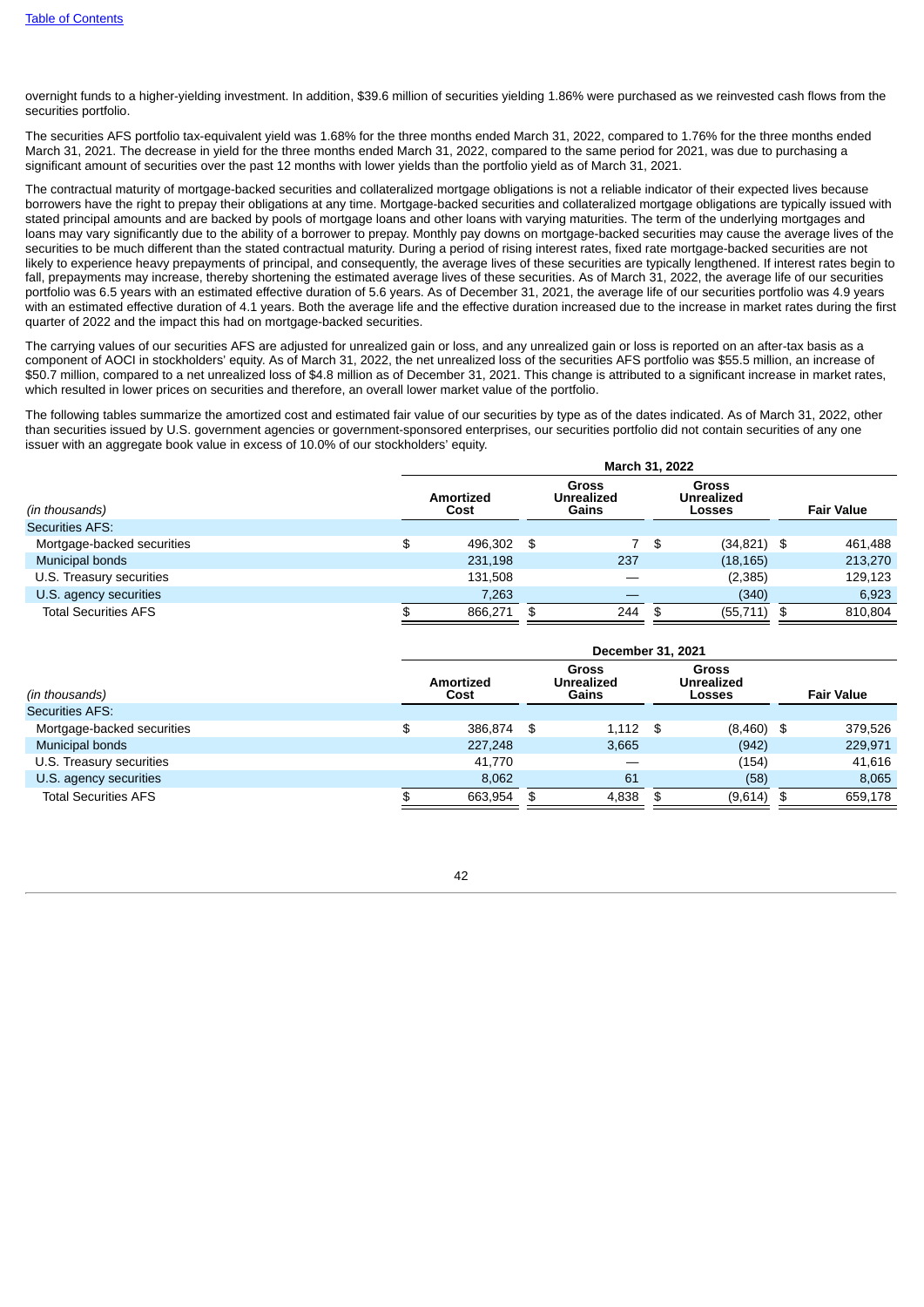overnight funds to a higher-yielding investment. In addition, $39.6 million of securities yielding 1.86% were purchased as we reinvested cash flows from the securities portfolio.

The securities AFS portfolio tax-equivalent yield was 1.68% for the three months ended March 31, 2022, compared to 1.76% for the three months ended March 31, 2021. The decrease in yield for the three months ended March 31, 2022, compared to the same period for 2021, was due to purchasing a significant amount of securities over the past 12 months with lower yields than the portfolio yield as of March 31, 2021.

The contractual maturity of mortgage-backed securities and collateralized mortgage obligations is not a reliable indicator of their expected lives because borrowers have the right to prepay their obligations at any time. Mortgage-backed securities and collateralized mortgage obligations are typically issued with stated principal amounts and are backed by pools of mortgage loans and other loans with varying maturities. The term of the underlying mortgages and loans may vary significantly due to the ability of a borrower to prepay. Monthly pay downs on mortgage-backed securities may cause the average lives of the securities to be much different than the stated contractual maturity. During a period of rising interest rates, fixed rate mortgage-backed securities are not likely to experience heavy prepayments of principal, and consequently, the average lives of these securities are typically lengthened. If interest rates begin to fall, prepayments may increase, thereby shortening the estimated average lives of these securities. As of March 31, 2022, the average life of our securities portfolio was 6.5 years with an estimated effective duration of 5.6 years. As of December 31, 2021, the average life of our securities portfolio was 4.9 years with an estimated effective duration of 4.1 years. Both the average life and the effective duration increased due to the increase in market rates during the first quarter of 2022 and the impact this had on mortgage-backed securities.

The carrying values of our securities AFS are adjusted for unrealized gain or loss, and any unrealized gain or loss is reported on an after-tax basis as a component of AOCI in stockholders' equity. As of March 31, 2022, the net unrealized loss of the securities AFS portfolio was $55.5 million, an increase of $50.7 million, compared to a net unrealized loss of $4.8 million as of December 31, 2021. This change is attributed to a significant increase in market rates, which resulted in lower prices on securities and therefore, an overall lower market value of the portfolio.

The following tables summarize the amortized cost and estimated fair value of our securities by type as of the dates indicated. As of March 31, 2022, other than securities issued by U.S. government agencies or government-sponsored enterprises, our securities portfolio did not contain securities of any one issuer with an aggregate book value in excess of 10.0% of our stockholders' equity.

| | March 31, 2022 | | | |
|---|---|---|---|---|
| *(in thousands)* | **Amortized Cost** | **Gross Unrealized Gains** | **Gross Unrealized Losses** | **Fair Value** |
| Securities AFS: | | | | |
| Mortgage-backed securities | $ 496,302 | $ 7 | $ (34,821) | $ 461,488 |
| Municipal bonds | 231,198 | 237 | (18,165) | 213,270 |
| U.S. Treasury securities | 131,508 | — | (2,385) | 129,123 |
| U.S. agency securities | 7,263 | — | (340) | 6,923 |
| Total Securities AFS | $ 866,271 | $ 244 | $ (55,711) | $ 810,804 |

| | December 31, 2021 | | | |
|---|---|---|---|---|
| *(in thousands)* | **Amortized Cost** | **Gross Unrealized Gains** | **Gross Unrealized Losses** | **Fair Value** |
| Securities AFS: | | | | |
| Mortgage-backed securities | $ 386,874 | $ 1,112 | $ (8,460) | $ 379,526 |
| Municipal bonds | 227,248 | 3,665 | (942) | 229,971 |
| U.S. Treasury securities | 41,770 | — | (154) | 41,616 |
| U.S. agency securities | 8,062 | 61 | (58) | 8,065 |
| Total Securities AFS | $ 663,954 | $ 4,838 | $ (9,614) | $ 659,178 |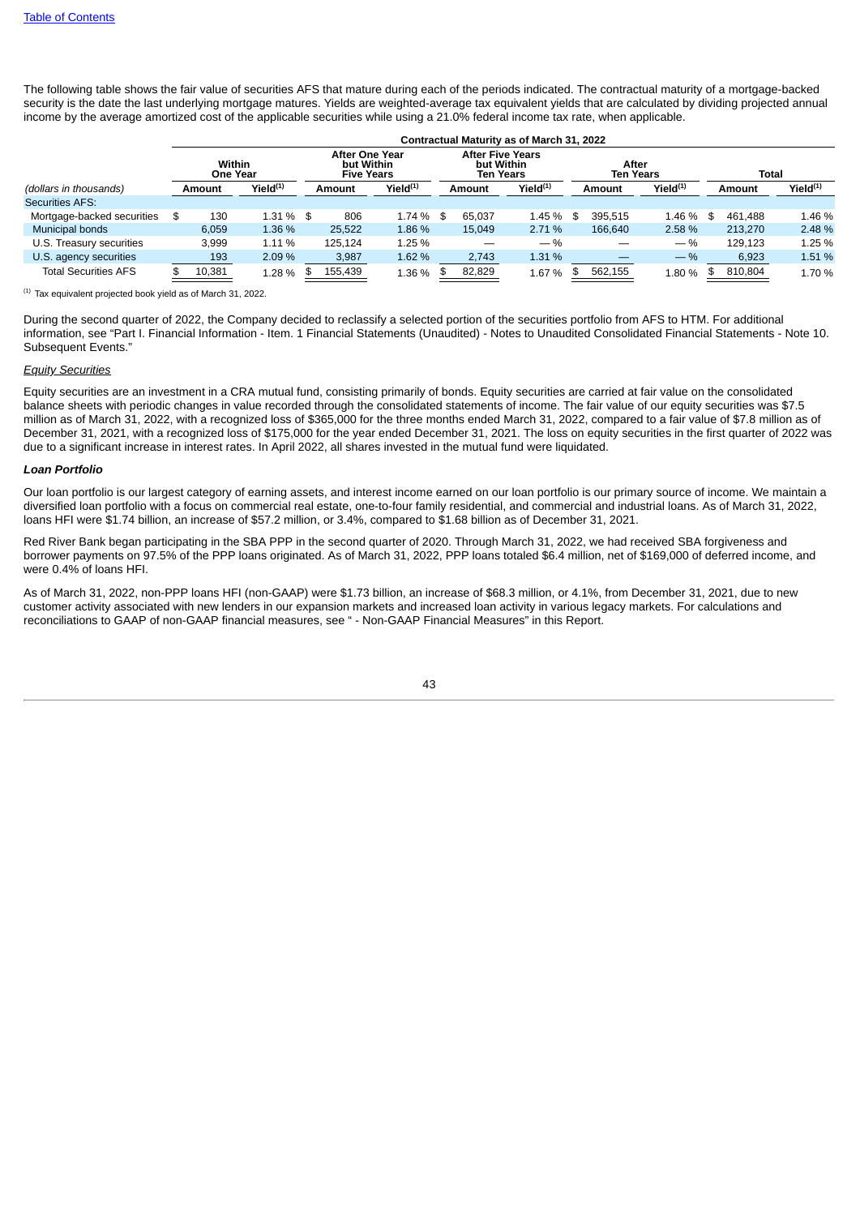The following table shows the fair value of securities AFS that mature during each of the periods indicated. The contractual maturity of a mortgage-backed security is the date the last underlying mortgage matures. Yields are weighted-average tax equivalent yields that are calculated by dividing projected annual income by the average amortized cost of the applicable securities while using a 21.0% federal income tax rate, when applicable.

| | Contractual Maturity as of March 31, 2022 | | | | | | | | | |
|---|---|---|---|---|---|---|---|---|---|---|
| | Within One Year | | After One Year but Within Five Years | | After Five Years but Within Ten Years | | After Ten Years | | Total | |
| *(dollars in thousands)* | Amount | Yield[(1)] | Amount | Yield[(1)] | Amount | Yield[(1)] | Amount | Yield[(1)] | Amount | Yield[(1)] |
| Securities AFS: | | | | | | | | | | |
| Mortgage-backed securities | $ 130 | 1.31 % | $ 806 | 1.74 % | $ 65,037 | 1.45 % | $ 395,515 | 1.46 % | $ 461,488 | 1.46 % |
| Municipal bonds | 6,059 | 1.36 % | 25,522 | 1.86 % | 15,049 | 2.71 % | 166,640 | 2.58 % | 213,270 | 2.48 % |
| U.S. Treasury securities | 3,999 | 1.11 % | 125,124 | 1.25 % | — | — % | — | — % | 129,123 | 1.25 % |
| U.S. agency securities | 193 | 2.09 % | 3,987 | 1.62 % | 2,743 | 1.31 % | — | — % | 6,923 | 1.51 % |
| Total Securities AFS | $ 10,381 | 1.28 % | $ 155,439 | 1.36 % | $ 82,829 | 1.67 % | $ 562,155 | 1.80 % | $ 810,804 | 1.70 % |

[(1)] Tax equivalent projected book yield as of March 31, 2022.

During the second quarter of 2022, the Company decided to reclassify a selected portion of the securities portfolio from AFS to HTM. For additional information, see "Part I. Financial Information - Item. 1 Financial Statements (Unaudited) - Notes to Unaudited Consolidated Financial Statements - Note 10. Subsequent Events."

*Equity Securities*

Equity securities are an investment in a CRA mutual fund, consisting primarily of bonds. Equity securities are carried at fair value on the consolidated balance sheets with periodic changes in value recorded through the consolidated statements of income. The fair value of our equity securities was $7.5 million as of March 31, 2022, with a recognized loss of $365,000 for the three months ended March 31, 2022, compared to a fair value of $7.8 million as of December 31, 2021, with a recognized loss of $175,000 for the year ended December 31, 2021. The loss on equity securities in the first quarter of 2022 was due to a significant increase in interest rates. In April 2022, all shares invested in the mutual fund were liquidated.

***Loan Portfolio***

Our loan portfolio is our largest category of earning assets, and interest income earned on our loan portfolio is our primary source of income. We maintain a diversified loan portfolio with a focus on commercial real estate, one-to-four family residential, and commercial and industrial loans. As of March 31, 2022, loans HFI were $1.74 billion, an increase of $57.2 million, or 3.4%, compared to $1.68 billion as of December 31, 2021.

Red River Bank began participating in the SBA PPP in the second quarter of 2020. Through March 31, 2022, we had received SBA forgiveness and borrower payments on 97.5% of the PPP loans originated. As of March 31, 2022, PPP loans totaled $6.4 million, net of $169,000 of deferred income, and were 0.4% of loans HFI.

As of March 31, 2022, non-PPP loans HFI (non-GAAP) were $1.73 billion, an increase of $68.3 million, or 4.1%, from December 31, 2021, due to new customer activity associated with new lenders in our expansion markets and increased loan activity in various legacy markets. For calculations and reconciliations to GAAP of non-GAAP financial measures, see " - Non-GAAP Financial Measures" in this Report.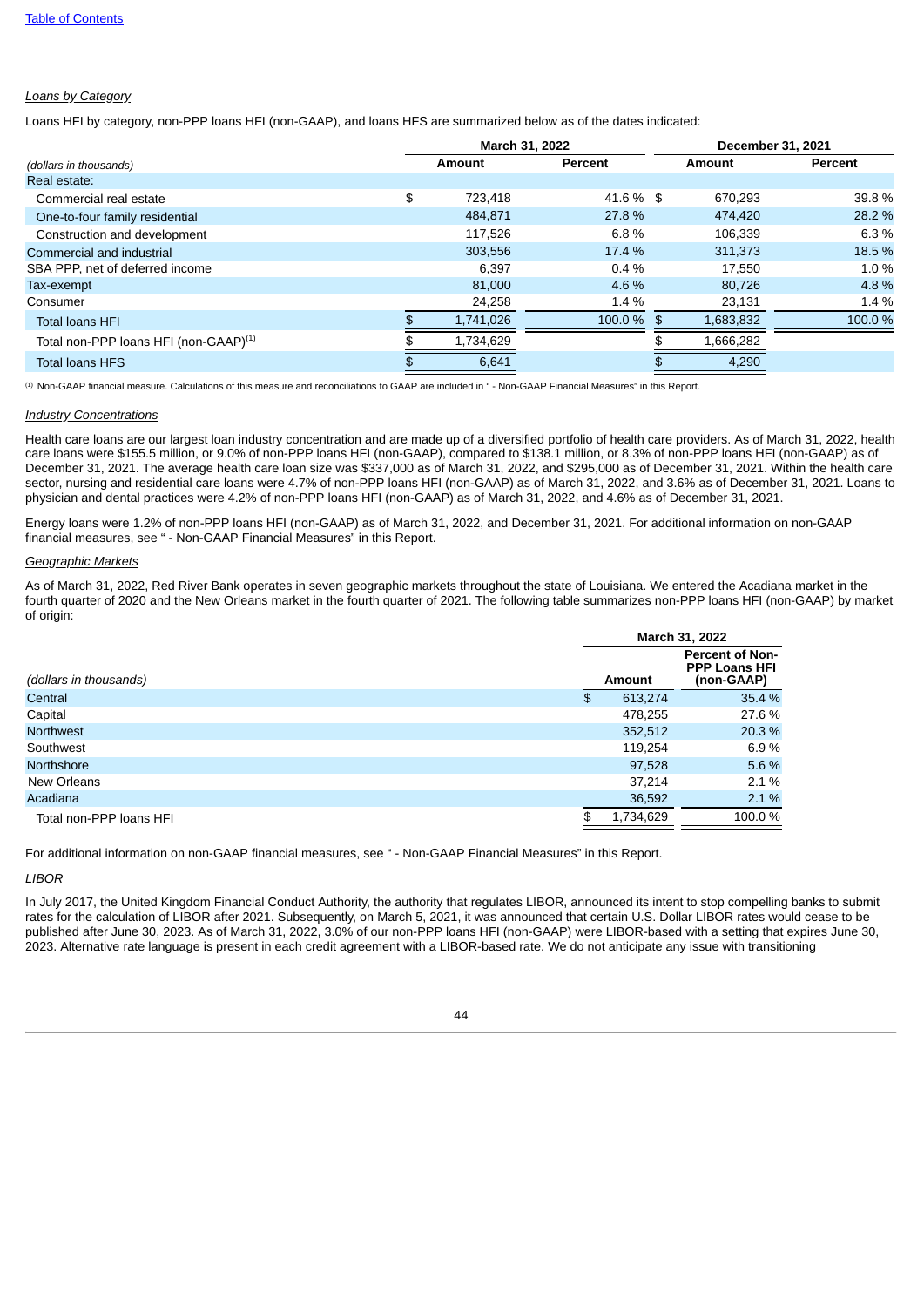*Loans by Category*

Loans HFI by category, non-PPP loans HFI (non-GAAP), and loans HFS are summarized below as of the dates indicated:

| (dollars in thousands) | March 31, 2022 | | December 31, 2021 | |
|---|---|---|---|---|
| | Amount | Percent | Amount | Percent |
| Real estate: | | | | |
| Commercial real estate | $ 723,418 | 41.6 % | $ 670,293 | 39.8 % |
| One-to-four family residential | 484,871 | 27.8 % | 474,420 | 28.2 % |
| Construction and development | 117,526 | 6.8 % | 106,339 | 6.3 % |
| Commercial and industrial | 303,556 | 17.4 % | 311,373 | 18.5 % |
| SBA PPP, net of deferred income | 6,397 | 0.4 % | 17,550 | 1.0 % |
| Tax-exempt | 81,000 | 4.6 % | 80,726 | 4.8 % |
| Consumer | 24,258 | 1.4 % | 23,131 | 1.4 % |
| Total loans HFI | $ 1,741,026 | 100.0 % | $ 1,683,832 | 100.0 % |
| Total non-PPP loans HFI (non-GAAP)[1] | $ 1,734,629 | | $ 1,666,282 | |
| Total loans HFS | $ 6,641 | | $ 4,290 | |

[1] Non-GAAP financial measure. Calculations of this measure and reconciliations to GAAP are included in " - Non-GAAP Financial Measures" in this Report.

*Industry Concentrations*

Health care loans are our largest loan industry concentration and are made up of a diversified portfolio of health care providers. As of March 31, 2022, health care loans were $155.5 million, or 9.0% of non-PPP loans HFI (non-GAAP), compared to $138.1 million, or 8.3% of non-PPP loans HFI (non-GAAP) as of December 31, 2021. The average health care loan size was $337,000 as of March 31, 2022, and $295,000 as of December 31, 2021. Within the health care sector, nursing and residential care loans were 4.7% of non-PPP loans HFI (non-GAAP) as of March 31, 2022, and 3.6% as of December 31, 2021. Loans to physician and dental practices were 4.2% of non-PPP loans HFI (non-GAAP) as of March 31, 2022, and 4.6% as of December 31, 2021.

Energy loans were 1.2% of non-PPP loans HFI (non-GAAP) as of March 31, 2022, and December 31, 2021. For additional information on non-GAAP financial measures, see " - Non-GAAP Financial Measures" in this Report.

*Geographic Markets*

As of March 31, 2022, Red River Bank operates in seven geographic markets throughout the state of Louisiana. We entered the Acadiana market in the fourth quarter of 2020 and the New Orleans market in the fourth quarter of 2021. The following table summarizes non-PPP loans HFI (non-GAAP) by market of origin:

| (dollars in thousands) | March 31, 2022 | |
|---|---|---|
| | Amount | Percent of Non-PPP Loans HFI (non-GAAP) |
| Central | $ 613,274 | 35.4 % |
| Capital | 478,255 | 27.6 % |
| Northwest | 352,512 | 20.3 % |
| Southwest | 119,254 | 6.9 % |
| Northshore | 97,528 | 5.6 % |
| New Orleans | 37,214 | 2.1 % |
| Acadiana | 36,592 | 2.1 % |
| Total non-PPP loans HFI | $ 1,734,629 | 100.0 % |

For additional information on non-GAAP financial measures, see " - Non-GAAP Financial Measures" in this Report.

*LIBOR*

In July 2017, the United Kingdom Financial Conduct Authority, the authority that regulates LIBOR, announced its intent to stop compelling banks to submit rates for the calculation of LIBOR after 2021. Subsequently, on March 5, 2021, it was announced that certain U.S. Dollar LIBOR rates would cease to be published after June 30, 2023. As of March 31, 2022, 3.0% of our non-PPP loans HFI (non-GAAP) were LIBOR-based with a setting that expires June 30, 2023. Alternative rate language is present in each credit agreement with a LIBOR-based rate. We do not anticipate any issue with transitioning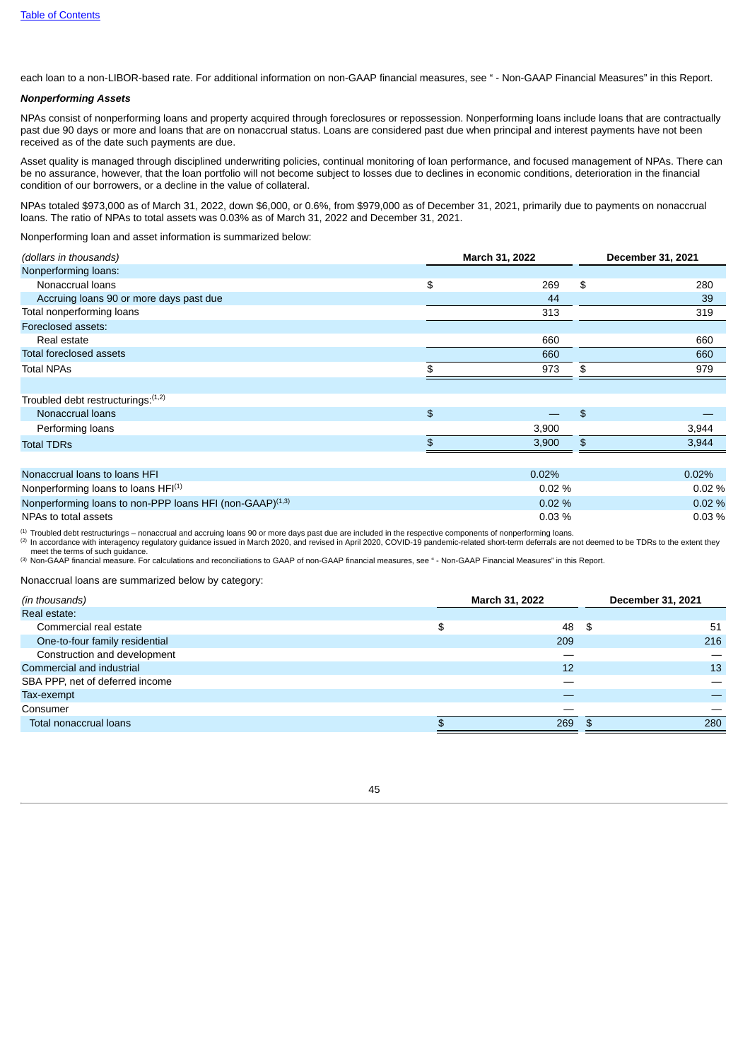each loan to a non-LIBOR-based rate. For additional information on non-GAAP financial measures, see " - Non-GAAP Financial Measures" in this Report.

***Nonperforming Assets***

NPAs consist of nonperforming loans and property acquired through foreclosures or repossession. Nonperforming loans include loans that are contractually past due 90 days or more and loans that are on nonaccrual status. Loans are considered past due when principal and interest payments have not been received as of the date such payments are due.

Asset quality is managed through disciplined underwriting policies, continual monitoring of loan performance, and focused management of NPAs. There can be no assurance, however, that the loan portfolio will not become subject to losses due to declines in economic conditions, deterioration in the financial condition of our borrowers, or a decline in the value of collateral.

NPAs totaled $973,000 as of March 31, 2022, down $6,000, or 0.6%, from $979,000 as of December 31, 2021, primarily due to payments on nonaccrual loans. The ratio of NPAs to total assets was 0.03% as of March 31, 2022 and December 31, 2021.

Nonperforming loan and asset information is summarized below:

| *(dollars in thousands)* | March 31, 2022 | December 31, 2021 |
|---|---|---|
| Nonperforming loans: | | |
| Nonaccrual loans | $ 269 | $ 280 |
| Accruing loans 90 or more days past due | 44 | 39 |
| Total nonperforming loans | 313 | 319 |
| Foreclosed assets: | | |
| Real estate | 660 | 660 |
| Total foreclosed assets | 660 | 660 |
| Total NPAs | $ 973 | $ 979 |
| | | |
| Troubled debt restructurings:[1,2] | | |
| Nonaccrual loans | $ — | $ — |
| Performing loans | 3,900 | 3,944 |
| Total TDRs | $ 3,900 | $ 3,944 |
| | | |
| Nonaccrual loans to loans HFI | 0.02% | 0.02% |
| Nonperforming loans to loans HFI[1] | 0.02 % | 0.02 % |
| Nonperforming loans to non-PPP loans HFI (non-GAAP)[1,3] | 0.02 % | 0.02 % |
| NPAs to total assets | 0.03 % | 0.03 % |

[1] Troubled debt restructurings – nonaccrual and accruing loans 90 or more days past due are included in the respective components of nonperforming loans.
[2] In accordance with interagency regulatory guidance issued in March 2020, and revised in April 2020, COVID-19 pandemic-related short-term deferrals are not deemed to be TDRs to the extent they meet the terms of such guidance.
[3] Non-GAAP financial measure. For calculations and reconciliations to GAAP of non-GAAP financial measures, see " - Non-GAAP Financial Measures" in this Report.

Nonaccrual loans are summarized below by category:

| *(in thousands)* | March 31, 2022 | December 31, 2021 |
|---|---|---|
| Real estate: | | |
| Commercial real estate | $ 48 | $ 51 |
| One-to-four family residential | 209 | 216 |
| Construction and development | — | — |
| Commercial and industrial | 12 | 13 |
| SBA PPP, net of deferred income | — | — |
| Tax-exempt | — | — |
| Consumer | — | — |
| Total nonaccrual loans | $ 269 | $ 280 |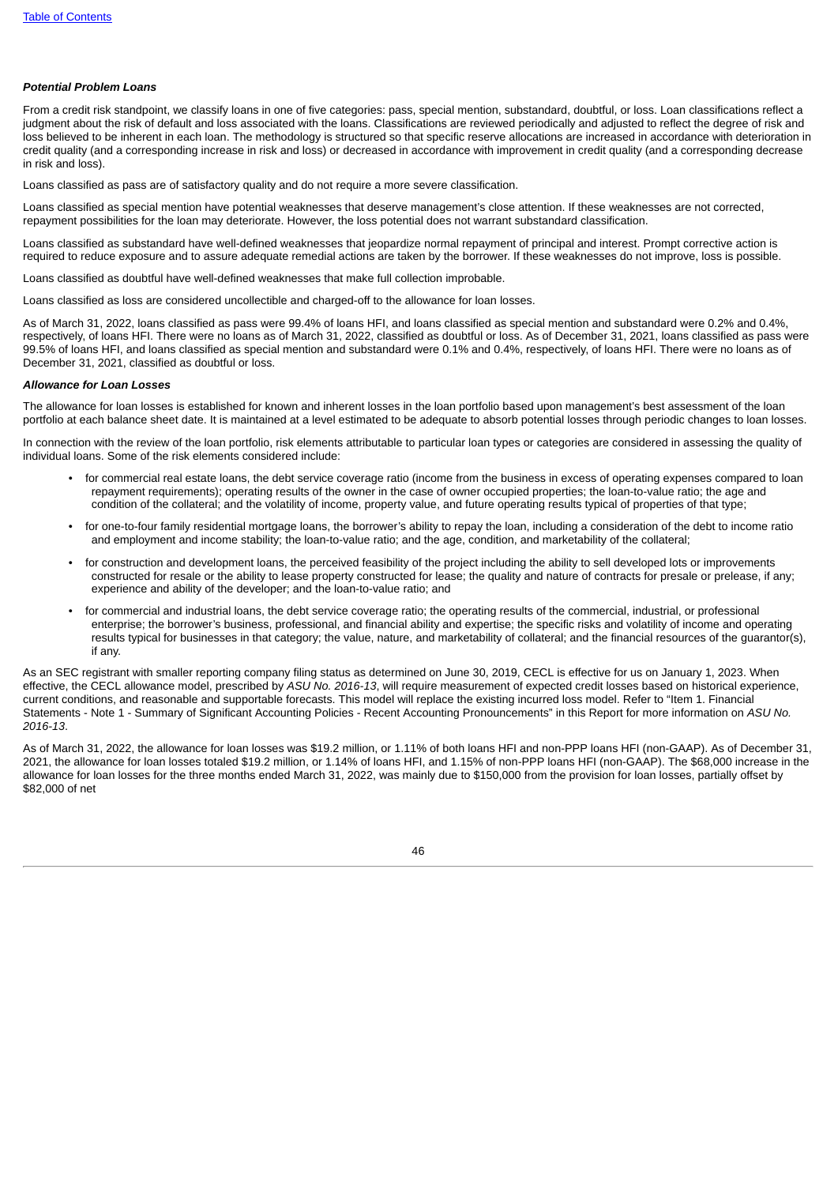***Potential Problem Loans***

From a credit risk standpoint, we classify loans in one of five categories: pass, special mention, substandard, doubtful, or loss. Loan classifications reflect a judgment about the risk of default and loss associated with the loans. Classifications are reviewed periodically and adjusted to reflect the degree of risk and loss believed to be inherent in each loan. The methodology is structured so that specific reserve allocations are increased in accordance with deterioration in credit quality (and a corresponding increase in risk and loss) or decreased in accordance with improvement in credit quality (and a corresponding decrease in risk and loss).

Loans classified as pass are of satisfactory quality and do not require a more severe classification.

Loans classified as special mention have potential weaknesses that deserve management's close attention. If these weaknesses are not corrected, repayment possibilities for the loan may deteriorate. However, the loss potential does not warrant substandard classification.

Loans classified as substandard have well-defined weaknesses that jeopardize normal repayment of principal and interest. Prompt corrective action is required to reduce exposure and to assure adequate remedial actions are taken by the borrower. If these weaknesses do not improve, loss is possible.

Loans classified as doubtful have well-defined weaknesses that make full collection improbable.

Loans classified as loss are considered uncollectible and charged-off to the allowance for loan losses.

As of March 31, 2022, loans classified as pass were 99.4% of loans HFI, and loans classified as special mention and substandard were 0.2% and 0.4%, respectively, of loans HFI. There were no loans as of March 31, 2022, classified as doubtful or loss. As of December 31, 2021, loans classified as pass were 99.5% of loans HFI, and loans classified as special mention and substandard were 0.1% and 0.4%, respectively, of loans HFI. There were no loans as of December 31, 2021, classified as doubtful or loss.

***Allowance for Loan Losses***

The allowance for loan losses is established for known and inherent losses in the loan portfolio based upon management's best assessment of the loan portfolio at each balance sheet date. It is maintained at a level estimated to be adequate to absorb potential losses through periodic changes to loan losses.

In connection with the review of the loan portfolio, risk elements attributable to particular loan types or categories are considered in assessing the quality of individual loans. Some of the risk elements considered include:

- for commercial real estate loans, the debt service coverage ratio (income from the business in excess of operating expenses compared to loan repayment requirements); operating results of the owner in the case of owner occupied properties; the loan-to-value ratio; the age and condition of the collateral; and the volatility of income, property value, and future operating results typical of properties of that type;
- for one-to-four family residential mortgage loans, the borrower's ability to repay the loan, including a consideration of the debt to income ratio and employment and income stability; the loan-to-value ratio; and the age, condition, and marketability of the collateral;
- for construction and development loans, the perceived feasibility of the project including the ability to sell developed lots or improvements constructed for resale or the ability to lease property constructed for lease; the quality and nature of contracts for presale or prelease, if any; experience and ability of the developer; and the loan-to-value ratio; and
- for commercial and industrial loans, the debt service coverage ratio; the operating results of the commercial, industrial, or professional enterprise; the borrower's business, professional, and financial ability and expertise; the specific risks and volatility of income and operating results typical for businesses in that category; the value, nature, and marketability of collateral; and the financial resources of the guarantor(s), if any.

As an SEC registrant with smaller reporting company filing status as determined on June 30, 2019, CECL is effective for us on January 1, 2023. When effective, the CECL allowance model, prescribed by *ASU No. 2016-13*, will require measurement of expected credit losses based on historical experience, current conditions, and reasonable and supportable forecasts. This model will replace the existing incurred loss model. Refer to "Item 1. Financial Statements - Note 1 - Summary of Significant Accounting Policies - Recent Accounting Pronouncements" in this Report for more information on *ASU No. 2016-13*.

As of March 31, 2022, the allowance for loan losses was $19.2 million, or 1.11% of both loans HFI and non-PPP loans HFI (non-GAAP). As of December 31, 2021, the allowance for loan losses totaled $19.2 million, or 1.14% of loans HFI, and 1.15% of non-PPP loans HFI (non-GAAP). The $68,000 increase in the allowance for loan losses for the three months ended March 31, 2022, was mainly due to $150,000 from the provision for loan losses, partially offset by $82,000 of net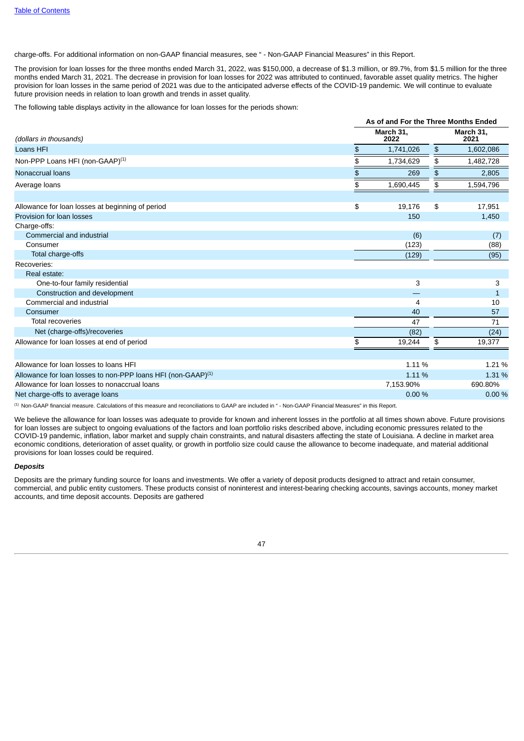charge-offs. For additional information on non-GAAP financial measures, see " - Non-GAAP Financial Measures" in this Report.

The provision for loan losses for the three months ended March 31, 2022, was $150,000, a decrease of $1.3 million, or 89.7%, from $1.5 million for the three months ended March 31, 2021. The decrease in provision for loan losses for 2022 was attributed to continued, favorable asset quality metrics. The higher provision for loan losses in the same period of 2021 was due to the anticipated adverse effects of the COVID-19 pandemic. We will continue to evaluate future provision needs in relation to loan growth and trends in asset quality.

The following table displays activity in the allowance for loan losses for the periods shown:

| (dollars in thousands) | As of and For the Three Months Ended March 31, 2022 | March 31, 2021 |
|---|---|---|
| Loans HFI | $ 1,741,026 | $ 1,602,086 |
| Non-PPP Loans HFI (non-GAAP)[1] | $ 1,734,629 | $ 1,482,728 |
| Nonaccrual loans | $ 269 | $ 2,805 |
| Average loans | $ 1,690,445 | $ 1,594,796 |
| | | |
| Allowance for loan losses at beginning of period | $ 19,176 | $ 17,951 |
| Provision for loan losses | 150 | 1,450 |
| Charge-offs: | | |
| Commercial and industrial | (6) | (7) |
| Consumer | (123) | (88) |
| Total charge-offs | (129) | (95) |
| Recoveries: | | |
| Real estate: | | |
| One-to-four family residential | 3 | 3 |
| Construction and development | — | 1 |
| Commercial and industrial | 4 | 10 |
| Consumer | 40 | 57 |
| Total recoveries | 47 | 71 |
| Net (charge-offs)/recoveries | (82) | (24) |
| Allowance for loan losses at end of period | $ 19,244 | $ 19,377 |
| | | |
| Allowance for loan losses to loans HFI | 1.11 % | 1.21 % |
| Allowance for loan losses to non-PPP loans HFI (non-GAAP)[1] | 1.11 % | 1.31 % |
| Allowance for loan losses to nonaccrual loans | 7,153.90% | 690.80% |
| Net charge-offs to average loans | 0.00 % | 0.00 % |

[1] Non-GAAP financial measure. Calculations of this measure and reconciliations to GAAP are included in " - Non-GAAP Financial Measures" in this Report.

We believe the allowance for loan losses was adequate to provide for known and inherent losses in the portfolio at all times shown above. Future provisions for loan losses are subject to ongoing evaluations of the factors and loan portfolio risks described above, including economic pressures related to the COVID-19 pandemic, inflation, labor market and supply chain constraints, and natural disasters affecting the state of Louisiana. A decline in market area economic conditions, deterioration of asset quality, or growth in portfolio size could cause the allowance to become inadequate, and material additional provisions for loan losses could be required.

***Deposits***

Deposits are the primary funding source for loans and investments. We offer a variety of deposit products designed to attract and retain consumer, commercial, and public entity customers. These products consist of noninterest and interest-bearing checking accounts, savings accounts, money market accounts, and time deposit accounts. Deposits are gathered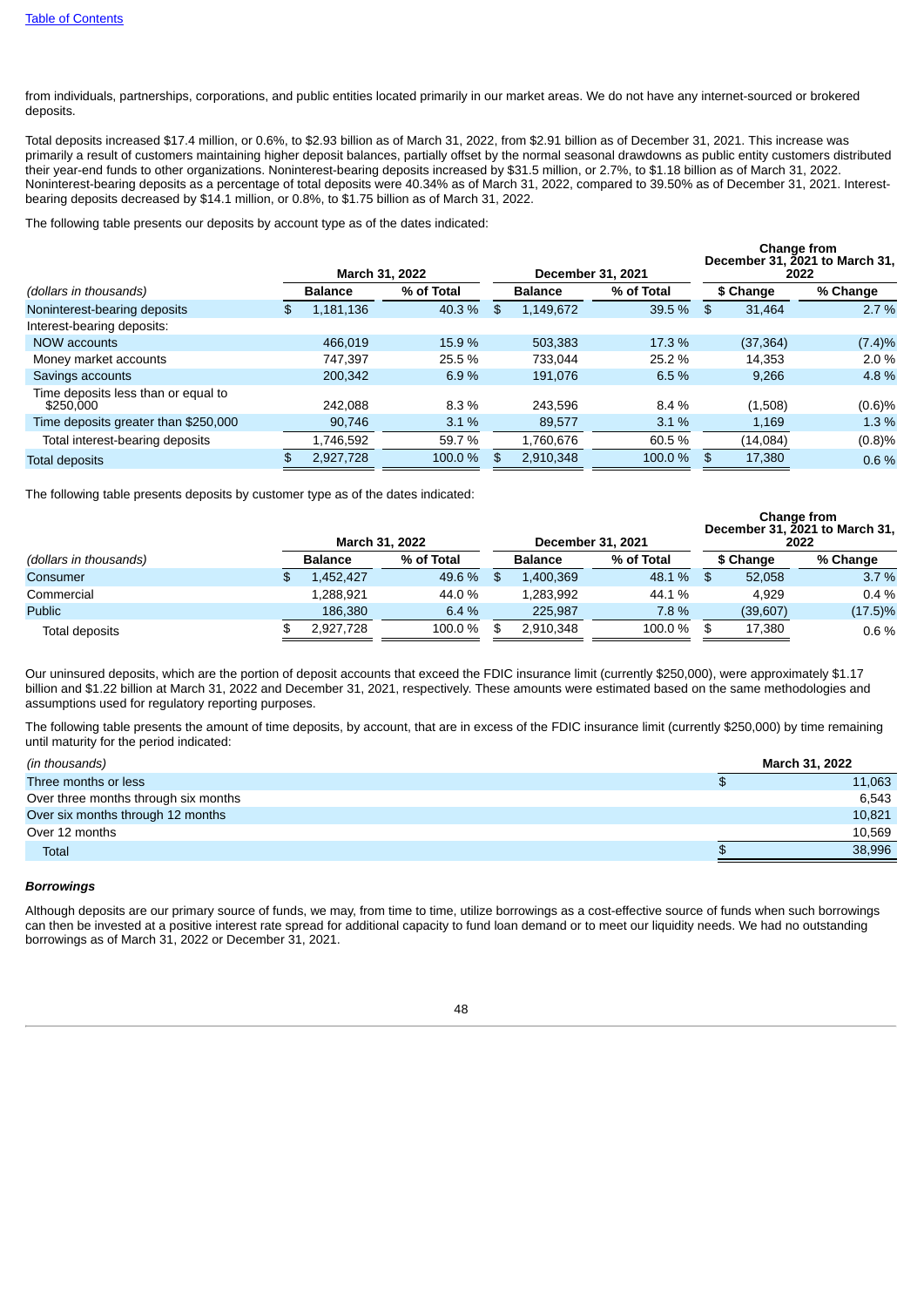from individuals, partnerships, corporations, and public entities located primarily in our market areas. We do not have any internet-sourced or brokered deposits.

Total deposits increased $17.4 million, or 0.6%, to $2.93 billion as of March 31, 2022, from $2.91 billion as of December 31, 2021. This increase was primarily a result of customers maintaining higher deposit balances, partially offset by the normal seasonal drawdowns as public entity customers distributed their year-end funds to other organizations. Noninterest-bearing deposits increased by $31.5 million, or 2.7%, to $1.18 billion as of March 31, 2022. Noninterest-bearing deposits as a percentage of total deposits were 40.34% as of March 31, 2022, compared to 39.50% as of December 31, 2021. Interest-bearing deposits decreased by $14.1 million, or 0.8%, to $1.75 billion as of March 31, 2022.

The following table presents our deposits by account type as of the dates indicated:

| | March 31, 2022 | | December 31, 2021 | | Change from December 31, 2021 to March 31, 2022 | |
|---|---|---|---|---|---|---|
| *(dollars in thousands)* | Balance | % of Total | Balance | % of Total | $ Change | % Change |
| Noninterest-bearing deposits | $ 1,181,136 | 40.3 % | $ 1,149,672 | 39.5 % | $ 31,464 | 2.7 % |
| Interest-bearing deposits: | | | | | | |
| NOW accounts | 466,019 | 15.9 % | 503,383 | 17.3 % | (37,364) | (7.4)% |
| Money market accounts | 747,397 | 25.5 % | 733,044 | 25.2 % | 14,353 | 2.0 % |
| Savings accounts | 200,342 | 6.9 % | 191,076 | 6.5 % | 9,266 | 4.8 % |
| Time deposits less than or equal to $250,000 | 242,088 | 8.3 % | 243,596 | 8.4 % | (1,508) | (0.6)% |
| Time deposits greater than $250,000 | 90,746 | 3.1 % | 89,577 | 3.1 % | 1,169 | 1.3 % |
| Total interest-bearing deposits | 1,746,592 | 59.7 % | 1,760,676 | 60.5 % | (14,084) | (0.8)% |
| Total deposits | $ 2,927,728 | 100.0 % | $ 2,910,348 | 100.0 % | $ 17,380 | 0.6 % |

The following table presents deposits by customer type as of the dates indicated:

| | March 31, 2022 | | December 31, 2021 | | Change from December 31, 2021 to March 31, 2022 | |
|---|---|---|---|---|---|---|
| *(dollars in thousands)* | Balance | % of Total | Balance | % of Total | $ Change | % Change |
| Consumer | $ 1,452,427 | 49.6 % | $ 1,400,369 | 48.1 % | $ 52,058 | 3.7 % |
| Commercial | 1,288,921 | 44.0 % | 1,283,992 | 44.1 % | 4,929 | 0.4 % |
| Public | 186,380 | 6.4 % | 225,987 | 7.8 % | (39,607) | (17.5)% |
| Total deposits | $ 2,927,728 | 100.0 % | $ 2,910,348 | 100.0 % | $ 17,380 | 0.6 % |

Our uninsured deposits, which are the portion of deposit accounts that exceed the FDIC insurance limit (currently $250,000), were approximately $1.17 billion and $1.22 billion at March 31, 2022 and December 31, 2021, respectively. These amounts were estimated based on the same methodologies and assumptions used for regulatory reporting purposes.

The following table presents the amount of time deposits, by account, that are in excess of the FDIC insurance limit (currently $250,000) by time remaining until maturity for the period indicated:

| *(in thousands)* | March 31, 2022 |
|---|---|
| Three months or less | $ 11,063 |
| Over three months through six months | 6,543 |
| Over six months through 12 months | 10,821 |
| Over 12 months | 10,569 |
| Total | $ 38,996 |

***Borrowings***

Although deposits are our primary source of funds, we may, from time to time, utilize borrowings as a cost-effective source of funds when such borrowings can then be invested at a positive interest rate spread for additional capacity to fund loan demand or to meet our liquidity needs. We had no outstanding borrowings as of March 31, 2022 or December 31, 2021.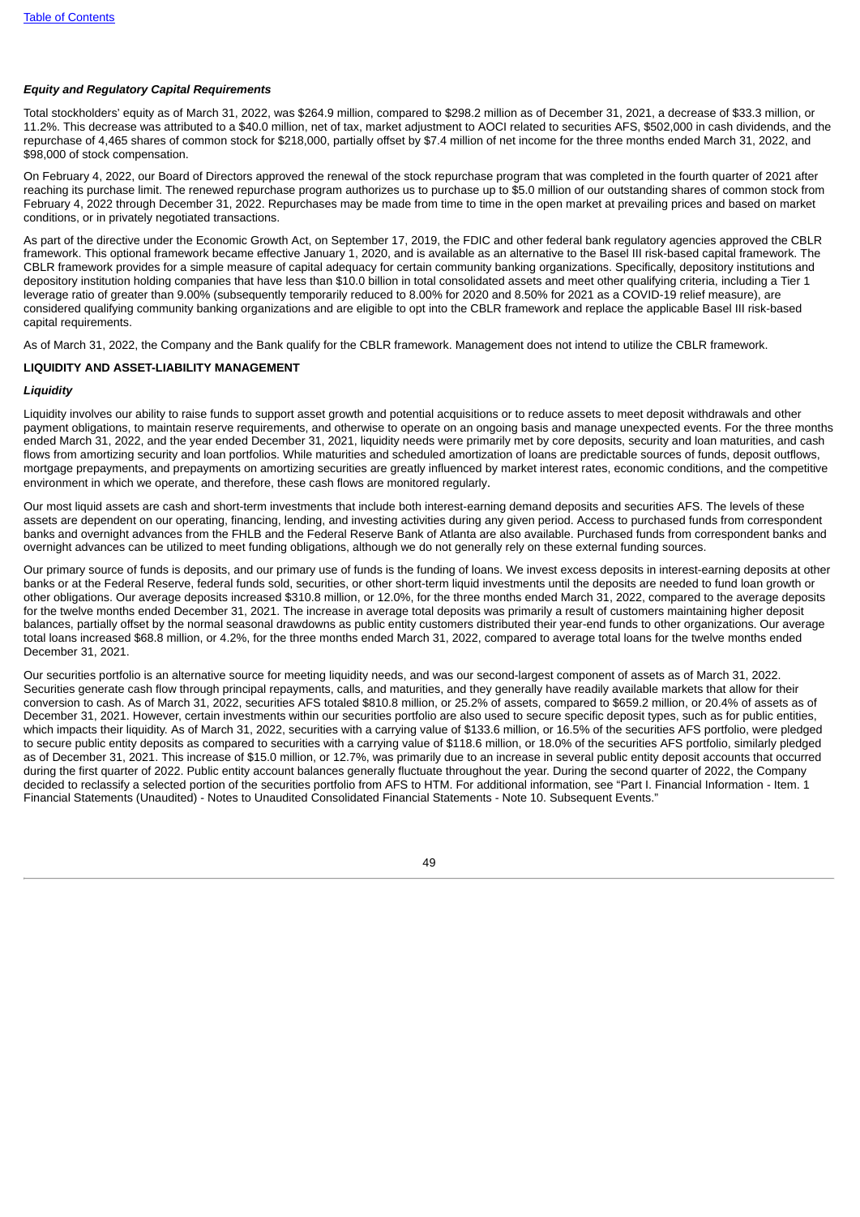### *Equity and Regulatory Capital Requirements*

Total stockholders' equity as of March 31, 2022, was $264.9 million, compared to $298.2 million as of December 31, 2021, a decrease of $33.3 million, or 11.2%. This decrease was attributed to a $40.0 million, net of tax, market adjustment to AOCI related to securities AFS, $502,000 in cash dividends, and the repurchase of 4,465 shares of common stock for $218,000, partially offset by $7.4 million of net income for the three months ended March 31, 2022, and $98,000 of stock compensation.

On February 4, 2022, our Board of Directors approved the renewal of the stock repurchase program that was completed in the fourth quarter of 2021 after reaching its purchase limit. The renewed repurchase program authorizes us to purchase up to $5.0 million of our outstanding shares of common stock from February 4, 2022 through December 31, 2022. Repurchases may be made from time to time in the open market at prevailing prices and based on market conditions, or in privately negotiated transactions.

As part of the directive under the Economic Growth Act, on September 17, 2019, the FDIC and other federal bank regulatory agencies approved the CBLR framework. This optional framework became effective January 1, 2020, and is available as an alternative to the Basel III risk-based capital framework. The CBLR framework provides for a simple measure of capital adequacy for certain community banking organizations. Specifically, depository institutions and depository institution holding companies that have less than $10.0 billion in total consolidated assets and meet other qualifying criteria, including a Tier 1 leverage ratio of greater than 9.00% (subsequently temporarily reduced to 8.00% for 2020 and 8.50% for 2021 as a COVID-19 relief measure), are considered qualifying community banking organizations and are eligible to opt into the CBLR framework and replace the applicable Basel III risk-based capital requirements.

As of March 31, 2022, the Company and the Bank qualify for the CBLR framework. Management does not intend to utilize the CBLR framework.

## LIQUIDITY AND ASSET-LIABILITY MANAGEMENT

### *Liquidity*

Liquidity involves our ability to raise funds to support asset growth and potential acquisitions or to reduce assets to meet deposit withdrawals and other payment obligations, to maintain reserve requirements, and otherwise to operate on an ongoing basis and manage unexpected events. For the three months ended March 31, 2022, and the year ended December 31, 2021, liquidity needs were primarily met by core deposits, security and loan maturities, and cash flows from amortizing security and loan portfolios. While maturities and scheduled amortization of loans are predictable sources of funds, deposit outflows, mortgage prepayments, and prepayments on amortizing securities are greatly influenced by market interest rates, economic conditions, and the competitive environment in which we operate, and therefore, these cash flows are monitored regularly.

Our most liquid assets are cash and short-term investments that include both interest-earning demand deposits and securities AFS. The levels of these assets are dependent on our operating, financing, lending, and investing activities during any given period. Access to purchased funds from correspondent banks and overnight advances from the FHLB and the Federal Reserve Bank of Atlanta are also available. Purchased funds from correspondent banks and overnight advances can be utilized to meet funding obligations, although we do not generally rely on these external funding sources.

Our primary source of funds is deposits, and our primary use of funds is the funding of loans. We invest excess deposits in interest-earning deposits at other banks or at the Federal Reserve, federal funds sold, securities, or other short-term liquid investments until the deposits are needed to fund loan growth or other obligations. Our average deposits increased $310.8 million, or 12.0%, for the three months ended March 31, 2022, compared to the average deposits for the twelve months ended December 31, 2021. The increase in average total deposits was primarily a result of customers maintaining higher deposit balances, partially offset by the normal seasonal drawdowns as public entity customers distributed their year-end funds to other organizations. Our average total loans increased $68.8 million, or 4.2%, for the three months ended March 31, 2022, compared to average total loans for the twelve months ended December 31, 2021.

Our securities portfolio is an alternative source for meeting liquidity needs, and was our second-largest component of assets as of March 31, 2022. Securities generate cash flow through principal repayments, calls, and maturities, and they generally have readily available markets that allow for their conversion to cash. As of March 31, 2022, securities AFS totaled $810.8 million, or 25.2% of assets, compared to $659.2 million, or 20.4% of assets as of December 31, 2021. However, certain investments within our securities portfolio are also used to secure specific deposit types, such as for public entities, which impacts their liquidity. As of March 31, 2022, securities with a carrying value of $133.6 million, or 16.5% of the securities AFS portfolio, were pledged to secure public entity deposits as compared to securities with a carrying value of $118.6 million, or 18.0% of the securities AFS portfolio, similarly pledged as of December 31, 2021. This increase of $15.0 million, or 12.7%, was primarily due to an increase in several public entity deposit accounts that occurred during the first quarter of 2022. Public entity account balances generally fluctuate throughout the year. During the second quarter of 2022, the Company decided to reclassify a selected portion of the securities portfolio from AFS to HTM. For additional information, see "Part I. Financial Information - Item. 1 Financial Statements (Unaudited) - Notes to Unaudited Consolidated Financial Statements - Note 10. Subsequent Events."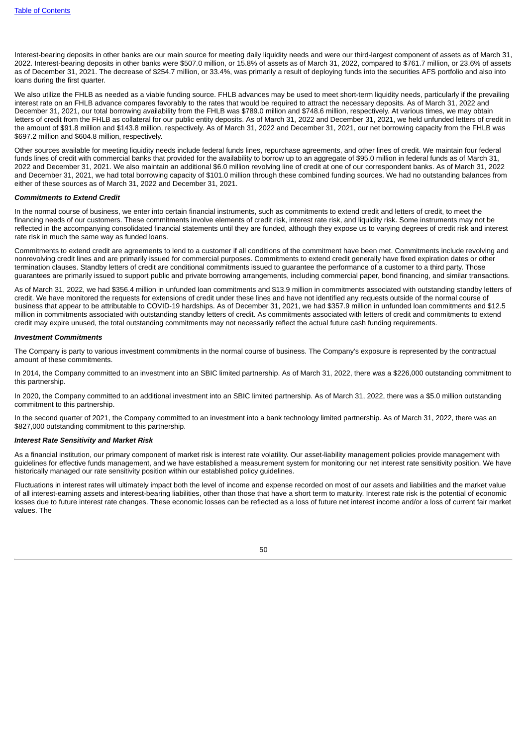Interest-bearing deposits in other banks are our main source for meeting daily liquidity needs and were our third-largest component of assets as of March 31, 2022. Interest-bearing deposits in other banks were $507.0 million, or 15.8% of assets as of March 31, 2022, compared to $761.7 million, or 23.6% of assets as of December 31, 2021. The decrease of $254.7 million, or 33.4%, was primarily a result of deploying funds into the securities AFS portfolio and also into loans during the first quarter.

We also utilize the FHLB as needed as a viable funding source. FHLB advances may be used to meet short-term liquidity needs, particularly if the prevailing interest rate on an FHLB advance compares favorably to the rates that would be required to attract the necessary deposits. As of March 31, 2022 and December 31, 2021, our total borrowing availability from the FHLB was $789.0 million and $748.6 million, respectively. At various times, we may obtain letters of credit from the FHLB as collateral for our public entity deposits. As of March 31, 2022 and December 31, 2021, we held unfunded letters of credit in the amount of $91.8 million and $143.8 million, respectively. As of March 31, 2022 and December 31, 2021, our net borrowing capacity from the FHLB was $697.2 million and $604.8 million, respectively.

Other sources available for meeting liquidity needs include federal funds lines, repurchase agreements, and other lines of credit. We maintain four federal funds lines of credit with commercial banks that provided for the availability to borrow up to an aggregate of $95.0 million in federal funds as of March 31, 2022 and December 31, 2021. We also maintain an additional $6.0 million revolving line of credit at one of our correspondent banks. As of March 31, 2022 and December 31, 2021, we had total borrowing capacity of $101.0 million through these combined funding sources. We had no outstanding balances from either of these sources as of March 31, 2022 and December 31, 2021.

***Commitments to Extend Credit***

In the normal course of business, we enter into certain financial instruments, such as commitments to extend credit and letters of credit, to meet the financing needs of our customers. These commitments involve elements of credit risk, interest rate risk, and liquidity risk. Some instruments may not be reflected in the accompanying consolidated financial statements until they are funded, although they expose us to varying degrees of credit risk and interest rate risk in much the same way as funded loans.

Commitments to extend credit are agreements to lend to a customer if all conditions of the commitment have been met. Commitments include revolving and nonrevolving credit lines and are primarily issued for commercial purposes. Commitments to extend credit generally have fixed expiration dates or other termination clauses. Standby letters of credit are conditional commitments issued to guarantee the performance of a customer to a third party. Those guarantees are primarily issued to support public and private borrowing arrangements, including commercial paper, bond financing, and similar transactions.

As of March 31, 2022, we had $356.4 million in unfunded loan commitments and $13.9 million in commitments associated with outstanding standby letters of credit. We have monitored the requests for extensions of credit under these lines and have not identified any requests outside of the normal course of business that appear to be attributable to COVID-19 hardships. As of December 31, 2021, we had $357.9 million in unfunded loan commitments and $12.5 million in commitments associated with outstanding standby letters of credit. As commitments associated with letters of credit and commitments to extend credit may expire unused, the total outstanding commitments may not necessarily reflect the actual future cash funding requirements.

***Investment Commitments***

The Company is party to various investment commitments in the normal course of business. The Company's exposure is represented by the contractual amount of these commitments.

In 2014, the Company committed to an investment into an SBIC limited partnership. As of March 31, 2022, there was a $226,000 outstanding commitment to this partnership.

In 2020, the Company committed to an additional investment into an SBIC limited partnership. As of March 31, 2022, there was a $5.0 million outstanding commitment to this partnership.

In the second quarter of 2021, the Company committed to an investment into a bank technology limited partnership. As of March 31, 2022, there was an $827,000 outstanding commitment to this partnership.

***Interest Rate Sensitivity and Market Risk***

As a financial institution, our primary component of market risk is interest rate volatility. Our asset-liability management policies provide management with guidelines for effective funds management, and we have established a measurement system for monitoring our net interest rate sensitivity position. We have historically managed our rate sensitivity position within our established policy guidelines.

Fluctuations in interest rates will ultimately impact both the level of income and expense recorded on most of our assets and liabilities and the market value of all interest-earning assets and interest-bearing liabilities, other than those that have a short term to maturity. Interest rate risk is the potential of economic losses due to future interest rate changes. These economic losses can be reflected as a loss of future net interest income and/or a loss of current fair market values. The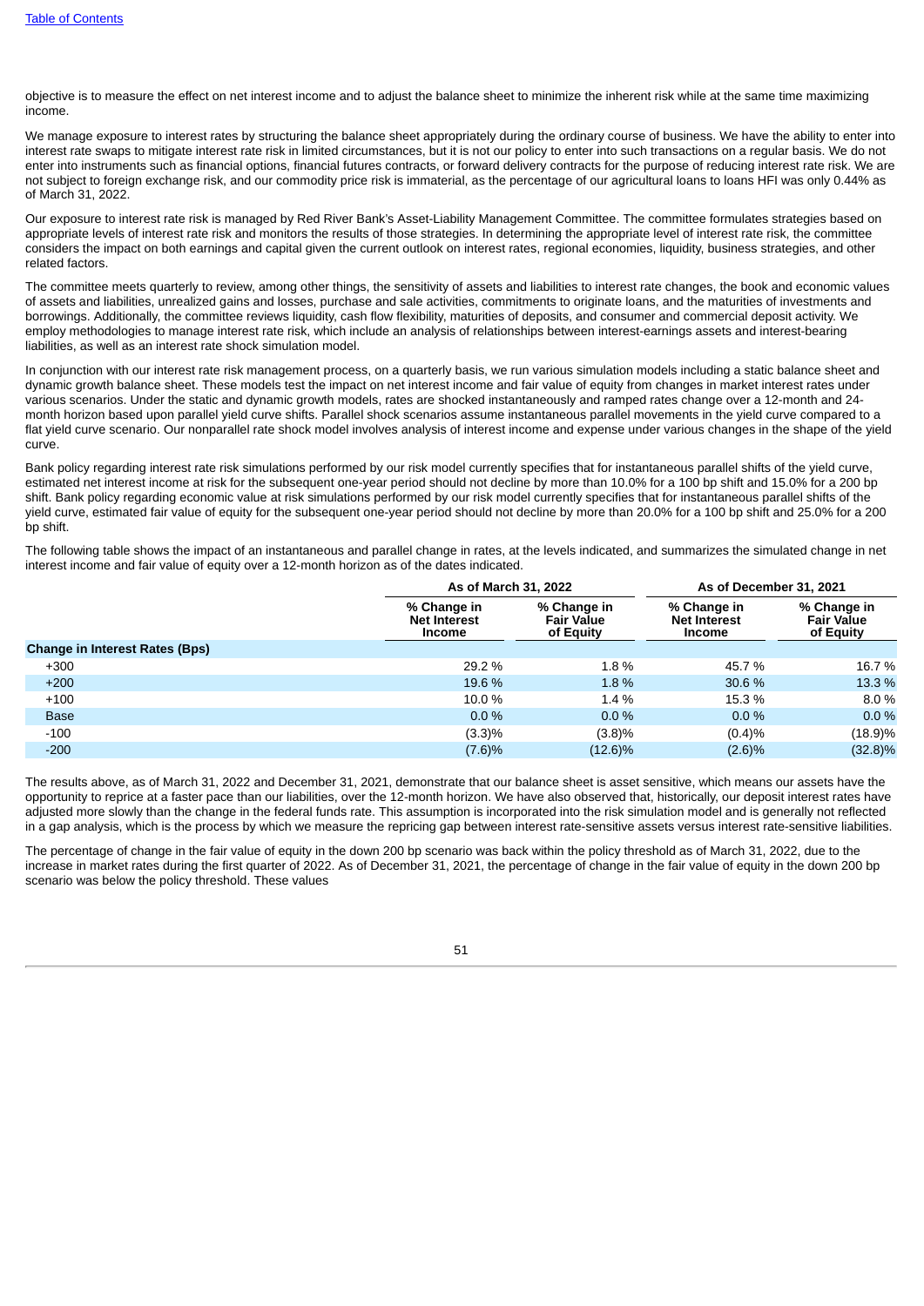objective is to measure the effect on net interest income and to adjust the balance sheet to minimize the inherent risk while at the same time maximizing income.

We manage exposure to interest rates by structuring the balance sheet appropriately during the ordinary course of business. We have the ability to enter into interest rate swaps to mitigate interest rate risk in limited circumstances, but it is not our policy to enter into such transactions on a regular basis. We do not enter into instruments such as financial options, financial futures contracts, or forward delivery contracts for the purpose of reducing interest rate risk. We are not subject to foreign exchange risk, and our commodity price risk is immaterial, as the percentage of our agricultural loans to loans HFI was only 0.44% as of March 31, 2022.

Our exposure to interest rate risk is managed by Red River Bank's Asset-Liability Management Committee. The committee formulates strategies based on appropriate levels of interest rate risk and monitors the results of those strategies. In determining the appropriate level of interest rate risk, the committee considers the impact on both earnings and capital given the current outlook on interest rates, regional economies, liquidity, business strategies, and other related factors.

The committee meets quarterly to review, among other things, the sensitivity of assets and liabilities to interest rate changes, the book and economic values of assets and liabilities, unrealized gains and losses, purchase and sale activities, commitments to originate loans, and the maturities of investments and borrowings. Additionally, the committee reviews liquidity, cash flow flexibility, maturities of deposits, and consumer and commercial deposit activity. We employ methodologies to manage interest rate risk, which include an analysis of relationships between interest-earnings assets and interest-bearing liabilities, as well as an interest rate shock simulation model.

In conjunction with our interest rate risk management process, on a quarterly basis, we run various simulation models including a static balance sheet and dynamic growth balance sheet. These models test the impact on net interest income and fair value of equity from changes in market interest rates under various scenarios. Under the static and dynamic growth models, rates are shocked instantaneously and ramped rates change over a 12-month and 24-month horizon based upon parallel yield curve shifts. Parallel shock scenarios assume instantaneous parallel movements in the yield curve compared to a flat yield curve scenario. Our nonparallel rate shock model involves analysis of interest income and expense under various changes in the shape of the yield curve.

Bank policy regarding interest rate risk simulations performed by our risk model currently specifies that for instantaneous parallel shifts of the yield curve, estimated net interest income at risk for the subsequent one-year period should not decline by more than 10.0% for a 100 bp shift and 15.0% for a 200 bp shift. Bank policy regarding economic value at risk simulations performed by our risk model currently specifies that for instantaneous parallel shifts of the yield curve, estimated fair value of equity for the subsequent one-year period should not decline by more than 20.0% for a 100 bp shift and 25.0% for a 200 bp shift.

The following table shows the impact of an instantaneous and parallel change in rates, at the levels indicated, and summarizes the simulated change in net interest income and fair value of equity over a 12-month horizon as of the dates indicated.

| | As of March 31, 2022 | | As of December 31, 2021 | |
|---|---|---|---|---|
| | % Change in Net Interest Income | % Change in Fair Value of Equity | % Change in Net Interest Income | % Change in Fair Value of Equity |
| **Change in Interest Rates (Bps)** | | | | |
| +300 | 29.2 % | 1.8 % | 45.7 % | 16.7 % |
| +200 | 19.6 % | 1.8 % | 30.6 % | 13.3 % |
| +100 | 10.0 % | 1.4 % | 15.3 % | 8.0 % |
| Base | 0.0 % | 0.0 % | 0.0 % | 0.0 % |
| -100 | (3.3)% | (3.8)% | (0.4)% | (18.9)% |
| -200 | (7.6)% | (12.6)% | (2.6)% | (32.8)% |

The results above, as of March 31, 2022 and December 31, 2021, demonstrate that our balance sheet is asset sensitive, which means our assets have the opportunity to reprice at a faster pace than our liabilities, over the 12-month horizon. We have also observed that, historically, our deposit interest rates have adjusted more slowly than the change in the federal funds rate. This assumption is incorporated into the risk simulation model and is generally not reflected in a gap analysis, which is the process by which we measure the repricing gap between interest rate-sensitive assets versus interest rate-sensitive liabilities.

The percentage of change in the fair value of equity in the down 200 bp scenario was back within the policy threshold as of March 31, 2022, due to the increase in market rates during the first quarter of 2022. As of December 31, 2021, the percentage of change in the fair value of equity in the down 200 bp scenario was below the policy threshold. These values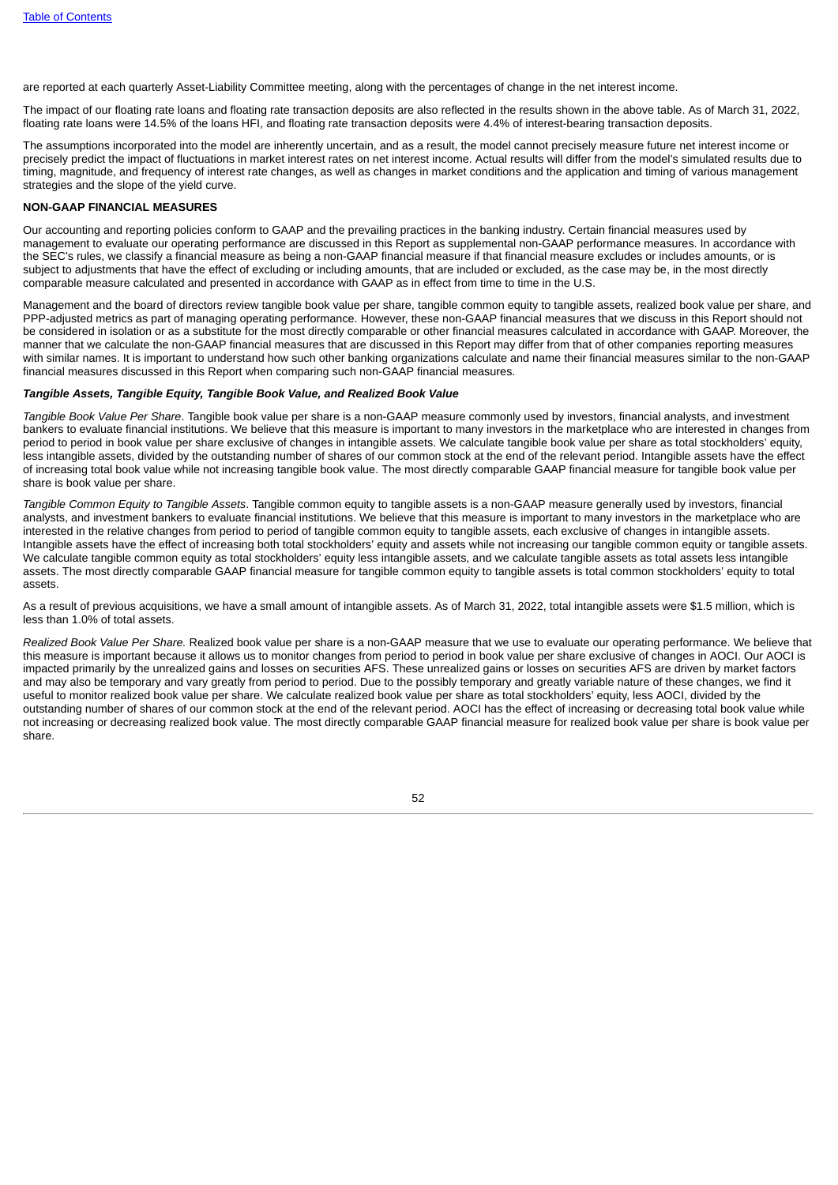are reported at each quarterly Asset-Liability Committee meeting, along with the percentages of change in the net interest income.

The impact of our floating rate loans and floating rate transaction deposits are also reflected in the results shown in the above table. As of March 31, 2022, floating rate loans were 14.5% of the loans HFI, and floating rate transaction deposits were 4.4% of interest-bearing transaction deposits.

The assumptions incorporated into the model are inherently uncertain, and as a result, the model cannot precisely measure future net interest income or precisely predict the impact of fluctuations in market interest rates on net interest income. Actual results will differ from the model's simulated results due to timing, magnitude, and frequency of interest rate changes, as well as changes in market conditions and the application and timing of various management strategies and the slope of the yield curve.

## NON-GAAP FINANCIAL MEASURES

Our accounting and reporting policies conform to GAAP and the prevailing practices in the banking industry. Certain financial measures used by management to evaluate our operating performance are discussed in this Report as supplemental non-GAAP performance measures. In accordance with the SEC's rules, we classify a financial measure as being a non-GAAP financial measure if that financial measure excludes or includes amounts, or is subject to adjustments that have the effect of excluding or including amounts, that are included or excluded, as the case may be, in the most directly comparable measure calculated and presented in accordance with GAAP as in effect from time to time in the U.S.

Management and the board of directors review tangible book value per share, tangible common equity to tangible assets, realized book value per share, and PPP-adjusted metrics as part of managing operating performance. However, these non-GAAP financial measures that we discuss in this Report should not be considered in isolation or as a substitute for the most directly comparable or other financial measures calculated in accordance with GAAP. Moreover, the manner that we calculate the non-GAAP financial measures that are discussed in this Report may differ from that of other companies reporting measures with similar names. It is important to understand how such other banking organizations calculate and name their financial measures similar to the non-GAAP financial measures discussed in this Report when comparing such non-GAAP financial measures.

### *Tangible Assets, Tangible Equity, Tangible Book Value, and Realized Book Value*

*Tangible Book Value Per Share*. Tangible book value per share is a non-GAAP measure commonly used by investors, financial analysts, and investment bankers to evaluate financial institutions. We believe that this measure is important to many investors in the marketplace who are interested in changes from period to period in book value per share exclusive of changes in intangible assets. We calculate tangible book value per share as total stockholders' equity, less intangible assets, divided by the outstanding number of shares of our common stock at the end of the relevant period. Intangible assets have the effect of increasing total book value while not increasing tangible book value. The most directly comparable GAAP financial measure for tangible book value per share is book value per share.

*Tangible Common Equity to Tangible Assets*. Tangible common equity to tangible assets is a non-GAAP measure generally used by investors, financial analysts, and investment bankers to evaluate financial institutions. We believe that this measure is important to many investors in the marketplace who are interested in the relative changes from period to period of tangible common equity to tangible assets, each exclusive of changes in intangible assets. Intangible assets have the effect of increasing both total stockholders' equity and assets while not increasing our tangible common equity or tangible assets. We calculate tangible common equity as total stockholders' equity less intangible assets, and we calculate tangible assets as total assets less intangible assets. The most directly comparable GAAP financial measure for tangible common equity to tangible assets is total common stockholders' equity to total assets.

As a result of previous acquisitions, we have a small amount of intangible assets. As of March 31, 2022, total intangible assets were $1.5 million, which is less than 1.0% of total assets.

*Realized Book Value Per Share.* Realized book value per share is a non-GAAP measure that we use to evaluate our operating performance. We believe that this measure is important because it allows us to monitor changes from period to period in book value per share exclusive of changes in AOCI. Our AOCI is impacted primarily by the unrealized gains and losses on securities AFS. These unrealized gains or losses on securities AFS are driven by market factors and may also be temporary and vary greatly from period to period. Due to the possibly temporary and greatly variable nature of these changes, we find it useful to monitor realized book value per share. We calculate realized book value per share as total stockholders' equity, less AOCI, divided by the outstanding number of shares of our common stock at the end of the relevant period. AOCI has the effect of increasing or decreasing total book value while not increasing or decreasing realized book value. The most directly comparable GAAP financial measure for realized book value per share is book value per share.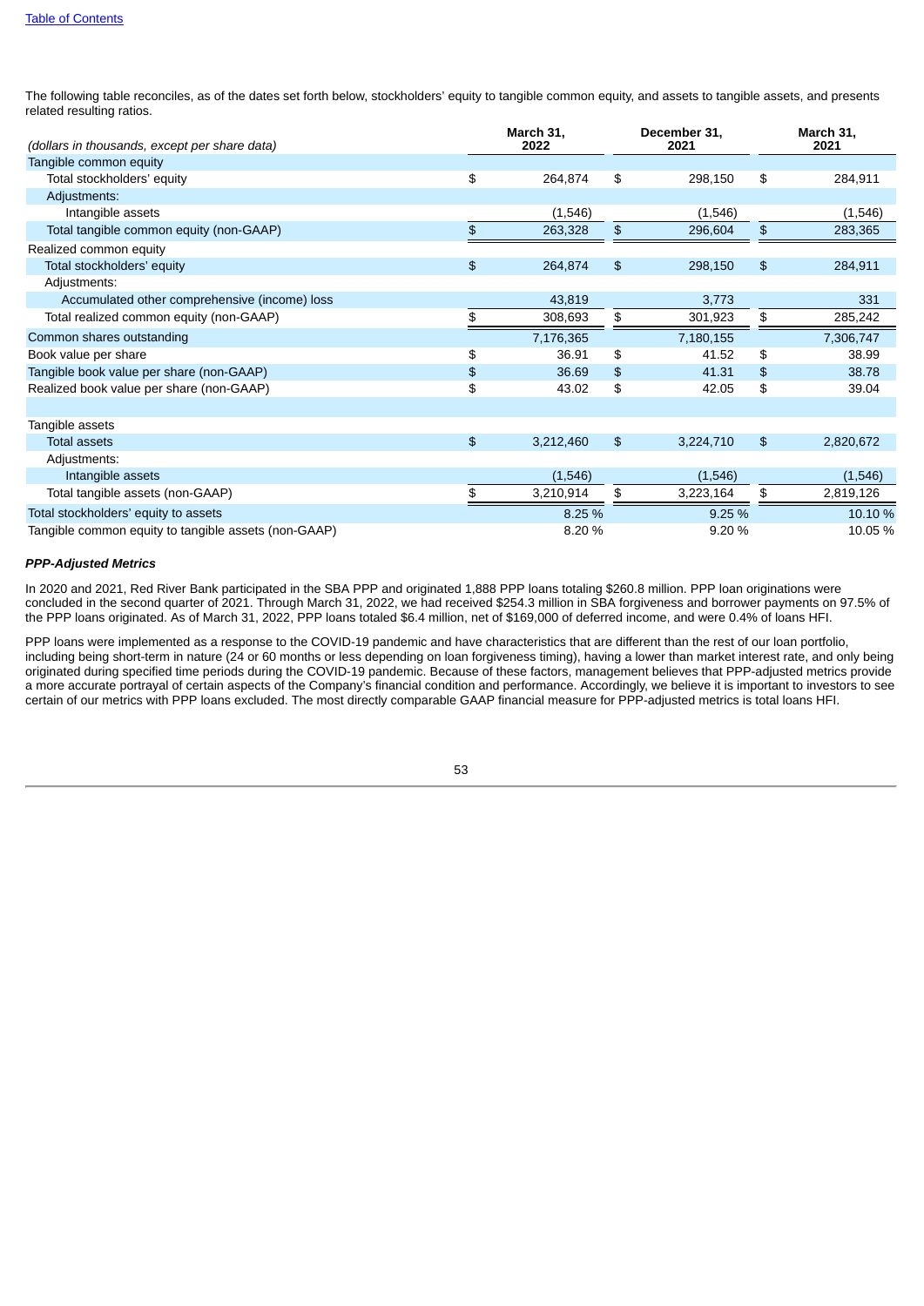The following table reconciles, as of the dates set forth below, stockholders' equity to tangible common equity, and assets to tangible assets, and presents related resulting ratios.

| *(dollars in thousands, except per share data)* | March 31, 2022 | December 31, 2021 | March 31, 2021 |
|---|---|---|---|
| Tangible common equity | | | |
| Total stockholders' equity | $ 264,874 | $ 298,150 | $ 284,911 |
| Adjustments: | | | |
| Intangible assets | (1,546) | (1,546) | (1,546) |
| Total tangible common equity (non-GAAP) | $ 263,328 | $ 296,604 | $ 283,365 |
| Realized common equity | | | |
| Total stockholders' equity | $ 264,874 | $ 298,150 | $ 284,911 |
| Adjustments: | | | |
| Accumulated other comprehensive (income) loss | 43,819 | 3,773 | 331 |
| Total realized common equity (non-GAAP) | $ 308,693 | $ 301,923 | $ 285,242 |
| Common shares outstanding | 7,176,365 | 7,180,155 | 7,306,747 |
| Book value per share | $ 36.91 | $ 41.52 | $ 38.99 |
| Tangible book value per share (non-GAAP) | $ 36.69 | $ 41.31 | $ 38.78 |
| Realized book value per share (non-GAAP) | $ 43.02 | $ 42.05 | $ 39.04 |
| | | | |
| Tangible assets | | | |
| Total assets | $ 3,212,460 | $ 3,224,710 | $ 2,820,672 |
| Adjustments: | | | |
| Intangible assets | (1,546) | (1,546) | (1,546) |
| Total tangible assets (non-GAAP) | $ 3,210,914 | $ 3,223,164 | $ 2,819,126 |
| Total stockholders' equity to assets | 8.25 % | 9.25 % | 10.10 % |
| Tangible common equity to tangible assets (non-GAAP) | 8.20 % | 9.20 % | 10.05 % |

***PPP-Adjusted Metrics***

In 2020 and 2021, Red River Bank participated in the SBA PPP and originated 1,888 PPP loans totaling $260.8 million. PPP loan originations were concluded in the second quarter of 2021. Through March 31, 2022, we had received $254.3 million in SBA forgiveness and borrower payments on 97.5% of the PPP loans originated. As of March 31, 2022, PPP loans totaled $6.4 million, net of $169,000 of deferred income, and were 0.4% of loans HFI.

PPP loans were implemented as a response to the COVID-19 pandemic and have characteristics that are different than the rest of our loan portfolio, including being short-term in nature (24 or 60 months or less depending on loan forgiveness timing), having a lower than market interest rate, and only being originated during specified time periods during the COVID-19 pandemic. Because of these factors, management believes that PPP-adjusted metrics provide a more accurate portrayal of certain aspects of the Company's financial condition and performance. Accordingly, we believe it is important to investors to see certain of our metrics with PPP loans excluded. The most directly comparable GAAP financial measure for PPP-adjusted metrics is total loans HFI.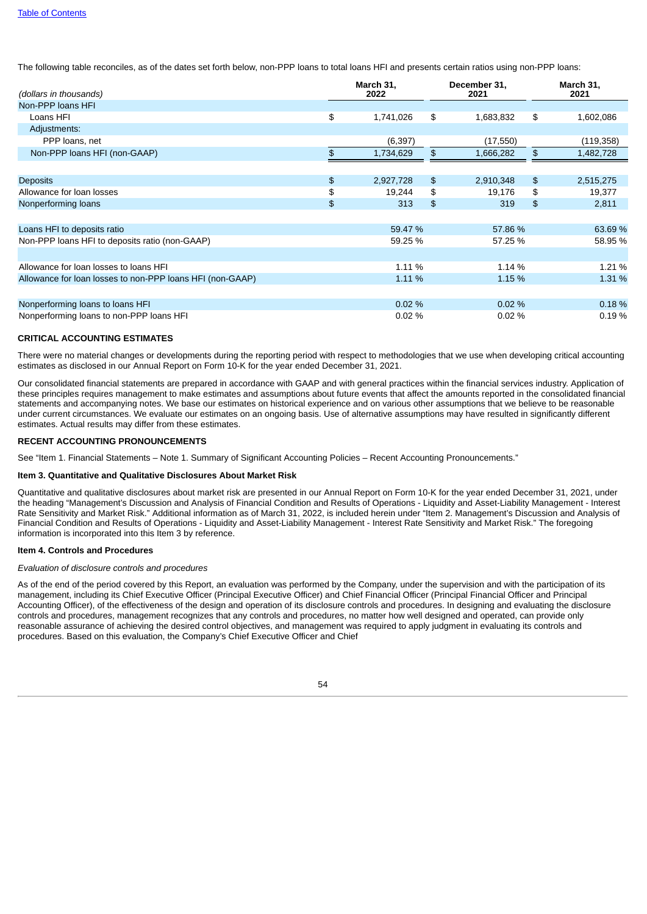Table of Contents

The following table reconciles, as of the dates set forth below, non-PPP loans to total loans HFI and presents certain ratios using non-PPP loans:

| (dollars in thousands) | March 31, 2022 | December 31, 2021 | March 31, 2021 |
|---|---|---|---|
| Non-PPP loans HFI | | | |
| Loans HFI | $ 1,741,026 | $ 1,683,832 | $ 1,602,086 |
| Adjustments: | | | |
| PPP loans, net | (6,397) | (17,550) | (119,358) |
| Non-PPP loans HFI (non-GAAP) | $ 1,734,629 | $ 1,666,282 | $ 1,482,728 |
| | | | |
| Deposits | $ 2,927,728 | $ 2,910,348 | $ 2,515,275 |
| Allowance for loan losses | $ 19,244 | $ 19,176 | $ 19,377 |
| Nonperforming loans | $ 313 | $ 319 | $ 2,811 |
| | | | |
| Loans HFI to deposits ratio | 59.47 % | 57.86 % | 63.69 % |
| Non-PPP loans HFI to deposits ratio (non-GAAP) | 59.25 % | 57.25 % | 58.95 % |
| | | | |
| Allowance for loan losses to loans HFI | 1.11 % | 1.14 % | 1.21 % |
| Allowance for loan losses to non-PPP loans HFI (non-GAAP) | 1.11 % | 1.15 % | 1.31 % |
| | | | |
| Nonperforming loans to loans HFI | 0.02 % | 0.02 % | 0.18 % |
| Nonperforming loans to non-PPP loans HFI | 0.02 % | 0.02 % | 0.19 % |

**CRITICAL ACCOUNTING ESTIMATES**

There were no material changes or developments during the reporting period with respect to methodologies that we use when developing critical accounting estimates as disclosed in our Annual Report on Form 10-K for the year ended December 31, 2021.

Our consolidated financial statements are prepared in accordance with GAAP and with general practices within the financial services industry. Application of these principles requires management to make estimates and assumptions about future events that affect the amounts reported in the consolidated financial statements and accompanying notes. We base our estimates on historical experience and on various other assumptions that we believe to be reasonable under current circumstances. We evaluate our estimates on an ongoing basis. Use of alternative assumptions may have resulted in significantly different estimates. Actual results may differ from these estimates.

**RECENT ACCOUNTING PRONOUNCEMENTS**

See "Item 1. Financial Statements – Note 1. Summary of Significant Accounting Policies – Recent Accounting Pronouncements."

**Item 3. Quantitative and Qualitative Disclosures About Market Risk**

Quantitative and qualitative disclosures about market risk are presented in our Annual Report on Form 10-K for the year ended December 31, 2021, under the heading "Management's Discussion and Analysis of Financial Condition and Results of Operations - Liquidity and Asset-Liability Management - Interest Rate Sensitivity and Market Risk." Additional information as of March 31, 2022, is included herein under "Item 2. Management's Discussion and Analysis of Financial Condition and Results of Operations - Liquidity and Asset-Liability Management - Interest Rate Sensitivity and Market Risk." The foregoing information is incorporated into this Item 3 by reference.

**Item 4. Controls and Procedures**

*Evaluation of disclosure controls and procedures*

As of the end of the period covered by this Report, an evaluation was performed by the Company, under the supervision and with the participation of its management, including its Chief Executive Officer (Principal Executive Officer) and Chief Financial Officer (Principal Financial Officer and Principal Accounting Officer), of the effectiveness of the design and operation of its disclosure controls and procedures. In designing and evaluating the disclosure controls and procedures, management recognizes that any controls and procedures, no matter how well designed and operated, can provide only reasonable assurance of achieving the desired control objectives, and management was required to apply judgment in evaluating its controls and procedures. Based on this evaluation, the Company's Chief Executive Officer and Chief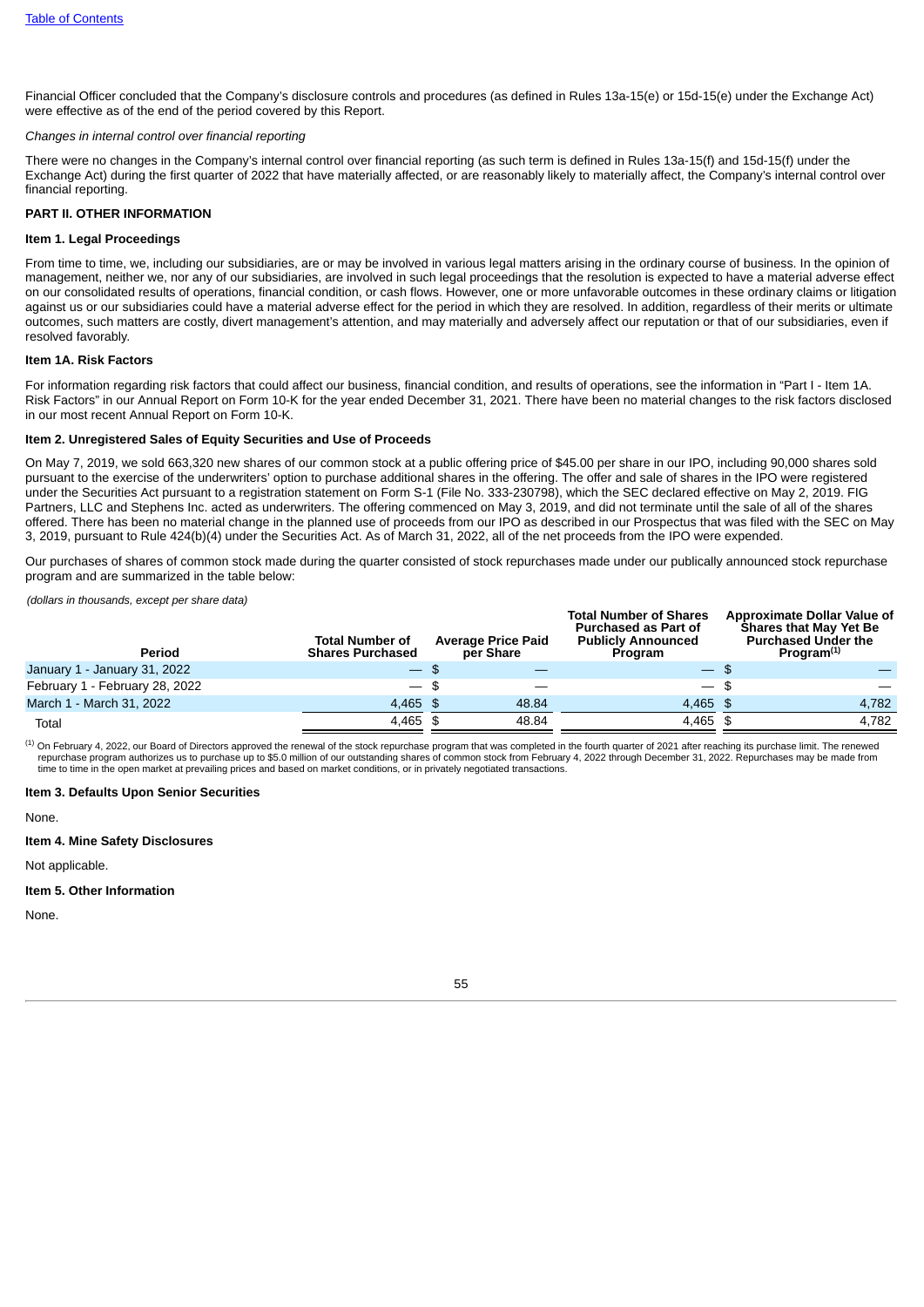Financial Officer concluded that the Company's disclosure controls and procedures (as defined in Rules 13a-15(e) or 15d-15(e) under the Exchange Act) were effective as of the end of the period covered by this Report.

*Changes in internal control over financial reporting*

There were no changes in the Company's internal control over financial reporting (as such term is defined in Rules 13a-15(f) and 15d-15(f) under the Exchange Act) during the first quarter of 2022 that have materially affected, or are reasonably likely to materially affect, the Company's internal control over financial reporting.

## PART II. OTHER INFORMATION

### Item 1. Legal Proceedings

From time to time, we, including our subsidiaries, are or may be involved in various legal matters arising in the ordinary course of business. In the opinion of management, neither we, nor any of our subsidiaries, are involved in such legal proceedings that the resolution is expected to have a material adverse effect on our consolidated results of operations, financial condition, or cash flows. However, one or more unfavorable outcomes in these ordinary claims or litigation against us or our subsidiaries could have a material adverse effect for the period in which they are resolved. In addition, regardless of their merits or ultimate outcomes, such matters are costly, divert management's attention, and may materially and adversely affect our reputation or that of our subsidiaries, even if resolved favorably.

### Item 1A. Risk Factors

For information regarding risk factors that could affect our business, financial condition, and results of operations, see the information in "Part I - Item 1A. Risk Factors" in our Annual Report on Form 10-K for the year ended December 31, 2021. There have been no material changes to the risk factors disclosed in our most recent Annual Report on Form 10-K.

### Item 2. Unregistered Sales of Equity Securities and Use of Proceeds

On May 7, 2019, we sold 663,320 new shares of our common stock at a public offering price of $45.00 per share in our IPO, including 90,000 shares sold pursuant to the exercise of the underwriters' option to purchase additional shares in the offering. The offer and sale of shares in the IPO were registered under the Securities Act pursuant to a registration statement on Form S-1 (File No. 333-230798), which the SEC declared effective on May 2, 2019. FIG Partners, LLC and Stephens Inc. acted as underwriters. The offering commenced on May 3, 2019, and did not terminate until the sale of all of the shares offered. There has been no material change in the planned use of proceeds from our IPO as described in our Prospectus that was filed with the SEC on May 3, 2019, pursuant to Rule 424(b)(4) under the Securities Act. As of March 31, 2022, all of the net proceeds from the IPO were expended.

Our purchases of shares of common stock made during the quarter consisted of stock repurchases made under our publically announced stock repurchase program and are summarized in the table below:

*(dollars in thousands, except per share data)*

| Period | Total Number of Shares Purchased | Average Price Paid per Share | Total Number of Shares Purchased as Part of Publicly Announced Program | Approximate Dollar Value of Shares that May Yet Be Purchased Under the Program[(1)] |
|---|---|---|---|---|
| January 1 - January 31, 2022 | — | $ — | — | $ — |
| February 1 - February 28, 2022 | — | $ — | — | $ — |
| March 1 - March 31, 2022 | 4,465 | $ 48.84 | 4,465 | $ 4,782 |
| Total | 4,465 | $ 48.84 | 4,465 | $ 4,782 |

[(1)] On February 4, 2022, our Board of Directors approved the renewal of the stock repurchase program that was completed in the fourth quarter of 2021 after reaching its purchase limit. The renewed repurchase program authorizes us to purchase up to $5.0 million of our outstanding shares of common stock from February 4, 2022 through December 31, 2022. Repurchases may be made from time to time in the open market at prevailing prices and based on market conditions, or in privately negotiated transactions.

### Item 3. Defaults Upon Senior Securities

None.

### Item 4. Mine Safety Disclosures

Not applicable.

### Item 5. Other Information

None.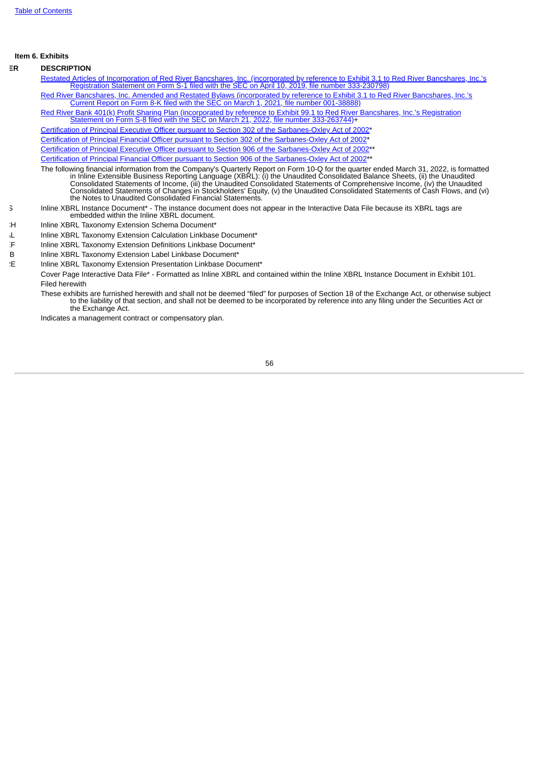**Item 6. Exhibits**

| ER | DESCRIPTION |
|---|---|
| | Restated Articles of Incorporation of Red River Bancshares, Inc. (incorporated by reference to Exhibit 3.1 to Red River Bancshares, Inc.'s Registration Statement on Form S-1 filed with the SEC on April 10, 2019, file number 333-230798) |
| | Red River Bancshares, Inc. Amended and Restated Bylaws (incorporated by reference to Exhibit 3.1 to Red River Bancshares, Inc.'s Current Report on Form 8-K filed with the SEC on March 1, 2021, file number 001-38888) |
| | Red River Bank 401(k) Profit Sharing Plan (incorporated by reference to Exhibit 99.1 to Red River Bancshares, Inc.'s Registration Statement on Form S-8 filed with the SEC on March 21, 2022, file number 333-263744)+ |
| | Certification of Principal Executive Officer pursuant to Section 302 of the Sarbanes-Oxley Act of 2002* |
| | Certification of Principal Financial Officer pursuant to Section 302 of the Sarbanes-Oxley Act of 2002* |
| | Certification of Principal Executive Officer pursuant to Section 906 of the Sarbanes-Oxley Act of 2002** |
| | Certification of Principal Financial Officer pursuant to Section 906 of the Sarbanes-Oxley Act of 2002** |
| | The following financial information from the Company's Quarterly Report on Form 10-Q for the quarter ended March 31, 2022, is formatted in Inline Extensible Business Reporting Language (XBRL): (i) the Unaudited Consolidated Balance Sheets, (ii) the Unaudited Consolidated Statements of Income, (iii) the Unaudited Consolidated Statements of Comprehensive Income, (iv) the Unaudited Consolidated Statements of Changes in Stockholders' Equity, (v) the Unaudited Consolidated Statements of Cash Flows, and (vi) the Notes to Unaudited Consolidated Financial Statements. |
| S | Inline XBRL Instance Document* - The instance document does not appear in the Interactive Data File because its XBRL tags are embedded within the Inline XBRL document. |
| H | Inline XBRL Taxonomy Extension Schema Document* |
| L | Inline XBRL Taxonomy Extension Calculation Linkbase Document* |
| F | Inline XBRL Taxonomy Extension Definitions Linkbase Document* |
| B | Inline XBRL Taxonomy Extension Label Linkbase Document* |
| E | Inline XBRL Taxonomy Extension Presentation Linkbase Document* |
| | Cover Page Interactive Data File* - Formatted as Inline XBRL and contained within the Inline XBRL Instance Document in Exhibit 101. |

Filed herewith

These exhibits are furnished herewith and shall not be deemed "filed" for purposes of Section 18 of the Exchange Act, or otherwise subject to the liability of that section, and shall not be deemed to be incorporated by reference into any filing under the Securities Act or the Exchange Act.

Indicates a management contract or compensatory plan.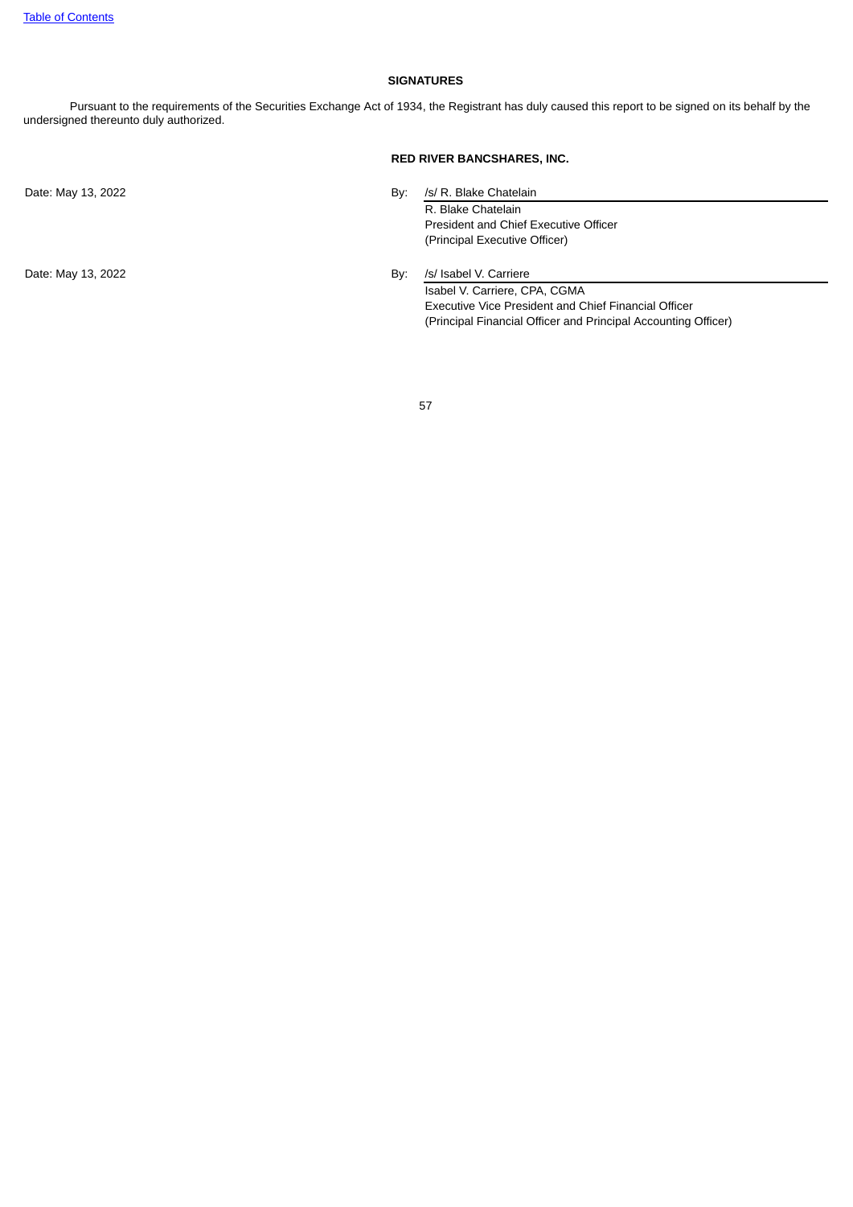## SIGNATURES

Pursuant to the requirements of the Securities Exchange Act of 1934, the Registrant has duly caused this report to be signed on its behalf by the undersigned thereunto duly authorized.

**RED RIVER BANCSHARES, INC.**

| | | |
|---|---|---|
| Date: May 13, 2022 | By: | /s/ R. Blake Chatelain |
| | | R. Blake Chatelain<br>President and Chief Executive Officer<br>(Principal Executive Officer) |
| Date: May 13, 2022 | By: | /s/ Isabel V. Carriere |
| | | Isabel V. Carriere, CPA, CGMA<br>Executive Vice President and Chief Financial Officer<br>(Principal Financial Officer and Principal Accounting Officer) |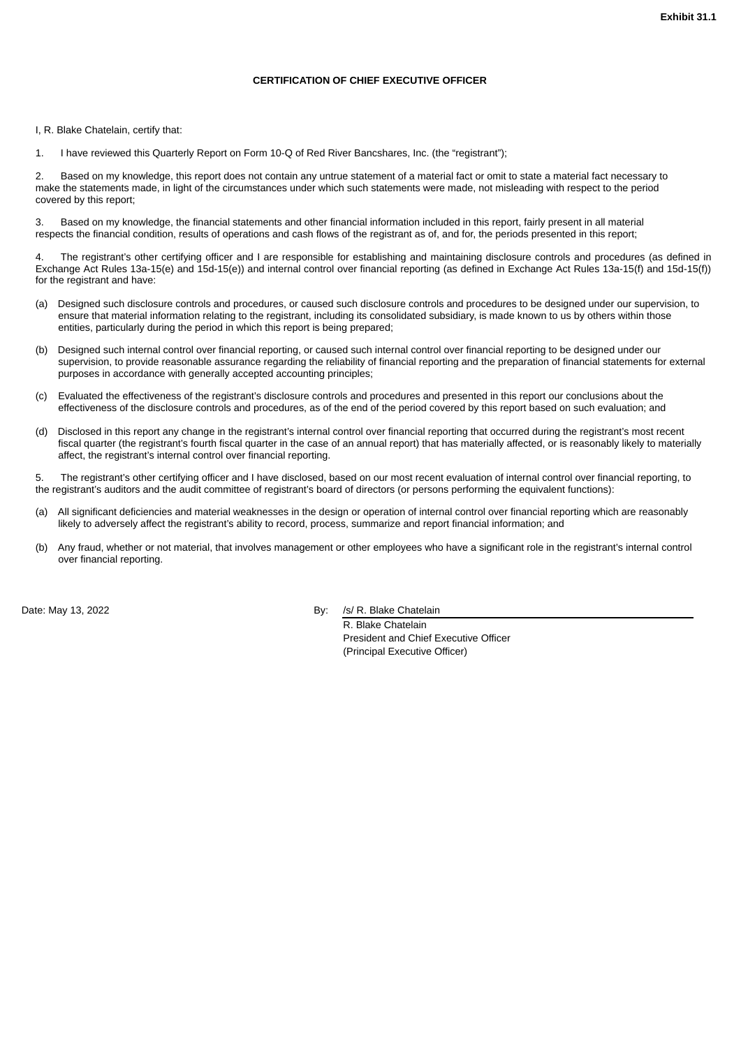Exhibit 31.1

# CERTIFICATION OF CHIEF EXECUTIVE OFFICER

I, R. Blake Chatelain, certify that:

1. I have reviewed this Quarterly Report on Form 10-Q of Red River Bancshares, Inc. (the "registrant");

2. Based on my knowledge, this report does not contain any untrue statement of a material fact or omit to state a material fact necessary to make the statements made, in light of the circumstances under which such statements were made, not misleading with respect to the period covered by this report;

3. Based on my knowledge, the financial statements and other financial information included in this report, fairly present in all material respects the financial condition, results of operations and cash flows of the registrant as of, and for, the periods presented in this report;

4. The registrant's other certifying officer and I are responsible for establishing and maintaining disclosure controls and procedures (as defined in Exchange Act Rules 13a-15(e) and 15d-15(e)) and internal control over financial reporting (as defined in Exchange Act Rules 13a-15(f) and 15d-15(f)) for the registrant and have:

(a) Designed such disclosure controls and procedures, or caused such disclosure controls and procedures to be designed under our supervision, to ensure that material information relating to the registrant, including its consolidated subsidiary, is made known to us by others within those entities, particularly during the period in which this report is being prepared;

(b) Designed such internal control over financial reporting, or caused such internal control over financial reporting to be designed under our supervision, to provide reasonable assurance regarding the reliability of financial reporting and the preparation of financial statements for external purposes in accordance with generally accepted accounting principles;

(c) Evaluated the effectiveness of the registrant's disclosure controls and procedures and presented in this report our conclusions about the effectiveness of the disclosure controls and procedures, as of the end of the period covered by this report based on such evaluation; and

(d) Disclosed in this report any change in the registrant's internal control over financial reporting that occurred during the registrant's most recent fiscal quarter (the registrant's fourth fiscal quarter in the case of an annual report) that has materially affected, or is reasonably likely to materially affect, the registrant's internal control over financial reporting.

5. The registrant's other certifying officer and I have disclosed, based on our most recent evaluation of internal control over financial reporting, to the registrant's auditors and the audit committee of registrant's board of directors (or persons performing the equivalent functions):

(a) All significant deficiencies and material weaknesses in the design or operation of internal control over financial reporting which are reasonably likely to adversely affect the registrant's ability to record, process, summarize and report financial information; and

(b) Any fraud, whether or not material, that involves management or other employees who have a significant role in the registrant's internal control over financial reporting.

Date: May 13, 2022

By: /s/ R. Blake Chatelain
R. Blake Chatelain
President and Chief Executive Officer
(Principal Executive Officer)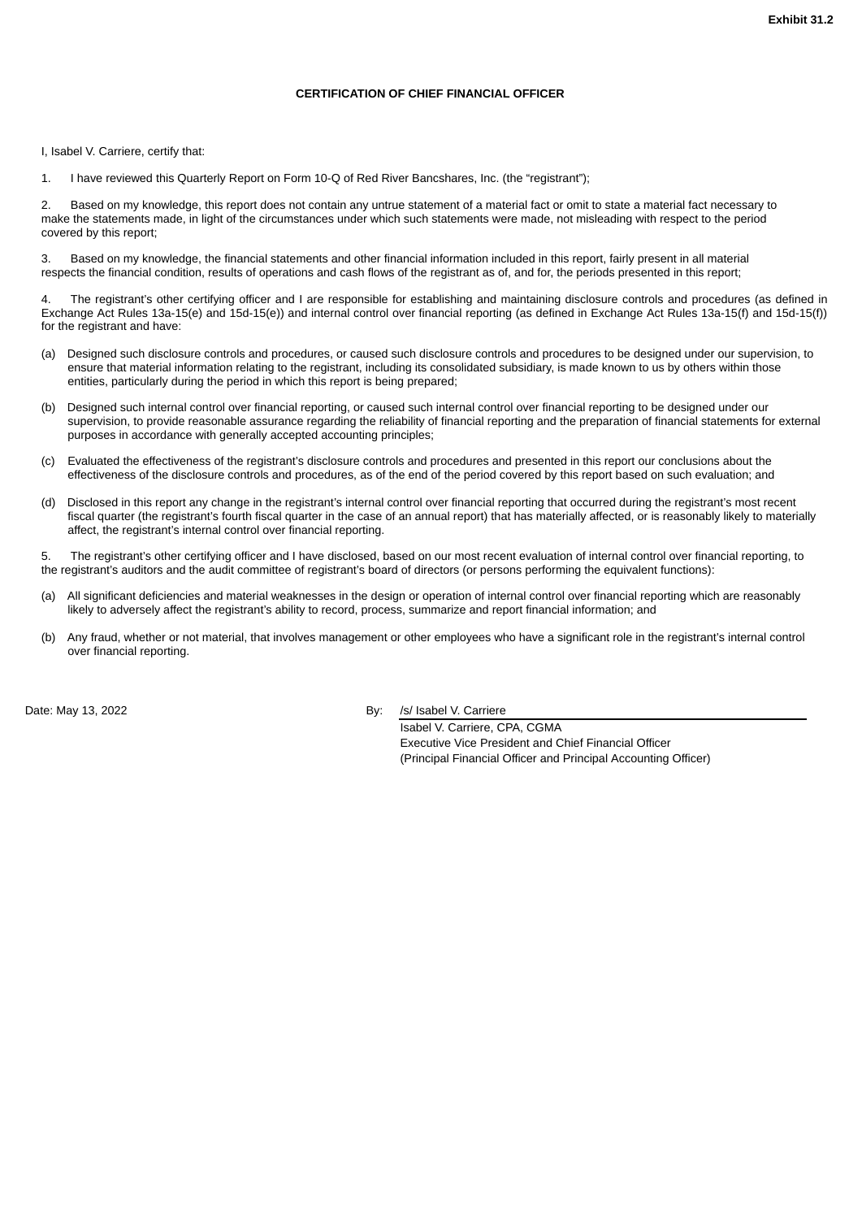Exhibit 31.2

**CERTIFICATION OF CHIEF FINANCIAL OFFICER**

I, Isabel V. Carriere, certify that:

1. I have reviewed this Quarterly Report on Form 10-Q of Red River Bancshares, Inc. (the "registrant");

2. Based on my knowledge, this report does not contain any untrue statement of a material fact or omit to state a material fact necessary to make the statements made, in light of the circumstances under which such statements were made, not misleading with respect to the period covered by this report;

3. Based on my knowledge, the financial statements and other financial information included in this report, fairly present in all material respects the financial condition, results of operations and cash flows of the registrant as of, and for, the periods presented in this report;

4. The registrant's other certifying officer and I are responsible for establishing and maintaining disclosure controls and procedures (as defined in Exchange Act Rules 13a-15(e) and 15d-15(e)) and internal control over financial reporting (as defined in Exchange Act Rules 13a-15(f) and 15d-15(f)) for the registrant and have:

(a) Designed such disclosure controls and procedures, or caused such disclosure controls and procedures to be designed under our supervision, to ensure that material information relating to the registrant, including its consolidated subsidiary, is made known to us by others within those entities, particularly during the period in which this report is being prepared;

(b) Designed such internal control over financial reporting, or caused such internal control over financial reporting to be designed under our supervision, to provide reasonable assurance regarding the reliability of financial reporting and the preparation of financial statements for external purposes in accordance with generally accepted accounting principles;

(c) Evaluated the effectiveness of the registrant's disclosure controls and procedures and presented in this report our conclusions about the effectiveness of the disclosure controls and procedures, as of the end of the period covered by this report based on such evaluation; and

(d) Disclosed in this report any change in the registrant's internal control over financial reporting that occurred during the registrant's most recent fiscal quarter (the registrant's fourth fiscal quarter in the case of an annual report) that has materially affected, or is reasonably likely to materially affect, the registrant's internal control over financial reporting.

5. The registrant's other certifying officer and I have disclosed, based on our most recent evaluation of internal control over financial reporting, to the registrant's auditors and the audit committee of registrant's board of directors (or persons performing the equivalent functions):

(a) All significant deficiencies and material weaknesses in the design or operation of internal control over financial reporting which are reasonably likely to adversely affect the registrant's ability to record, process, summarize and report financial information; and

(b) Any fraud, whether or not material, that involves management or other employees who have a significant role in the registrant's internal control over financial reporting.

Date: May 13, 2022

By: /s/ Isabel V. Carriere
Isabel V. Carriere, CPA, CGMA
Executive Vice President and Chief Financial Officer
(Principal Financial Officer and Principal Accounting Officer)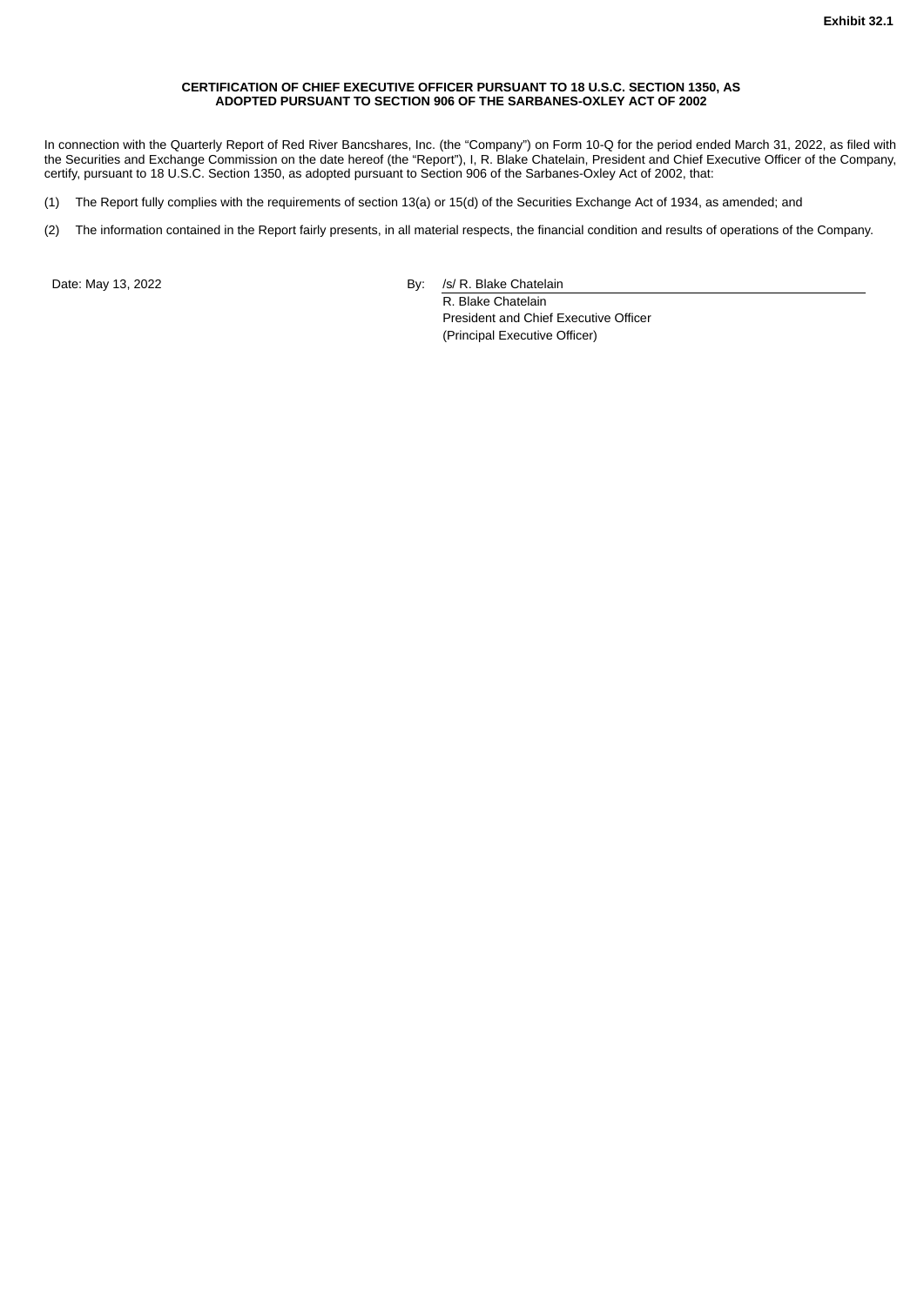**Exhibit 32.1**

**CERTIFICATION OF CHIEF EXECUTIVE OFFICER PURSUANT TO 18 U.S.C. SECTION 1350, AS ADOPTED PURSUANT TO SECTION 906 OF THE SARBANES-OXLEY ACT OF 2002**

In connection with the Quarterly Report of Red River Bancshares, Inc. (the "Company") on Form 10-Q for the period ended March 31, 2022, as filed with the Securities and Exchange Commission on the date hereof (the "Report"), I, R. Blake Chatelain, President and Chief Executive Officer of the Company, certify, pursuant to 18 U.S.C. Section 1350, as adopted pursuant to Section 906 of the Sarbanes-Oxley Act of 2002, that:

(1) The Report fully complies with the requirements of section 13(a) or 15(d) of the Securities Exchange Act of 1934, as amended; and

(2) The information contained in the Report fairly presents, in all material respects, the financial condition and results of operations of the Company.

Date: May 13, 2022

By: /s/ R. Blake Chatelain
R. Blake Chatelain
President and Chief Executive Officer
(Principal Executive Officer)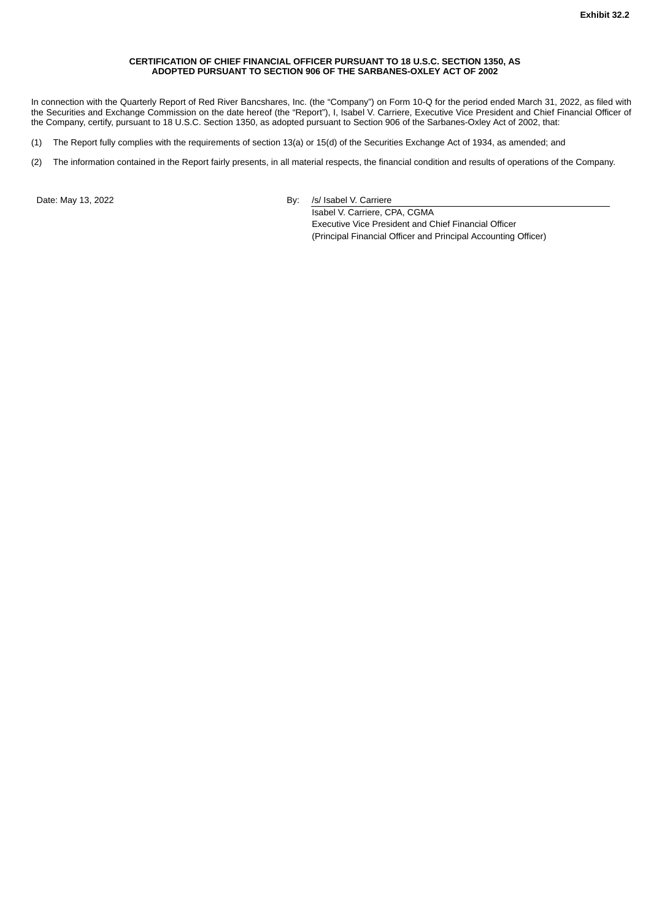**Exhibit 32.2**

**CERTIFICATION OF CHIEF FINANCIAL OFFICER PURSUANT TO 18 U.S.C. SECTION 1350, AS ADOPTED PURSUANT TO SECTION 906 OF THE SARBANES-OXLEY ACT OF 2002**

In connection with the Quarterly Report of Red River Bancshares, Inc. (the "Company") on Form 10-Q for the period ended March 31, 2022, as filed with the Securities and Exchange Commission on the date hereof (the "Report"), I, Isabel V. Carriere, Executive Vice President and Chief Financial Officer of the Company, certify, pursuant to 18 U.S.C. Section 1350, as adopted pursuant to Section 906 of the Sarbanes-Oxley Act of 2002, that:

(1) The Report fully complies with the requirements of section 13(a) or 15(d) of the Securities Exchange Act of 1934, as amended; and

(2) The information contained in the Report fairly presents, in all material respects, the financial condition and results of operations of the Company.

Date: May 13, 2022

By: /s/ Isabel V. Carriere
Isabel V. Carriere, CPA, CGMA
Executive Vice President and Chief Financial Officer
(Principal Financial Officer and Principal Accounting Officer)